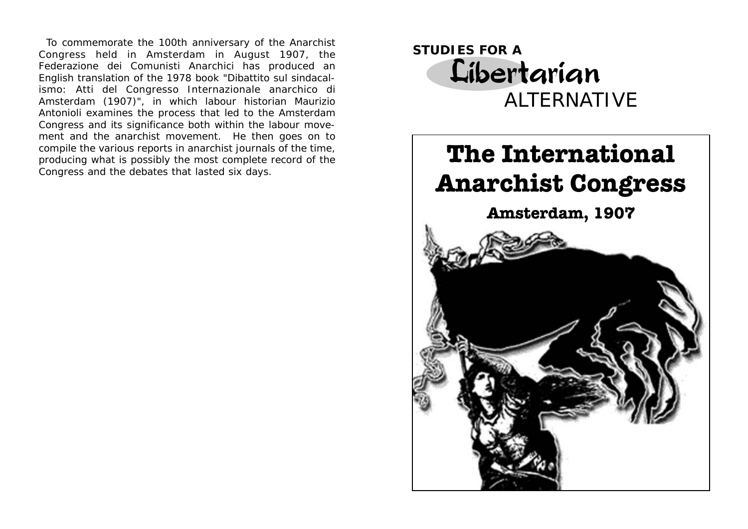To commemorate the 100th anniversary of the Anarchist Congress held in Amsterdam in August 1907, the Federazione dei Comunisti Anarchici has produced an English translation of the 1978 book "Dibattito sul sindacalismo: Atti del Congresso Internazionale anarchico di Amsterdam (1907)", in which labour historian Maurizio Antonioli examines the process that led to the Amsterdam Congress and its significance both within the labour movement and the anarchist movement. He then goes on to compile the various reports in anarchist journals of the time, producing what is possibly the most complete record of the Congress and the debates that lasted six days.

STUDIES FOR A Libertarian ALTERNATIVE

# The International Anarchist Congress

## Amsterdam, 1907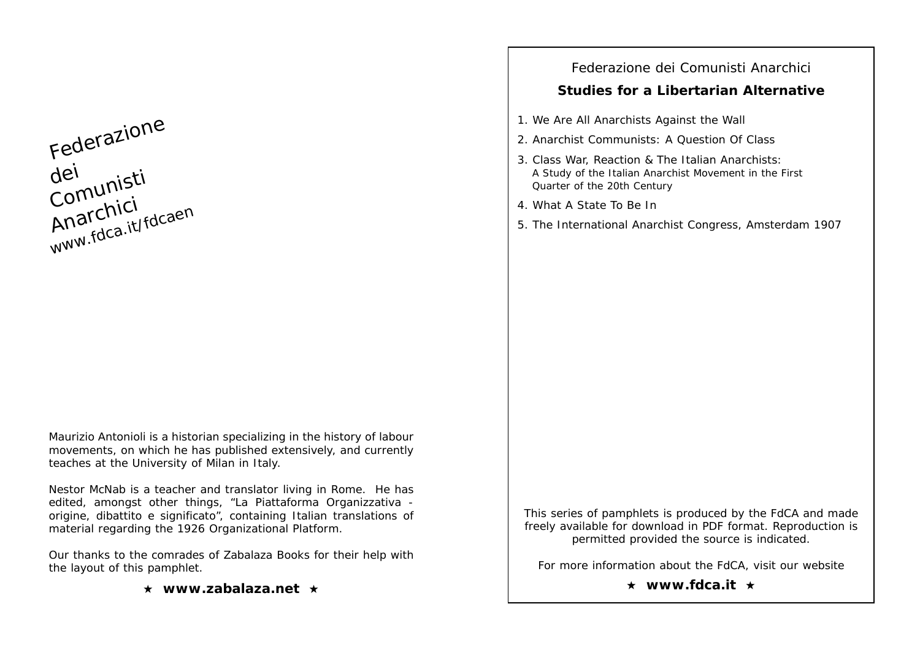Federazione dei Comunisti Anarchici
www.fdca.it/fdcaen

Maurizio Antonioli is a historian specializing in the history of labour movements, on which he has published extensively, and currently teaches at the University of Milan in Italy.

Nestor McNab is a teacher and translator living in Rome. He has edited, amongst other things, "La Piattaforma Organizzativa - origine, dibattito e significato", containing Italian translations of material regarding the 1926 Organizational Platform.

Our thanks to the comrades of Zabalaza Books for their help with the layout of this pamphlet.

★ **www.zabalaza.net** ★

Federazione dei Comunisti Anarchici

**Studies for a Libertarian Alternative**

1. We Are All Anarchists Against the Wall
2. Anarchist Communists: A Question Of Class
3. Class War, Reaction & The Italian Anarchists: A Study of the Italian Anarchist Movement in the First Quarter of the 20th Century
4. What A State To Be In
5. The International Anarchist Congress, Amsterdam 1907

This series of pamphlets is produced by the FdCA and made freely available for download in PDF format. Reproduction is permitted provided the source is indicated.

For more information about the FdCA, visit our website

★ **www.fdca.it** ★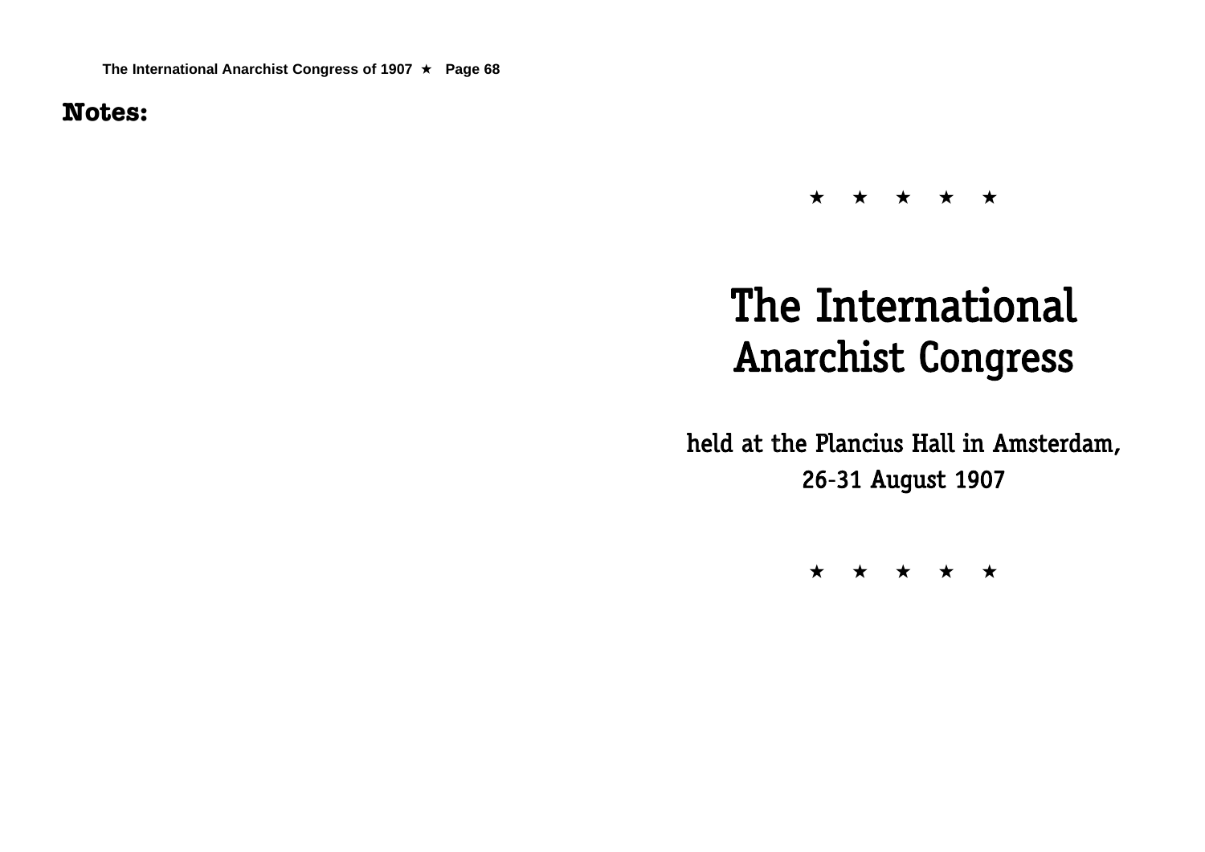**Notes:**

★ ★ ★ ★ ★

# The International Anarchist Congress

## held at the Plancius Hall in Amsterdam, 26-31 August 1907

★ ★ ★ ★ ★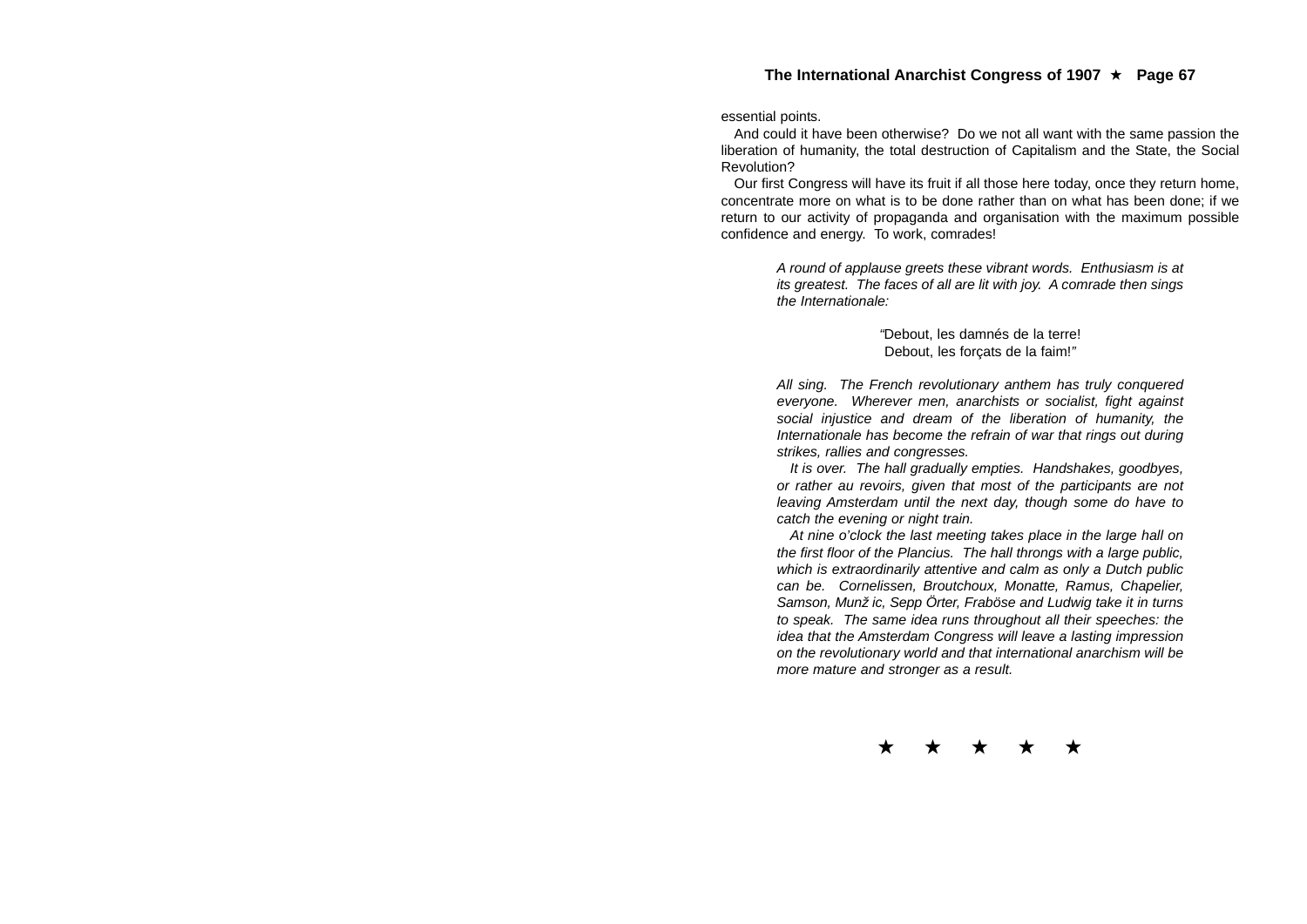essential points.

And could it have been otherwise? Do we not all want with the same passion the liberation of humanity, the total destruction of Capitalism and the State, the Social Revolution?

Our first Congress will have its fruit if all those here today, once they return home, concentrate more on what is to be done rather than on what has been done; if we return to our activity of propaganda and organisation with the maximum possible confidence and energy. To work, comrades!

*A round of applause greets these vibrant words. Enthusiasm is at its greatest. The faces of all are lit with joy. A comrade then sings the Internationale:*

> *"*Debout, les damnés de la terre!
> Debout, les forçats de la faim!*"*

*All sing. The French revolutionary anthem has truly conquered everyone. Wherever men, anarchists or socialist, fight against social injustice and dream of the liberation of humanity, the Internationale has become the refrain of war that rings out during strikes, rallies and congresses.*

*It is over. The hall gradually empties. Handshakes, goodbyes, or rather au revoirs, given that most of the participants are not leaving Amsterdam until the next day, though some do have to catch the evening or night train.*

*At nine o'clock the last meeting takes place in the large hall on the first floor of the Plancius. The hall throngs with a large public, which is extraordinarily attentive and calm as only a Dutch public can be. Cornelissen, Broutchoux, Monatte, Ramus, Chapelier, Samson, Munž ic, Sepp Örter, Fraböse and Ludwig take it in turns to speak. The same idea runs throughout all their speeches: the idea that the Amsterdam Congress will leave a lasting impression on the revolutionary world and that international anarchism will be more mature and stronger as a result.*

★ ★ ★ ★ ★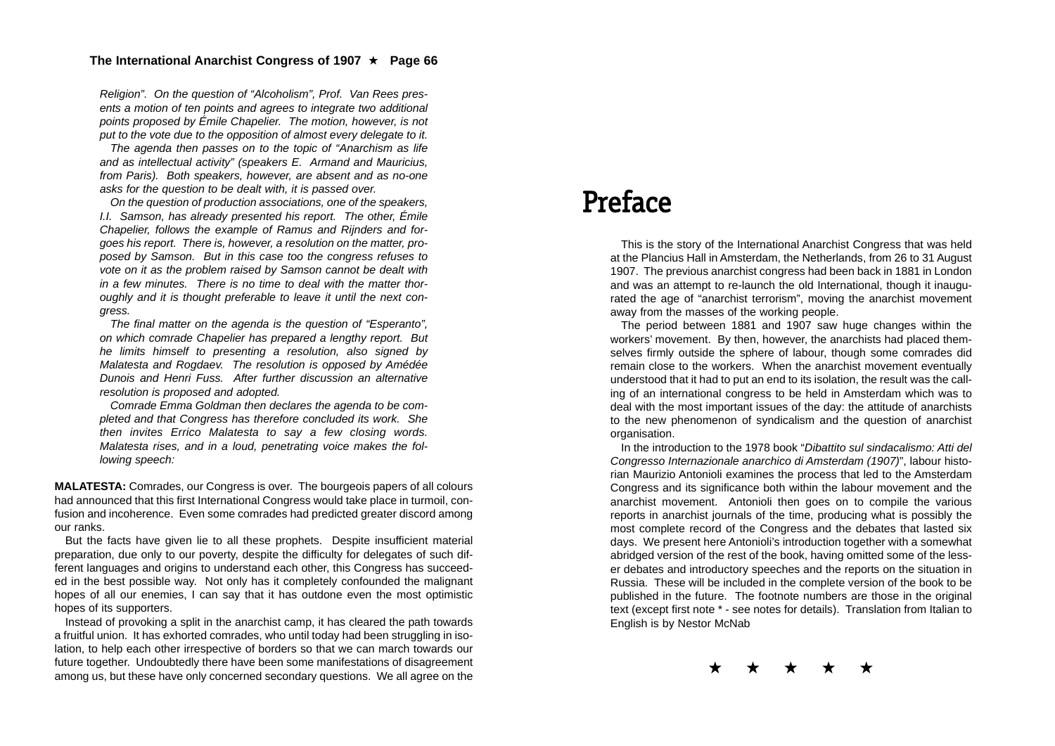*Religion". On the question of "Alcoholism", Prof. Van Rees presents a motion of ten points and agrees to integrate two additional points proposed by Émile Chapelier. The motion, however, is not put to the vote due to the opposition of almost every delegate to it.*

*The agenda then passes on to the topic of "Anarchism as life and as intellectual activity" (speakers E. Armand and Mauricius, from Paris). Both speakers, however, are absent and as no-one asks for the question to be dealt with, it is passed over.*

*On the question of production associations, one of the speakers, I.I. Samson, has already presented his report. The other, Émile Chapelier, follows the example of Ramus and Rijnders and forgoes his report. There is, however, a resolution on the matter, proposed by Samson. But in this case too the congress refuses to vote on it as the problem raised by Samson cannot be dealt with in a few minutes. There is no time to deal with the matter thoroughly and it is thought preferable to leave it until the next congress.*

*The final matter on the agenda is the question of "Esperanto", on which comrade Chapelier has prepared a lengthy report. But he limits himself to presenting a resolution, also signed by Malatesta and Rogdaev. The resolution is opposed by Amédée Dunois and Henri Fuss. After further discussion an alternative resolution is proposed and adopted.*

*Comrade Emma Goldman then declares the agenda to be completed and that Congress has therefore concluded its work. She then invites Errico Malatesta to say a few closing words. Malatesta rises, and in a loud, penetrating voice makes the following speech:*

**MALATESTA:** Comrades, our Congress is over. The bourgeois papers of all colours had announced that this first International Congress would take place in turmoil, confusion and incoherence. Even some comrades had predicted greater discord among our ranks.

But the facts have given lie to all these prophets. Despite insufficient material preparation, due only to our poverty, despite the difficulty for delegates of such different languages and origins to understand each other, this Congress has succeeded in the best possible way. Not only has it completely confounded the malignant hopes of all our enemies, I can say that it has outdone even the most optimistic hopes of its supporters.

Instead of provoking a split in the anarchist camp, it has cleared the path towards a fruitful union. It has exhorted comrades, who until today had been struggling in isolation, to help each other irrespective of borders so that we can march towards our future together. Undoubtedly there have been some manifestations of disagreement among us, but these have only concerned secondary questions. We all agree on the

# Preface

This is the story of the International Anarchist Congress that was held at the Plancius Hall in Amsterdam, the Netherlands, from 26 to 31 August 1907. The previous anarchist congress had been back in 1881 in London and was an attempt to re-launch the old International, though it inaugurated the age of "anarchist terrorism", moving the anarchist movement away from the masses of the working people.

The period between 1881 and 1907 saw huge changes within the workers' movement. By then, however, the anarchists had placed themselves firmly outside the sphere of labour, though some comrades did remain close to the workers. When the anarchist movement eventually understood that it had to put an end to its isolation, the result was the calling of an international congress to be held in Amsterdam which was to deal with the most important issues of the day: the attitude of anarchists to the new phenomenon of syndicalism and the question of anarchist organisation.

In the introduction to the 1978 book "*Dibattito sul sindacalismo: Atti del Congresso Internazionale anarchico di Amsterdam (1907)*", labour historian Maurizio Antonioli examines the process that led to the Amsterdam Congress and its significance both within the labour movement and the anarchist movement. Antonioli then goes on to compile the various reports in anarchist journals of the time, producing what is possibly the most complete record of the Congress and the debates that lasted six days. We present here Antonioli's introduction together with a somewhat abridged version of the rest of the book, having omitted some of the lesser debates and introductory speeches and the reports on the situation in Russia. These will be included in the complete version of the book to be published in the future. The footnote numbers are those in the original text (except first note * - see notes for details). Translation from Italian to English is by Nestor McNab

★ ★ ★ ★ ★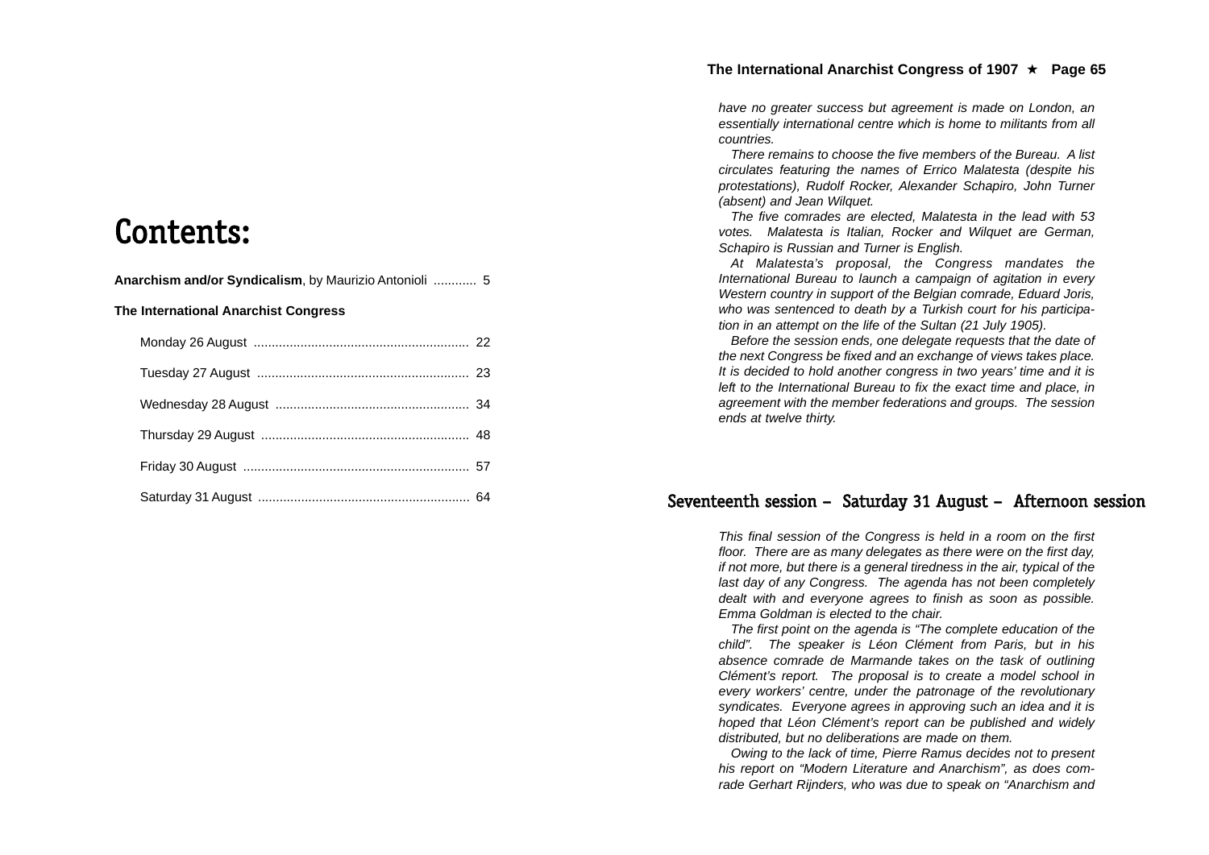# Contents:

**Anarchism and/or Syndicalism**, by Maurizio Antonioli ............ 5

**The International Anarchist Congress**

Monday 26 August ............................................................ 22

Tuesday 27 August ........................................................... 23

Wednesday 28 August ...................................................... 34

Thursday 29 August .......................................................... 48

Friday 30 August ............................................................... 57

Saturday 31 August ........................................................... 64

*have no greater success but agreement is made on London, an essentially international centre which is home to militants from all countries.*

*There remains to choose the five members of the Bureau. A list circulates featuring the names of Errico Malatesta (despite his protestations), Rudolf Rocker, Alexander Schapiro, John Turner (absent) and Jean Wilquet.*

*The five comrades are elected, Malatesta in the lead with 53 votes. Malatesta is Italian, Rocker and Wilquet are German, Schapiro is Russian and Turner is English.*

*At Malatesta's proposal, the Congress mandates the International Bureau to launch a campaign of agitation in every Western country in support of the Belgian comrade, Eduard Joris, who was sentenced to death by a Turkish court for his participation in an attempt on the life of the Sultan (21 July 1905).*

*Before the session ends, one delegate requests that the date of the next Congress be fixed and an exchange of views takes place. It is decided to hold another congress in two years' time and it is left to the International Bureau to fix the exact time and place, in agreement with the member federations and groups. The session ends at twelve thirty.*

## Seventeenth session – Saturday 31 August – Afternoon session

*This final session of the Congress is held in a room on the first floor. There are as many delegates as there were on the first day, if not more, but there is a general tiredness in the air, typical of the last day of any Congress. The agenda has not been completely dealt with and everyone agrees to finish as soon as possible. Emma Goldman is elected to the chair.*

*The first point on the agenda is "The complete education of the child". The speaker is Léon Clément from Paris, but in his absence comrade de Marmande takes on the task of outlining Clément's report. The proposal is to create a model school in every workers' centre, under the patronage of the revolutionary syndicates. Everyone agrees in approving such an idea and it is hoped that Léon Clément's report can be published and widely distributed, but no deliberations are made on them.*

*Owing to the lack of time, Pierre Ramus decides not to present his report on "Modern Literature and Anarchism", as does comrade Gerhart Rijnders, who was due to speak on "Anarchism and*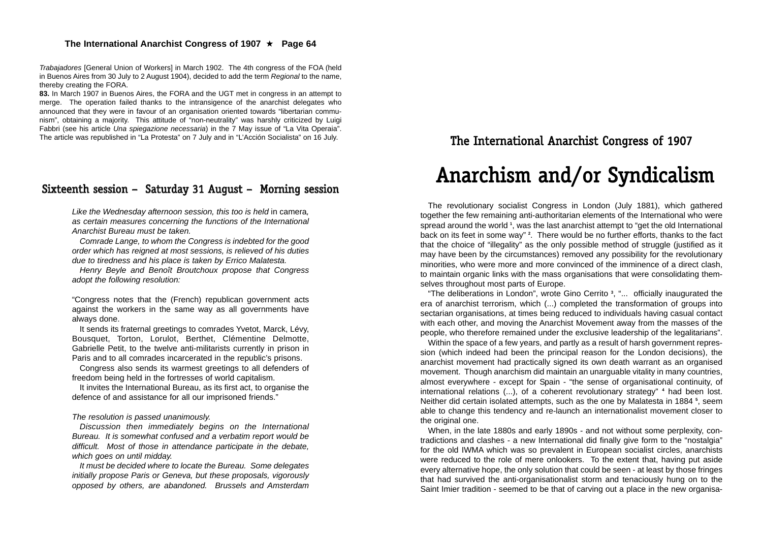*Trabajadores* [General Union of Workers] in March 1902. The 4th congress of the FOA (held in Buenos Aires from 30 July to 2 August 1904), decided to add the term *Regional* to the name, thereby creating the FORA.

**83.** In March 1907 in Buenos Aires, the FORA and the UGT met in congress in an attempt to merge. The operation failed thanks to the intransigence of the anarchist delegates who announced that they were in favour of an organisation oriented towards "libertarian communism", obtaining a majority. This attitude of "non-neutrality" was harshly criticized by Luigi Fabbri (see his article *Una spiegazione necessaria*) in the 7 May issue of "La Vita Operaia". The article was republished in "La Protesta" on 7 July and in "L'Acción Socialista" on 16 July.

## Sixteenth session – Saturday 31 August – Morning session

*Like the Wednesday afternoon session, this too is held* in camera*, as certain measures concerning the functions of the International Anarchist Bureau must be taken.*

*Comrade Lange, to whom the Congress is indebted for the good order which has reigned at most sessions, is relieved of his duties due to tiredness and his place is taken by Errico Malatesta.*

*Henry Beyle and Benoît Broutchoux propose that Congress adopt the following resolution:*

"Congress notes that the (French) republican government acts against the workers in the same way as all governments have always done.

It sends its fraternal greetings to comrades Yvetot, Marck, Lévy, Bousquet, Torton, Lorulot, Berthet, Clémentine Delmotte, Gabrielle Petit, to the twelve anti-militarists currently in prison in Paris and to all comrades incarcerated in the republic's prisons.

Congress also sends its warmest greetings to all defenders of freedom being held in the fortresses of world capitalism.

It invites the International Bureau, as its first act, to organise the defence of and assistance for all our imprisoned friends."

*The resolution is passed unanimously.*

*Discussion then immediately begins on the International Bureau. It is somewhat confused and a verbatim report would be difficult. Most of those in attendance participate in the debate, which goes on until midday.*

*It must be decided where to locate the Bureau. Some delegates initially propose Paris or Geneva, but these proposals, vigorously opposed by others, are abandoned. Brussels and Amsterdam*

### The International Anarchist Congress of 1907

# Anarchism and/or Syndicalism

The revolutionary socialist Congress in London (July 1881), which gathered together the few remaining anti-authoritarian elements of the International who were spread around the world [1], was the last anarchist attempt to "get the old International back on its feet in some way" [2]. There would be no further efforts, thanks to the fact that the choice of "illegality" as the only possible method of struggle (justified as it may have been by the circumstances) removed any possibility for the revolutionary minorities, who were more and more convinced of the imminence of a direct clash, to maintain organic links with the mass organisations that were consolidating themselves throughout most parts of Europe.

"The deliberations in London", wrote Gino Cerrito [3], "... officially inaugurated the era of anarchist terrorism, which (...) completed the transformation of groups into sectarian organisations, at times being reduced to individuals having casual contact with each other, and moving the Anarchist Movement away from the masses of the people, who therefore remained under the exclusive leadership of the legalitarians".

Within the space of a few years, and partly as a result of harsh government repression (which indeed had been the principal reason for the London decisions), the anarchist movement had practically signed its own death warrant as an organised movement. Though anarchism did maintain an unarguable vitality in many countries, almost everywhere - except for Spain - "the sense of organisational continuity, of international relations (...), of a coherent revolutionary strategy" [4] had been lost. Neither did certain isolated attempts, such as the one by Malatesta in 1884 [5], seem able to change this tendency and re-launch an internationalist movement closer to the original one.

When, in the late 1880s and early 1890s - and not without some perplexity, contradictions and clashes - a new International did finally give form to the "nostalgia" for the old IWMA which was so prevalent in European socialist circles, anarchists were reduced to the role of mere onlookers. To the extent that, having put aside every alternative hope, the only solution that could be seen - at least by those fringes that had survived the anti-organisationalist storm and tenaciously hung on to the Saint Imier tradition - seemed to be that of carving out a place in the new organisa-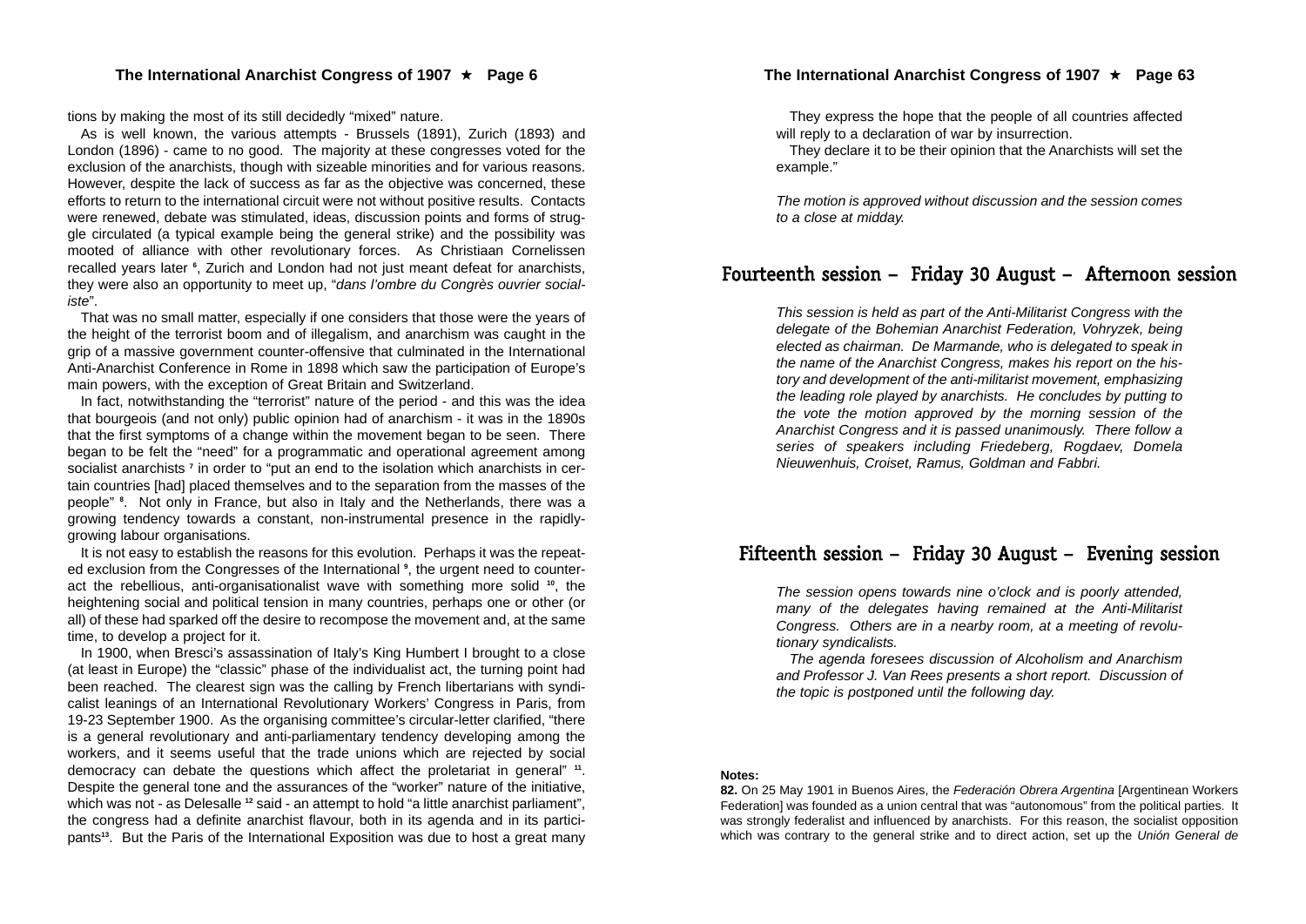tions by making the most of its still decidedly "mixed" nature.

As is well known, the various attempts - Brussels (1891), Zurich (1893) and London (1896) - came to no good. The majority at these congresses voted for the exclusion of the anarchists, though with sizeable minorities and for various reasons. However, despite the lack of success as far as the objective was concerned, these efforts to return to the international circuit were not without positive results. Contacts were renewed, debate was stimulated, ideas, discussion points and forms of struggle circulated (a typical example being the general strike) and the possibility was mooted of alliance with other revolutionary forces. As Christiaan Cornelissen recalled years later [6], Zurich and London had not just meant defeat for anarchists, they were also an opportunity to meet up, "*dans l'ombre du Congrès ouvrier socialiste*".

That was no small matter, especially if one considers that those were the years of the height of the terrorist boom and of illegalism, and anarchism was caught in the grip of a massive government counter-offensive that culminated in the International Anti-Anarchist Conference in Rome in 1898 which saw the participation of Europe's main powers, with the exception of Great Britain and Switzerland.

In fact, notwithstanding the "terrorist" nature of the period - and this was the idea that bourgeois (and not only) public opinion had of anarchism - it was in the 1890s that the first symptoms of a change within the movement began to be seen. There began to be felt the "need" for a programmatic and operational agreement among socialist anarchists [7] in order to "put an end to the isolation which anarchists in certain countries [had] placed themselves and to the separation from the masses of the people" [8]. Not only in France, but also in Italy and the Netherlands, there was a growing tendency towards a constant, non-instrumental presence in the rapidly-growing labour organisations.

It is not easy to establish the reasons for this evolution. Perhaps it was the repeated exclusion from the Congresses of the International [9], the urgent need to counteract the rebellious, anti-organisationalist wave with something more solid [10], the heightening social and political tension in many countries, perhaps one or other (or all) of these had sparked off the desire to recompose the movement and, at the same time, to develop a project for it.

In 1900, when Bresci's assassination of Italy's King Humbert I brought to a close (at least in Europe) the "classic" phase of the individualist act, the turning point had been reached. The clearest sign was the calling by French libertarians with syndicalist leanings of an International Revolutionary Workers' Congress in Paris, from 19-23 September 1900. As the organising committee's circular-letter clarified, "there is a general revolutionary and anti-parliamentary tendency developing among the workers, and it seems useful that the trade unions which are rejected by social democracy can debate the questions which affect the proletariat in general" [11]. Despite the general tone and the assurances of the "worker" nature of the initiative, which was not - as Delesalle [12] said - an attempt to hold "a little anarchist parliament", the congress had a definite anarchist flavour, both in its agenda and in its participants[13]. But the Paris of the International Exposition was due to host a great many

They express the hope that the people of all countries affected will reply to a declaration of war by insurrection.

They declare it to be their opinion that the Anarchists will set the example."

*The motion is approved without discussion and the session comes to a close at midday.*

## Fourteenth session – Friday 30 August – Afternoon session

*This session is held as part of the Anti-Militarist Congress with the delegate of the Bohemian Anarchist Federation, Vohryzek, being elected as chairman. De Marmande, who is delegated to speak in the name of the Anarchist Congress, makes his report on the history and development of the anti-militarist movement, emphasizing the leading role played by anarchists. He concludes by putting to the vote the motion approved by the morning session of the Anarchist Congress and it is passed unanimously. There follow a series of speakers including Friedeberg, Rogdaev, Domela Nieuwenhuis, Croiset, Ramus, Goldman and Fabbri.*

## Fifteenth session – Friday 30 August – Evening session

*The session opens towards nine o'clock and is poorly attended, many of the delegates having remained at the Anti-Militarist Congress. Others are in a nearby room, at a meeting of revolutionary syndicalists.*

*The agenda foresees discussion of Alcoholism and Anarchism and Professor J. Van Rees presents a short report. Discussion of the topic is postponed until the following day.*

**Notes:**

**82.** On 25 May 1901 in Buenos Aires, the *Federación Obrera Argentina* [Argentinean Workers Federation] was founded as a union central that was "autonomous" from the political parties. It was strongly federalist and influenced by anarchists. For this reason, the socialist opposition which was contrary to the general strike and to direct action, set up the *Unión General de*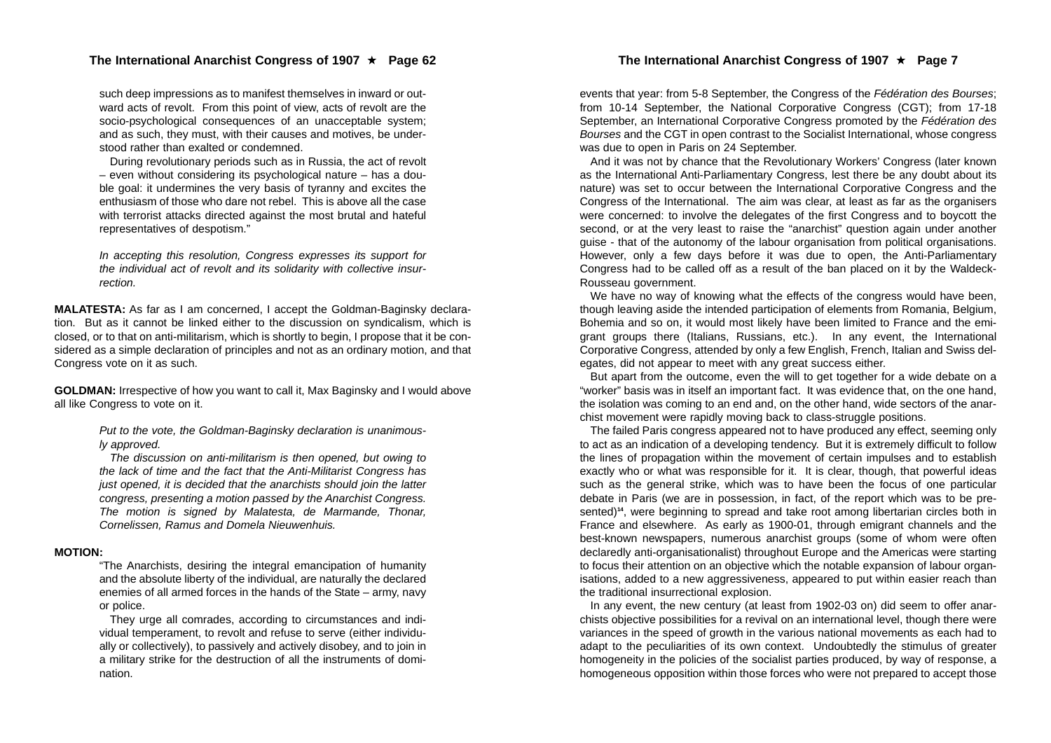such deep impressions as to manifest themselves in inward or outward acts of revolt. From this point of view, acts of revolt are the socio-psychological consequences of an unacceptable system; and as such, they must, with their causes and motives, be understood rather than exalted or condemned.

During revolutionary periods such as in Russia, the act of revolt – even without considering its psychological nature – has a double goal: it undermines the very basis of tyranny and excites the enthusiasm of those who dare not rebel. This is above all the case with terrorist attacks directed against the most brutal and hateful representatives of despotism."

*In accepting this resolution, Congress expresses its support for the individual act of revolt and its solidarity with collective insurrection.*

**MALATESTA:** As far as I am concerned, I accept the Goldman-Baginsky declaration. But as it cannot be linked either to the discussion on syndicalism, which is closed, or to that on anti-militarism, which is shortly to begin, I propose that it be considered as a simple declaration of principles and not as an ordinary motion, and that Congress vote on it as such.

**GOLDMAN:** Irrespective of how you want to call it, Max Baginsky and I would above all like Congress to vote on it.

*Put to the vote, the Goldman-Baginsky declaration is unanimously approved.*

*The discussion on anti-militarism is then opened, but owing to the lack of time and the fact that the Anti-Militarist Congress has just opened, it is decided that the anarchists should join the latter congress, presenting a motion passed by the Anarchist Congress. The motion is signed by Malatesta, de Marmande, Thonar, Cornelissen, Ramus and Domela Nieuwenhuis.*

**MOTION:**

"The Anarchists, desiring the integral emancipation of humanity and the absolute liberty of the individual, are naturally the declared enemies of all armed forces in the hands of the State – army, navy or police.

They urge all comrades, according to circumstances and individual temperament, to revolt and refuse to serve (either individually or collectively), to passively and actively disobey, and to join in a military strike for the destruction of all the instruments of domination.

events that year: from 5-8 September, the Congress of the *Fédération des Bourses*; from 10-14 September, the National Corporative Congress (CGT); from 17-18 September, an International Corporative Congress promoted by the *Fédération des Bourses* and the CGT in open contrast to the Socialist International, whose congress was due to open in Paris on 24 September.

And it was not by chance that the Revolutionary Workers' Congress (later known as the International Anti-Parliamentary Congress, lest there be any doubt about its nature) was set to occur between the International Corporative Congress and the Congress of the International. The aim was clear, at least as far as the organisers were concerned: to involve the delegates of the first Congress and to boycott the second, or at the very least to raise the "anarchist" question again under another guise - that of the autonomy of the labour organisation from political organisations. However, only a few days before it was due to open, the Anti-Parliamentary Congress had to be called off as a result of the ban placed on it by the Waldeck-Rousseau government.

We have no way of knowing what the effects of the congress would have been, though leaving aside the intended participation of elements from Romania, Belgium, Bohemia and so on, it would most likely have been limited to France and the emigrant groups there (Italians, Russians, etc.). In any event, the International Corporative Congress, attended by only a few English, French, Italian and Swiss delegates, did not appear to meet with any great success either.

But apart from the outcome, even the will to get together for a wide debate on a "worker" basis was in itself an important fact. It was evidence that, on the one hand, the isolation was coming to an end and, on the other hand, wide sectors of the anarchist movement were rapidly moving back to class-struggle positions.

The failed Paris congress appeared not to have produced any effect, seeming only to act as an indication of a developing tendency. But it is extremely difficult to follow the lines of propagation within the movement of certain impulses and to establish exactly who or what was responsible for it. It is clear, though, that powerful ideas such as the general strike, which was to have been the focus of one particular debate in Paris (we are in possession, in fact, of the report which was to be presented)[14], were beginning to spread and take root among libertarian circles both in France and elsewhere. As early as 1900-01, through emigrant channels and the best-known newspapers, numerous anarchist groups (some of whom were often declaredly anti-organisationalist) throughout Europe and the Americas were starting to focus their attention on an objective which the notable expansion of labour organisations, added to a new aggressiveness, appeared to put within easier reach than the traditional insurrectional explosion.

In any event, the new century (at least from 1902-03 on) did seem to offer anarchists objective possibilities for a revival on an international level, though there were variances in the speed of growth in the various national movements as each had to adapt to the peculiarities of its own context. Undoubtedly the stimulus of greater homogeneity in the policies of the socialist parties produced, by way of response, a homogeneous opposition within those forces who were not prepared to accept those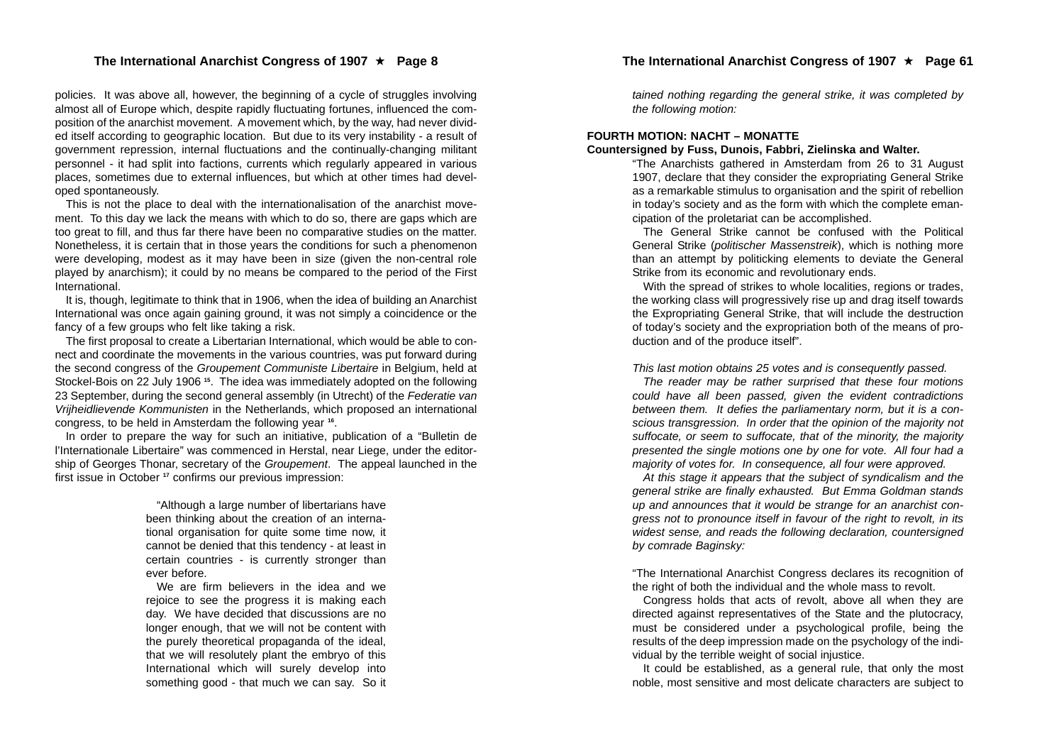policies. It was above all, however, the beginning of a cycle of struggles involving almost all of Europe which, despite rapidly fluctuating fortunes, influenced the composition of the anarchist movement. A movement which, by the way, had never divided itself according to geographic location. But due to its very instability - a result of government repression, internal fluctuations and the continually-changing militant personnel - it had split into factions, currents which regularly appeared in various places, sometimes due to external influences, but which at other times had developed spontaneously.

This is not the place to deal with the internationalisation of the anarchist movement. To this day we lack the means with which to do so, there are gaps which are too great to fill, and thus far there have been no comparative studies on the matter. Nonetheless, it is certain that in those years the conditions for such a phenomenon were developing, modest as it may have been in size (given the non-central role played by anarchism); it could by no means be compared to the period of the First International.

It is, though, legitimate to think that in 1906, when the idea of building an Anarchist International was once again gaining ground, it was not simply a coincidence or the fancy of a few groups who felt like taking a risk.

The first proposal to create a Libertarian International, which would be able to connect and coordinate the movements in the various countries, was put forward during the second congress of the *Groupement Communiste Libertaire* in Belgium, held at Stockel-Bois on 22 July 1906 [15]. The idea was immediately adopted on the following 23 September, during the second general assembly (in Utrecht) of the *Federatie van Vrijheidlievende Kommunisten* in the Netherlands, which proposed an international congress, to be held in Amsterdam the following year [16].

In order to prepare the way for such an initiative, publication of a "Bulletin de l'Internationale Libertaire" was commenced in Herstal, near Liege, under the editorship of Georges Thonar, secretary of the *Groupement*. The appeal launched in the first issue in October [17] confirms our previous impression:

> "Although a large number of libertarians have been thinking about the creation of an international organisation for quite some time now, it cannot be denied that this tendency - at least in certain countries - is currently stronger than ever before.
>
> We are firm believers in the idea and we rejoice to see the progress it is making each day. We have decided that discussions are no longer enough, that we will not be content with the purely theoretical propaganda of the ideal, that we will resolutely plant the embryo of this International which will surely develop into something good - that much we can say. So it

*tained nothing regarding the general strike, it was completed by the following motion:*

**FOURTH MOTION: NACHT – MONATTE**
**Countersigned by Fuss, Dunois, Fabbri, Zielinska and Walter.**

"The Anarchists gathered in Amsterdam from 26 to 31 August 1907, declare that they consider the expropriating General Strike as a remarkable stimulus to organisation and the spirit of rebellion in today's society and as the form with which the complete emancipation of the proletariat can be accomplished.

The General Strike cannot be confused with the Political General Strike (*politischer Massenstreik*), which is nothing more than an attempt by politicking elements to deviate the General Strike from its economic and revolutionary ends.

With the spread of strikes to whole localities, regions or trades, the working class will progressively rise up and drag itself towards the Expropriating General Strike, that will include the destruction of today's society and the expropriation both of the means of production and of the produce itself".

*This last motion obtains 25 votes and is consequently passed.*

*The reader may be rather surprised that these four motions could have all been passed, given the evident contradictions between them. It defies the parliamentary norm, but it is a conscious transgression. In order that the opinion of the majority not suffocate, or seem to suffocate, that of the minority, the majority presented the single motions one by one for vote. All four had a majority of votes for. In consequence, all four were approved.*

*At this stage it appears that the subject of syndicalism and the general strike are finally exhausted. But Emma Goldman stands up and announces that it would be strange for an anarchist congress not to pronounce itself in favour of the right to revolt, in its widest sense, and reads the following declaration, countersigned by comrade Baginsky:*

"The International Anarchist Congress declares its recognition of the right of both the individual and the whole mass to revolt.

Congress holds that acts of revolt, above all when they are directed against representatives of the State and the plutocracy, must be considered under a psychological profile, being the results of the deep impression made on the psychology of the individual by the terrible weight of social injustice.

It could be established, as a general rule, that only the most noble, most sensitive and most delicate characters are subject to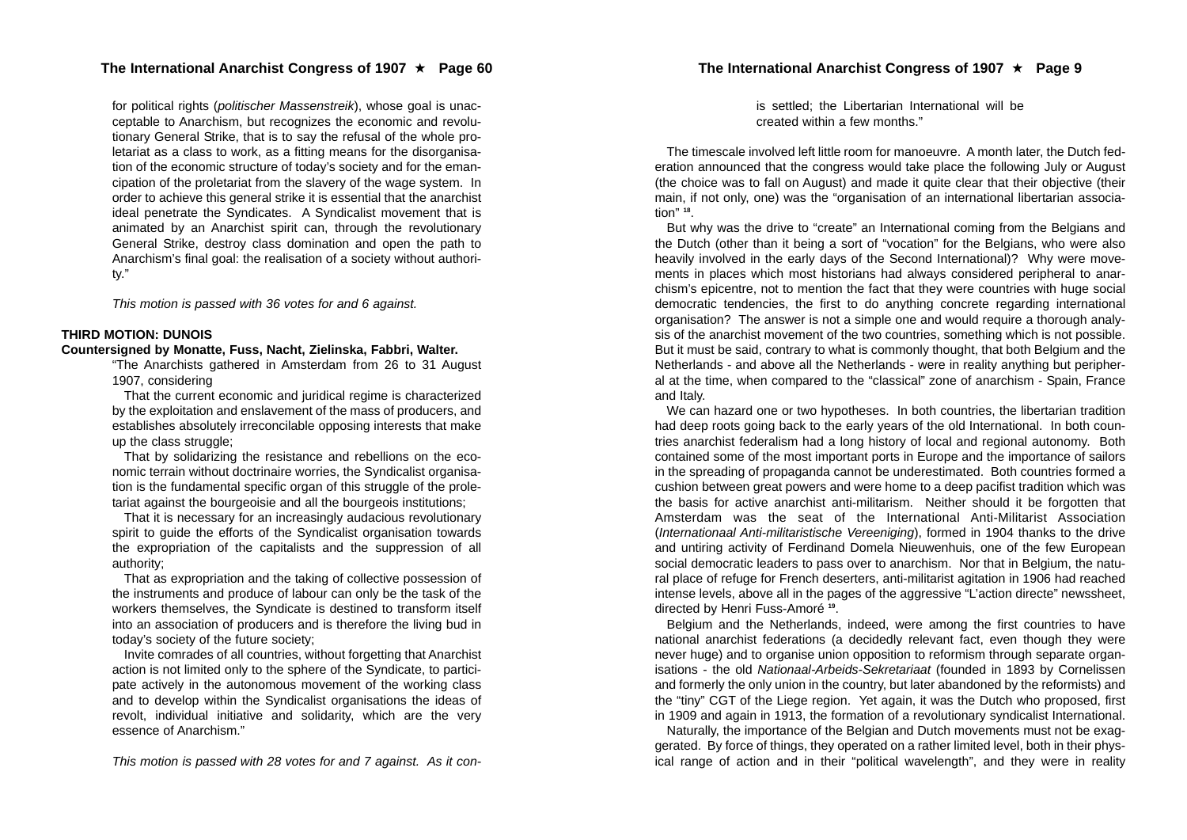for political rights (*politischer Massenstreik*), whose goal is unacceptable to Anarchism, but recognizes the economic and revolutionary General Strike, that is to say the refusal of the whole proletariat as a class to work, as a fitting means for the disorganisation of the economic structure of today's society and for the emancipation of the proletariat from the slavery of the wage system. In order to achieve this general strike it is essential that the anarchist ideal penetrate the Syndicates. A Syndicalist movement that is animated by an Anarchist spirit can, through the revolutionary General Strike, destroy class domination and open the path to Anarchism's final goal: the realisation of a society without authority."

*This motion is passed with 36 votes for and 6 against.*

**THIRD MOTION: DUNOIS**

**Countersigned by Monatte, Fuss, Nacht, Zielinska, Fabbri, Walter.**

"The Anarchists gathered in Amsterdam from 26 to 31 August 1907, considering

That the current economic and juridical regime is characterized by the exploitation and enslavement of the mass of producers, and establishes absolutely irreconcilable opposing interests that make up the class struggle;

That by solidarizing the resistance and rebellions on the economic terrain without doctrinaire worries, the Syndicalist organisation is the fundamental specific organ of this struggle of the proletariat against the bourgeoisie and all the bourgeois institutions;

That it is necessary for an increasingly audacious revolutionary spirit to guide the efforts of the Syndicalist organisation towards the expropriation of the capitalists and the suppression of all authority;

That as expropriation and the taking of collective possession of the instruments and produce of labour can only be the task of the workers themselves, the Syndicate is destined to transform itself into an association of producers and is therefore the living bud in today's society of the future society;

Invite comrades of all countries, without forgetting that Anarchist action is not limited only to the sphere of the Syndicate, to participate actively in the autonomous movement of the working class and to develop within the Syndicalist organisations the ideas of revolt, individual initiative and solidarity, which are the very essence of Anarchism."

*This motion is passed with 28 votes for and 7 against. As it con-*

is settled; the Libertarian International will be created within a few months."

The timescale involved left little room for manoeuvre. A month later, the Dutch federation announced that the congress would take place the following July or August (the choice was to fall on August) and made it quite clear that their objective (their main, if not only, one) was the "organisation of an international libertarian association" [18].

But why was the drive to "create" an International coming from the Belgians and the Dutch (other than it being a sort of "vocation" for the Belgians, who were also heavily involved in the early days of the Second International)? Why were movements in places which most historians had always considered peripheral to anarchism's epicentre, not to mention the fact that they were countries with huge social democratic tendencies, the first to do anything concrete regarding international organisation? The answer is not a simple one and would require a thorough analysis of the anarchist movement of the two countries, something which is not possible. But it must be said, contrary to what is commonly thought, that both Belgium and the Netherlands - and above all the Netherlands - were in reality anything but peripheral at the time, when compared to the "classical" zone of anarchism - Spain, France and Italy.

We can hazard one or two hypotheses. In both countries, the libertarian tradition had deep roots going back to the early years of the old International. In both countries anarchist federalism had a long history of local and regional autonomy. Both contained some of the most important ports in Europe and the importance of sailors in the spreading of propaganda cannot be underestimated. Both countries formed a cushion between great powers and were home to a deep pacifist tradition which was the basis for active anarchist anti-militarism. Neither should it be forgotten that Amsterdam was the seat of the International Anti-Militarist Association (*Internationaal Anti-militaristische Vereeniging*), formed in 1904 thanks to the drive and untiring activity of Ferdinand Domela Nieuwenhuis, one of the few European social democratic leaders to pass over to anarchism. Nor that in Belgium, the natural place of refuge for French deserters, anti-militarist agitation in 1906 had reached intense levels, above all in the pages of the aggressive "L'action directe" newssheet, directed by Henri Fuss-Amoré [19].

Belgium and the Netherlands, indeed, were among the first countries to have national anarchist federations (a decidedly relevant fact, even though they were never huge) and to organise union opposition to reformism through separate organisations - the old *Nationaal-Arbeids-Sekretariaat* (founded in 1893 by Cornelissen and formerly the only union in the country, but later abandoned by the reformists) and the "tiny" CGT of the Liege region. Yet again, it was the Dutch who proposed, first in 1909 and again in 1913, the formation of a revolutionary syndicalist International.

Naturally, the importance of the Belgian and Dutch movements must not be exaggerated. By force of things, they operated on a rather limited level, both in their physical range of action and in their "political wavelength", and they were in reality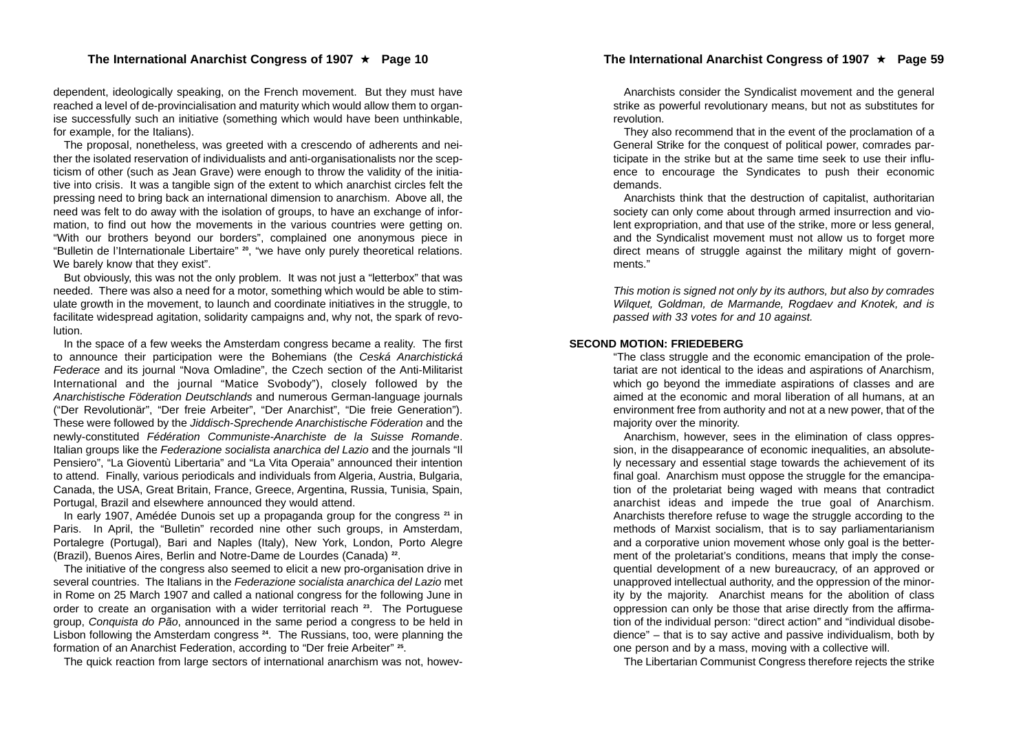dependent, ideologically speaking, on the French movement. But they must have reached a level of de-provincialisation and maturity which would allow them to organise successfully such an initiative (something which would have been unthinkable, for example, for the Italians).

The proposal, nonetheless, was greeted with a crescendo of adherents and neither the isolated reservation of individualists and anti-organisationalists nor the scepticism of other (such as Jean Grave) were enough to throw the validity of the initiative into crisis. It was a tangible sign of the extent to which anarchist circles felt the pressing need to bring back an international dimension to anarchism. Above all, the need was felt to do away with the isolation of groups, to have an exchange of information, to find out how the movements in the various countries were getting on. "With our brothers beyond our borders", complained one anonymous piece in "Bulletin de l'Internationale Libertaire" [20], "we have only purely theoretical relations. We barely know that they exist".

But obviously, this was not the only problem. It was not just a "letterbox" that was needed. There was also a need for a motor, something which would be able to stimulate growth in the movement, to launch and coordinate initiatives in the struggle, to facilitate widespread agitation, solidarity campaigns and, why not, the spark of revolution.

In the space of a few weeks the Amsterdam congress became a reality. The first to announce their participation were the Bohemians (the *Ceská Anarchistická Federace* and its journal "Nova Omladine", the Czech section of the Anti-Militarist International and the journal "Matice Svobody"), closely followed by the *Anarchistische Föderation Deutschlands* and numerous German-language journals ("Der Revolutionär", "Der freie Arbeiter", "Der Anarchist", "Die freie Generation"). These were followed by the *Jiddisch-Sprechende Anarchistische Föderation* and the newly-constituted *Fédération Communiste-Anarchiste de la Suisse Romande*. Italian groups like the *Federazione socialista anarchica del Lazio* and the journals "Il Pensiero", "La Gioventù Libertaria" and "La Vita Operaia" announced their intention to attend. Finally, various periodicals and individuals from Algeria, Austria, Bulgaria, Canada, the USA, Great Britain, France, Greece, Argentina, Russia, Tunisia, Spain, Portugal, Brazil and elsewhere announced they would attend.

In early 1907, Amédée Dunois set up a propaganda group for the congress [21] in Paris. In April, the "Bulletin" recorded nine other such groups, in Amsterdam, Portalegre (Portugal), Bari and Naples (Italy), New York, London, Porto Alegre (Brazil), Buenos Aires, Berlin and Notre-Dame de Lourdes (Canada) [22].

The initiative of the congress also seemed to elicit a new pro-organisation drive in several countries. The Italians in the *Federazione socialista anarchica del Lazio* met in Rome on 25 March 1907 and called a national congress for the following June in order to create an organisation with a wider territorial reach [23]. The Portuguese group, *Conquista do Pão*, announced in the same period a congress to be held in Lisbon following the Amsterdam congress [24]. The Russians, too, were planning the formation of an Anarchist Federation, according to "Der freie Arbeiter" [25].

The quick reaction from large sectors of international anarchism was not, howev-

Anarchists consider the Syndicalist movement and the general strike as powerful revolutionary means, but not as substitutes for revolution.

They also recommend that in the event of the proclamation of a General Strike for the conquest of political power, comrades participate in the strike but at the same time seek to use their influence to encourage the Syndicates to push their economic demands.

Anarchists think that the destruction of capitalist, authoritarian society can only come about through armed insurrection and violent expropriation, and that use of the strike, more or less general, and the Syndicalist movement must not allow us to forget more direct means of struggle against the military might of governments."

*This motion is signed not only by its authors, but also by comrades Wilquet, Goldman, de Marmande, Rogdaev and Knotek, and is passed with 33 votes for and 10 against.*

### SECOND MOTION: FRIEDEBERG

"The class struggle and the economic emancipation of the proletariat are not identical to the ideas and aspirations of Anarchism, which go beyond the immediate aspirations of classes and are aimed at the economic and moral liberation of all humans, at an environment free from authority and not at a new power, that of the majority over the minority.

Anarchism, however, sees in the elimination of class oppression, in the disappearance of economic inequalities, an absolutely necessary and essential stage towards the achievement of its final goal. Anarchism must oppose the struggle for the emancipation of the proletariat being waged with means that contradict anarchist ideas and impede the true goal of Anarchism. Anarchists therefore refuse to wage the struggle according to the methods of Marxist socialism, that is to say parliamentarianism and a corporative union movement whose only goal is the betterment of the proletariat's conditions, means that imply the consequential development of a new bureaucracy, of an approved or unapproved intellectual authority, and the oppression of the minority by the majority. Anarchist means for the abolition of class oppression can only be those that arise directly from the affirmation of the individual person: "direct action" and "individual disobedience" – that is to say active and passive individualism, both by one person and by a mass, moving with a collective will.

The Libertarian Communist Congress therefore rejects the strike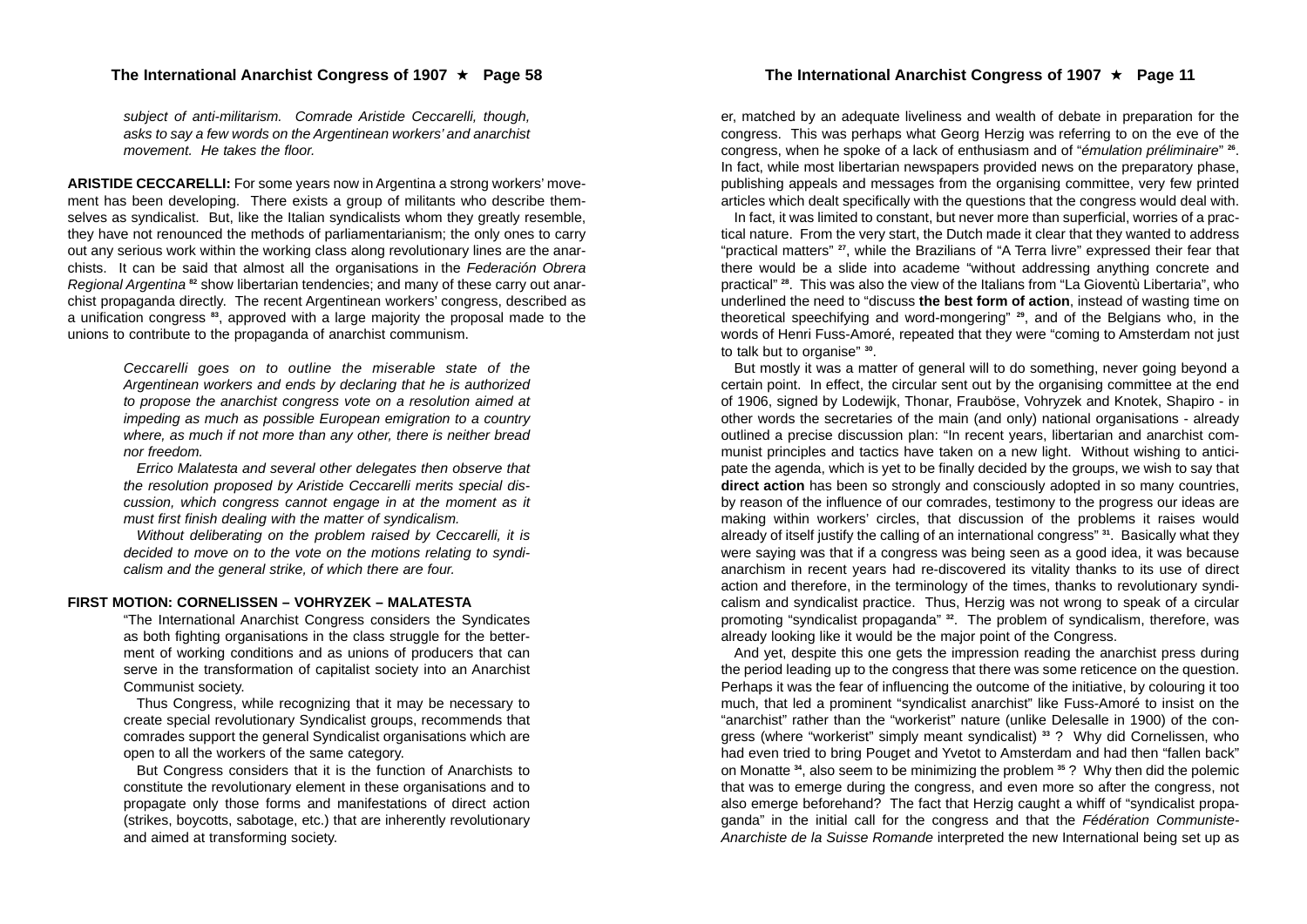*subject of anti-militarism. Comrade Aristide Ceccarelli, though, asks to say a few words on the Argentinean workers' and anarchist movement. He takes the floor.*

**ARISTIDE CECCARELLI:** For some years now in Argentina a strong workers' movement has been developing. There exists a group of militants who describe themselves as syndicalist. But, like the Italian syndicalists whom they greatly resemble, they have not renounced the methods of parliamentarianism; the only ones to carry out any serious work within the working class along revolutionary lines are the anarchists. It can be said that almost all the organisations in the *Federación Obrera Regional Argentina* [82] show libertarian tendencies; and many of these carry out anarchist propaganda directly. The recent Argentinean workers' congress, described as a unification congress [83], approved with a large majority the proposal made to the unions to contribute to the propaganda of anarchist communism.

*Ceccarelli goes on to outline the miserable state of the Argentinean workers and ends by declaring that he is authorized to propose the anarchist congress vote on a resolution aimed at impeding as much as possible European emigration to a country where, as much if not more than any other, there is neither bread nor freedom.*

*Errico Malatesta and several other delegates then observe that the resolution proposed by Aristide Ceccarelli merits special discussion, which congress cannot engage in at the moment as it must first finish dealing with the matter of syndicalism.*

*Without deliberating on the problem raised by Ceccarelli, it is decided to move on to the vote on the motions relating to syndicalism and the general strike, of which there are four.*

**FIRST MOTION: CORNELISSEN – VOHRYZEK – MALATESTA**

"The International Anarchist Congress considers the Syndicates as both fighting organisations in the class struggle for the betterment of working conditions and as unions of producers that can serve in the transformation of capitalist society into an Anarchist Communist society.

Thus Congress, while recognizing that it may be necessary to create special revolutionary Syndicalist groups, recommends that comrades support the general Syndicalist organisations which are open to all the workers of the same category.

But Congress considers that it is the function of Anarchists to constitute the revolutionary element in these organisations and to propagate only those forms and manifestations of direct action (strikes, boycotts, sabotage, etc.) that are inherently revolutionary and aimed at transforming society.

er, matched by an adequate liveliness and wealth of debate in preparation for the congress. This was perhaps what Georg Herzig was referring to on the eve of the congress, when he spoke of a lack of enthusiasm and of "*émulation préliminaire*" [26]. In fact, while most libertarian newspapers provided news on the preparatory phase, publishing appeals and messages from the organising committee, very few printed articles which dealt specifically with the questions that the congress would deal with.

In fact, it was limited to constant, but never more than superficial, worries of a practical nature. From the very start, the Dutch made it clear that they wanted to address "practical matters" [27], while the Brazilians of "A Terra livre" expressed their fear that there would be a slide into academe "without addressing anything concrete and practical" [28]. This was also the view of the Italians from "La Gioventù Libertaria", who underlined the need to "discuss **the best form of action**, instead of wasting time on theoretical speechifying and word-mongering" [29], and of the Belgians who, in the words of Henri Fuss-Amoré, repeated that they were "coming to Amsterdam not just to talk but to organise" [30].

But mostly it was a matter of general will to do something, never going beyond a certain point. In effect, the circular sent out by the organising committee at the end of 1906, signed by Lodewijk, Thonar, Frauböse, Vohryzek and Knotek, Shapiro - in other words the secretaries of the main (and only) national organisations - already outlined a precise discussion plan: "In recent years, libertarian and anarchist communist principles and tactics have taken on a new light. Without wishing to anticipate the agenda, which is yet to be finally decided by the groups, we wish to say that **direct action** has been so strongly and consciously adopted in so many countries, by reason of the influence of our comrades, testimony to the progress our ideas are making within workers' circles, that discussion of the problems it raises would already of itself justify the calling of an international congress" [31]. Basically what they were saying was that if a congress was being seen as a good idea, it was because anarchism in recent years had re-discovered its vitality thanks to its use of direct action and therefore, in the terminology of the times, thanks to revolutionary syndicalism and syndicalist practice. Thus, Herzig was not wrong to speak of a circular promoting "syndicalist propaganda" [32]. The problem of syndicalism, therefore, was already looking like it would be the major point of the Congress.

And yet, despite this one gets the impression reading the anarchist press during the period leading up to the congress that there was some reticence on the question. Perhaps it was the fear of influencing the outcome of the initiative, by colouring it too much, that led a prominent "syndicalist anarchist" like Fuss-Amoré to insist on the "anarchist" rather than the "workerist" nature (unlike Delesalle in 1900) of the congress (where "workerist" simply meant syndicalist) [33] ? Why did Cornelissen, who had even tried to bring Pouget and Yvetot to Amsterdam and had then "fallen back" on Monatte [34], also seem to be minimizing the problem [35] ? Why then did the polemic that was to emerge during the congress, and even more so after the congress, not also emerge beforehand? The fact that Herzig caught a whiff of "syndicalist propaganda" in the initial call for the congress and that the *Fédération Communiste-Anarchiste de la Suisse Romande* interpreted the new International being set up as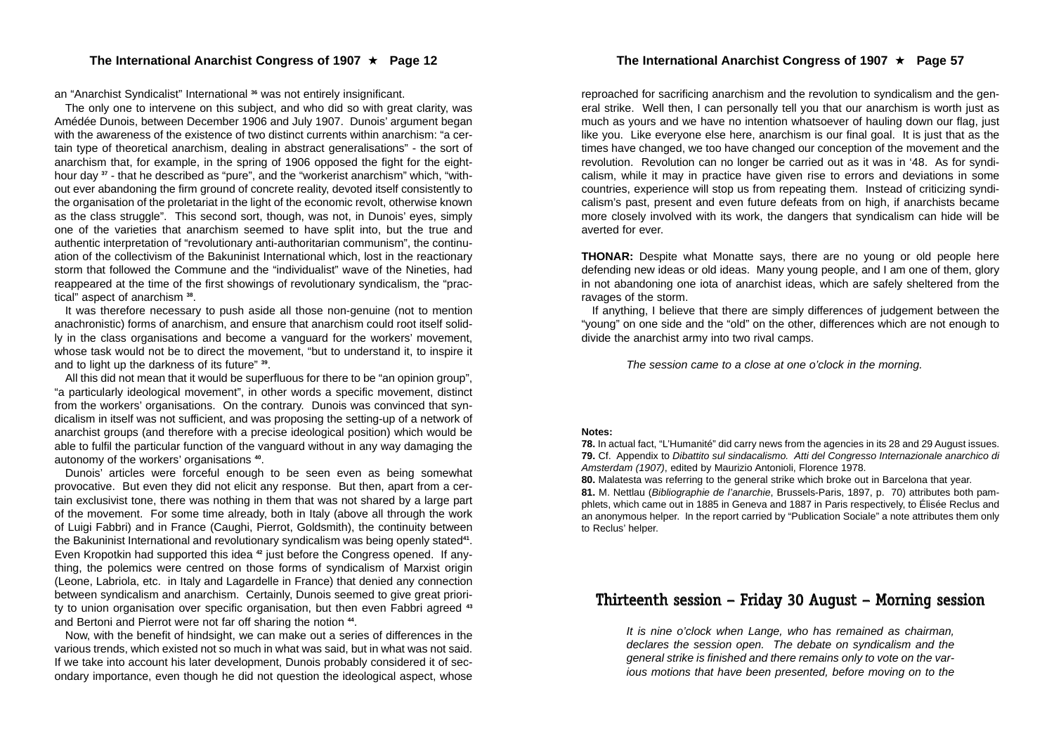an "Anarchist Syndicalist" International [36] was not entirely insignificant.

The only one to intervene on this subject, and who did so with great clarity, was Amédée Dunois, between December 1906 and July 1907. Dunois' argument began with the awareness of the existence of two distinct currents within anarchism: "a certain type of theoretical anarchism, dealing in abstract generalisations" - the sort of anarchism that, for example, in the spring of 1906 opposed the fight for the eight-hour day [37] - that he described as "pure", and the "workerist anarchism" which, "without ever abandoning the firm ground of concrete reality, devoted itself consistently to the organisation of the proletariat in the light of the economic revolt, otherwise known as the class struggle". This second sort, though, was not, in Dunois' eyes, simply one of the varieties that anarchism seemed to have split into, but the true and authentic interpretation of "revolutionary anti-authoritarian communism", the continuation of the collectivism of the Bakuninist International which, lost in the reactionary storm that followed the Commune and the "individualist" wave of the Nineties, had reappeared at the time of the first showings of revolutionary syndicalism, the "practical" aspect of anarchism [38].

It was therefore necessary to push aside all those non-genuine (not to mention anachronistic) forms of anarchism, and ensure that anarchism could root itself solidly in the class organisations and become a vanguard for the workers' movement, whose task would not be to direct the movement, "but to understand it, to inspire it and to light up the darkness of its future" [39].

All this did not mean that it would be superfluous for there to be "an opinion group", "a particularly ideological movement", in other words a specific movement, distinct from the workers' organisations. On the contrary. Dunois was convinced that syndicalism in itself was not sufficient, and was proposing the setting-up of a network of anarchist groups (and therefore with a precise ideological position) which would be able to fulfil the particular function of the vanguard without in any way damaging the autonomy of the workers' organisations [40].

Dunois' articles were forceful enough to be seen even as being somewhat provocative. But even they did not elicit any response. But then, apart from a certain exclusivist tone, there was nothing in them that was not shared by a large part of the movement. For some time already, both in Italy (above all through the work of Luigi Fabbri) and in France (Caughi, Pierrot, Goldsmith), the continuity between the Bakuninist International and revolutionary syndicalism was being openly stated[41]. Even Kropotkin had supported this idea [42] just before the Congress opened. If anything, the polemics were centred on those forms of syndicalism of Marxist origin (Leone, Labriola, etc. in Italy and Lagardelle in France) that denied any connection between syndicalism and anarchism. Certainly, Dunois seemed to give great priority to union organisation over specific organisation, but then even Fabbri agreed [43] and Bertoni and Pierrot were not far off sharing the notion [44].

Now, with the benefit of hindsight, we can make out a series of differences in the various trends, which existed not so much in what was said, but in what was not said. If we take into account his later development, Dunois probably considered it of secondary importance, even though he did not question the ideological aspect, whose

reproached for sacrificing anarchism and the revolution to syndicalism and the general strike. Well then, I can personally tell you that our anarchism is worth just as much as yours and we have no intention whatsoever of hauling down our flag, just like you. Like everyone else here, anarchism is our final goal. It is just that as the times have changed, we too have changed our conception of the movement and the revolution. Revolution can no longer be carried out as it was in '48. As for syndicalism, while it may in practice have given rise to errors and deviations in some countries, experience will stop us from repeating them. Instead of criticizing syndicalism's past, present and even future defeats from on high, if anarchists became more closely involved with its work, the dangers that syndicalism can hide will be averted for ever.

**THONAR:** Despite what Monatte says, there are no young or old people here defending new ideas or old ideas. Many young people, and I am one of them, glory in not abandoning one iota of anarchist ideas, which are safely sheltered from the ravages of the storm.

If anything, I believe that there are simply differences of judgement between the "young" on one side and the "old" on the other, differences which are not enough to divide the anarchist army into two rival camps.

*The session came to a close at one o'clock in the morning.*

**Notes:**

**78.** In actual fact, "L'Humanité" did carry news from the agencies in its 28 and 29 August issues.

**79.** Cf. Appendix to *Dibattito sul sindacalismo. Atti del Congresso Internazionale anarchico di Amsterdam (1907)*, edited by Maurizio Antonioli, Florence 1978.

**80.** Malatesta was referring to the general strike which broke out in Barcelona that year.

**81.** M. Nettlau (*Bibliographie de l'anarchie*, Brussels-Paris, 1897, p. 70) attributes both pamphlets, which came out in 1885 in Geneva and 1887 in Paris respectively, to Élisée Reclus and an anonymous helper. In the report carried by "Publication Sociale" a note attributes them only to Reclus' helper.

## Thirteenth session – Friday 30 August – Morning session

*It is nine o'clock when Lange, who has remained as chairman, declares the session open. The debate on syndicalism and the general strike is finished and there remains only to vote on the various motions that have been presented, before moving on to the*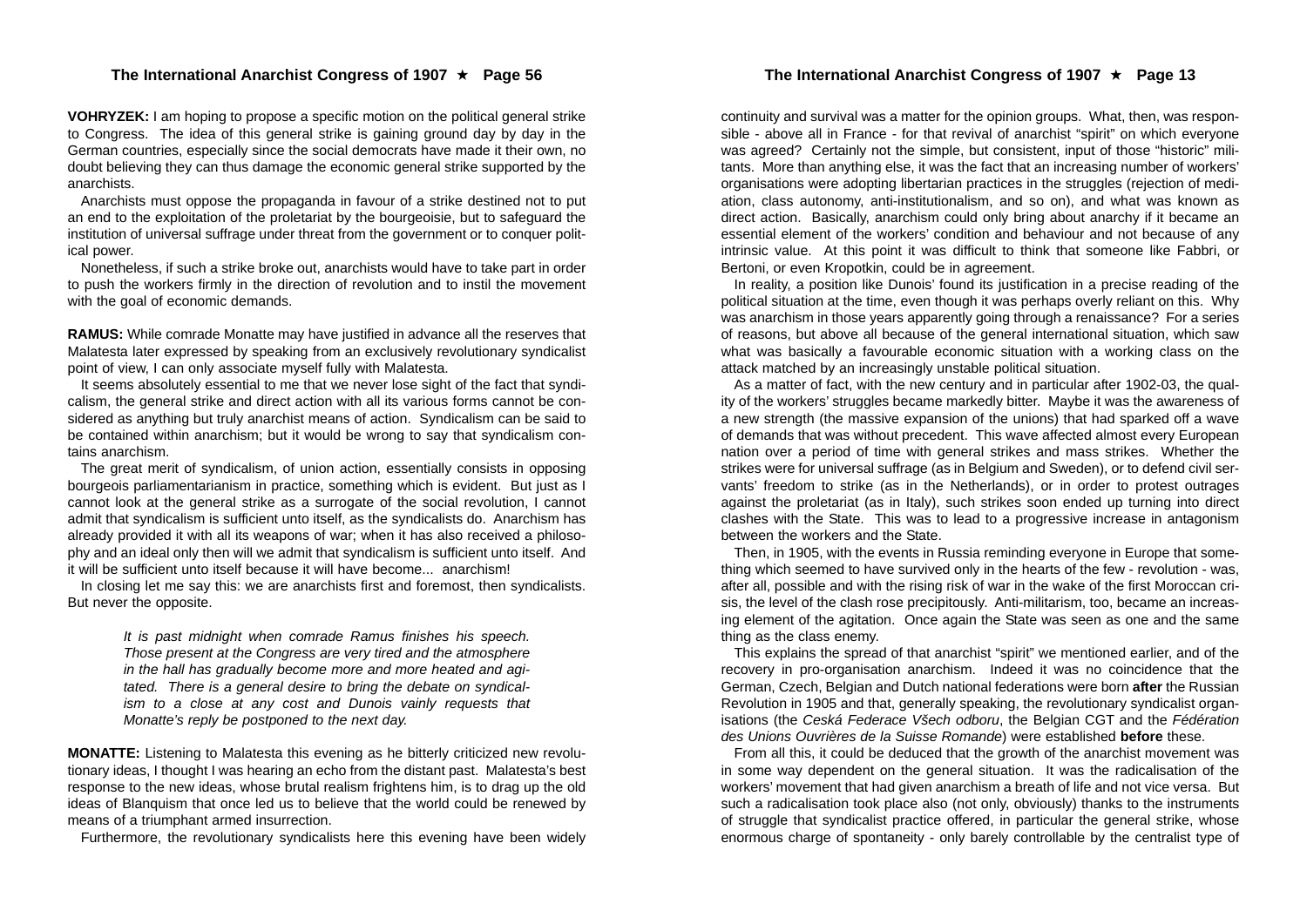**VOHRYZEK:** I am hoping to propose a specific motion on the political general strike to Congress. The idea of this general strike is gaining ground day by day in the German countries, especially since the social democrats have made it their own, no doubt believing they can thus damage the economic general strike supported by the anarchists.

Anarchists must oppose the propaganda in favour of a strike destined not to put an end to the exploitation of the proletariat by the bourgeoisie, but to safeguard the institution of universal suffrage under threat from the government or to conquer political power.

Nonetheless, if such a strike broke out, anarchists would have to take part in order to push the workers firmly in the direction of revolution and to instil the movement with the goal of economic demands.

**RAMUS:** While comrade Monatte may have justified in advance all the reserves that Malatesta later expressed by speaking from an exclusively revolutionary syndicalist point of view, I can only associate myself fully with Malatesta.

It seems absolutely essential to me that we never lose sight of the fact that syndicalism, the general strike and direct action with all its various forms cannot be considered as anything but truly anarchist means of action. Syndicalism can be said to be contained within anarchism; but it would be wrong to say that syndicalism contains anarchism.

The great merit of syndicalism, of union action, essentially consists in opposing bourgeois parliamentarianism in practice, something which is evident. But just as I cannot look at the general strike as a surrogate of the social revolution, I cannot admit that syndicalism is sufficient unto itself, as the syndicalists do. Anarchism has already provided it with all its weapons of war; when it has also received a philosophy and an ideal only then will we admit that syndicalism is sufficient unto itself. And it will be sufficient unto itself because it will have become... anarchism!

In closing let me say this: we are anarchists first and foremost, then syndicalists. But never the opposite.

> *It is past midnight when comrade Ramus finishes his speech. Those present at the Congress are very tired and the atmosphere in the hall has gradually become more and more heated and agitated. There is a general desire to bring the debate on syndicalism to a close at any cost and Dunois vainly requests that Monatte's reply be postponed to the next day.*

**MONATTE:** Listening to Malatesta this evening as he bitterly criticized new revolutionary ideas, I thought I was hearing an echo from the distant past. Malatesta's best response to the new ideas, whose brutal realism frightens him, is to drag up the old ideas of Blanquism that once led us to believe that the world could be renewed by means of a triumphant armed insurrection.

Furthermore, the revolutionary syndicalists here this evening have been widely

continuity and survival was a matter for the opinion groups. What, then, was responsible - above all in France - for that revival of anarchist "spirit" on which everyone was agreed? Certainly not the simple, but consistent, input of those "historic" militants. More than anything else, it was the fact that an increasing number of workers' organisations were adopting libertarian practices in the struggles (rejection of mediation, class autonomy, anti-institutionalism, and so on), and what was known as direct action. Basically, anarchism could only bring about anarchy if it became an essential element of the workers' condition and behaviour and not because of any intrinsic value. At this point it was difficult to think that someone like Fabbri, or Bertoni, or even Kropotkin, could be in agreement.

In reality, a position like Dunois' found its justification in a precise reading of the political situation at the time, even though it was perhaps overly reliant on this. Why was anarchism in those years apparently going through a renaissance? For a series of reasons, but above all because of the general international situation, which saw what was basically a favourable economic situation with a working class on the attack matched by an increasingly unstable political situation.

As a matter of fact, with the new century and in particular after 1902-03, the quality of the workers' struggles became markedly bitter. Maybe it was the awareness of a new strength (the massive expansion of the unions) that had sparked off a wave of demands that was without precedent. This wave affected almost every European nation over a period of time with general strikes and mass strikes. Whether the strikes were for universal suffrage (as in Belgium and Sweden), or to defend civil servants' freedom to strike (as in the Netherlands), or in order to protest outrages against the proletariat (as in Italy), such strikes soon ended up turning into direct clashes with the State. This was to lead to a progressive increase in antagonism between the workers and the State.

Then, in 1905, with the events in Russia reminding everyone in Europe that something which seemed to have survived only in the hearts of the few - revolution - was, after all, possible and with the rising risk of war in the wake of the first Moroccan crisis, the level of the clash rose precipitously. Anti-militarism, too, became an increasing element of the agitation. Once again the State was seen as one and the same thing as the class enemy.

This explains the spread of that anarchist "spirit" we mentioned earlier, and of the recovery in pro-organisation anarchism. Indeed it was no coincidence that the German, Czech, Belgian and Dutch national federations were born **after** the Russian Revolution in 1905 and that, generally speaking, the revolutionary syndicalist organisations (the *Ceská Federace Všech odboru*, the Belgian CGT and the *Fédération des Unions Ouvrières de la Suisse Romande*) were established **before** these.

From all this, it could be deduced that the growth of the anarchist movement was in some way dependent on the general situation. It was the radicalisation of the workers' movement that had given anarchism a breath of life and not vice versa. But such a radicalisation took place also (not only, obviously) thanks to the instruments of struggle that syndicalist practice offered, in particular the general strike, whose enormous charge of spontaneity - only barely controllable by the centralist type of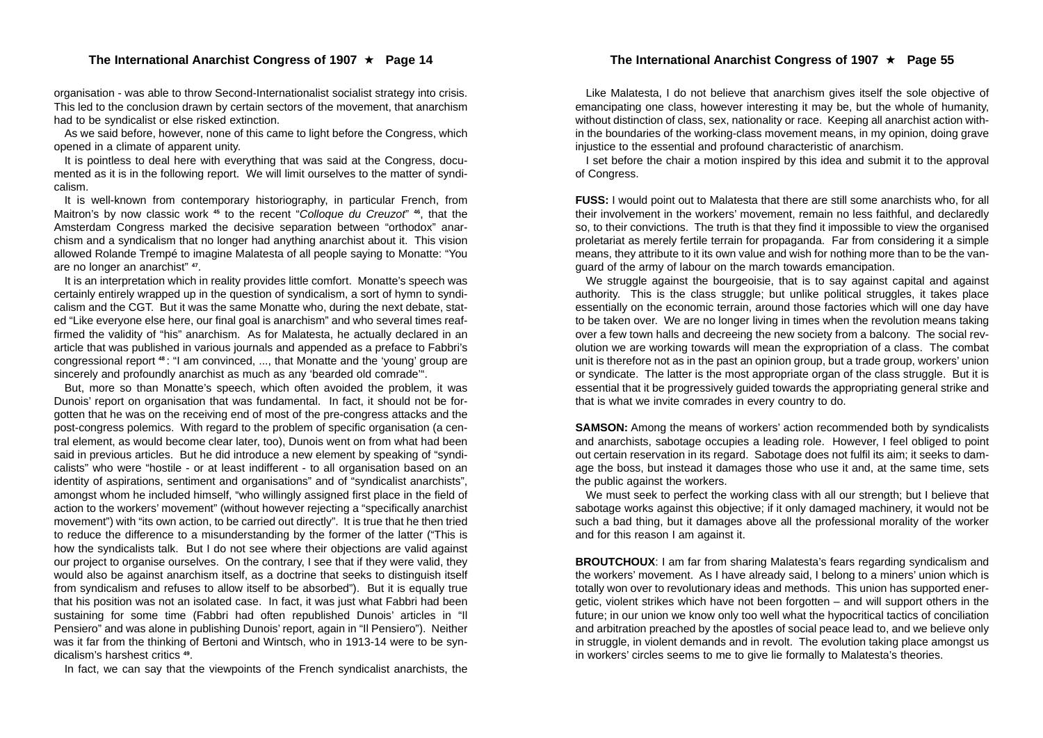organisation - was able to throw Second-Internationalist socialist strategy into crisis. This led to the conclusion drawn by certain sectors of the movement, that anarchism had to be syndicalist or else risked extinction.

As we said before, however, none of this came to light before the Congress, which opened in a climate of apparent unity.

It is pointless to deal here with everything that was said at the Congress, documented as it is in the following report. We will limit ourselves to the matter of syndicalism.

It is well-known from contemporary historiography, in particular French, from Maitron's by now classic work [45] to the recent "*Colloque du Creuzot*" [46], that the Amsterdam Congress marked the decisive separation between "orthodox" anarchism and a syndicalism that no longer had anything anarchist about it. This vision allowed Rolande Trempé to imagine Malatesta of all people saying to Monatte: "You are no longer an anarchist" [47].

It is an interpretation which in reality provides little comfort. Monatte's speech was certainly entirely wrapped up in the question of syndicalism, a sort of hymn to syndicalism and the CGT. But it was the same Monatte who, during the next debate, stated "Like everyone else here, our final goal is anarchism" and who several times reaffirmed the validity of "his" anarchism. As for Malatesta, he actually declared in an article that was published in various journals and appended as a preface to Fabbri's congressional report [48]: "I am convinced, ..., that Monatte and the 'young' group are sincerely and profoundly anarchist as much as any 'bearded old comrade'".

But, more so than Monatte's speech, which often avoided the problem, it was Dunois' report on organisation that was fundamental. In fact, it should not be forgotten that he was on the receiving end of most of the pre-congress attacks and the post-congress polemics. With regard to the problem of specific organisation (a central element, as would become clear later, too), Dunois went on from what had been said in previous articles. But he did introduce a new element by speaking of "syndicalists" who were "hostile - or at least indifferent - to all organisation based on an identity of aspirations, sentiment and organisations" and of "syndicalist anarchists", amongst whom he included himself, "who willingly assigned first place in the field of action to the workers' movement" (without however rejecting a "specifically anarchist movement") with "its own action, to be carried out directly". It is true that he then tried to reduce the difference to a misunderstanding by the former of the latter ("This is how the syndicalists talk. But I do not see where their objections are valid against our project to organise ourselves. On the contrary, I see that if they were valid, they would also be against anarchism itself, as a doctrine that seeks to distinguish itself from syndicalism and refuses to allow itself to be absorbed"). But it is equally true that his position was not an isolated case. In fact, it was just what Fabbri had been sustaining for some time (Fabbri had often republished Dunois' articles in "Il Pensiero" and was alone in publishing Dunois' report, again in "Il Pensiero"). Neither was it far from the thinking of Bertoni and Wintsch, who in 1913-14 were to be syndicalism's harshest critics [49].

In fact, we can say that the viewpoints of the French syndicalist anarchists, the

Like Malatesta, I do not believe that anarchism gives itself the sole objective of emancipating one class, however interesting it may be, but the whole of humanity, without distinction of class, sex, nationality or race. Keeping all anarchist action within the boundaries of the working-class movement means, in my opinion, doing grave injustice to the essential and profound characteristic of anarchism.

I set before the chair a motion inspired by this idea and submit it to the approval of Congress.

**FUSS:** I would point out to Malatesta that there are still some anarchists who, for all their involvement in the workers' movement, remain no less faithful, and declaredly so, to their convictions. The truth is that they find it impossible to view the organised proletariat as merely fertile terrain for propaganda. Far from considering it a simple means, they attribute to it its own value and wish for nothing more than to be the vanguard of the army of labour on the march towards emancipation.

We struggle against the bourgeoisie, that is to say against capital and against authority. This is the class struggle; but unlike political struggles, it takes place essentially on the economic terrain, around those factories which will one day have to be taken over. We are no longer living in times when the revolution means taking over a few town halls and decreeing the new society from a balcony. The social revolution we are working towards will mean the expropriation of a class. The combat unit is therefore not as in the past an opinion group, but a trade group, workers' union or syndicate. The latter is the most appropriate organ of the class struggle. But it is essential that it be progressively guided towards the appropriating general strike and that is what we invite comrades in every country to do.

**SAMSON:** Among the means of workers' action recommended both by syndicalists and anarchists, sabotage occupies a leading role. However, I feel obliged to point out certain reservation in its regard. Sabotage does not fulfil its aim; it seeks to damage the boss, but instead it damages those who use it and, at the same time, sets the public against the workers.

We must seek to perfect the working class with all our strength; but I believe that sabotage works against this objective; if it only damaged machinery, it would not be such a bad thing, but it damages above all the professional morality of the worker and for this reason I am against it.

**BROUTCHOUX**: I am far from sharing Malatesta's fears regarding syndicalism and the workers' movement. As I have already said, I belong to a miners' union which is totally won over to revolutionary ideas and methods. This union has supported energetic, violent strikes which have not been forgotten – and will support others in the future; in our union we know only too well what the hypocritical tactics of conciliation and arbitration preached by the apostles of social peace lead to, and we believe only in struggle, in violent demands and in revolt. The evolution taking place amongst us in workers' circles seems to me to give lie formally to Malatesta's theories.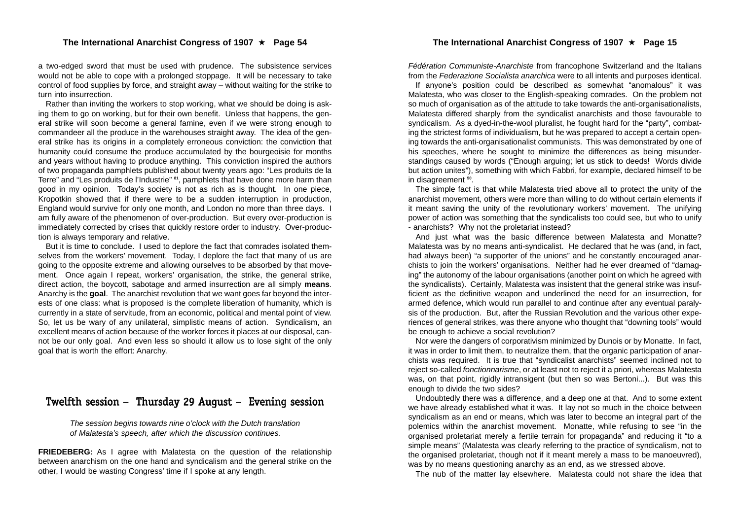a two-edged sword that must be used with prudence. The subsistence services would not be able to cope with a prolonged stoppage. It will be necessary to take control of food supplies by force, and straight away – without waiting for the strike to turn into insurrection.

Rather than inviting the workers to stop working, what we should be doing is asking them to go on working, but for their own benefit. Unless that happens, the general strike will soon become a general famine, even if we were strong enough to commandeer all the produce in the warehouses straight away. The idea of the general strike has its origins in a completely erroneous conviction: the conviction that humanity could consume the produce accumulated by the bourgeoisie for months and years without having to produce anything. This conviction inspired the authors of two propaganda pamphlets published about twenty years ago: "Les produits de la Terre" and "Les produits de l'Industrie" [81], pamphlets that have done more harm than good in my opinion. Today's society is not as rich as is thought. In one piece, Kropotkin showed that if there were to be a sudden interruption in production, England would survive for only one month, and London no more than three days. I am fully aware of the phenomenon of over-production. But every over-production is immediately corrected by crises that quickly restore order to industry. Over-production is always temporary and relative.

But it is time to conclude. I used to deplore the fact that comrades isolated themselves from the workers' movement. Today, I deplore the fact that many of us are going to the opposite extreme and allowing ourselves to be absorbed by that movement. Once again I repeat, workers' organisation, the strike, the general strike, direct action, the boycott, sabotage and armed insurrection are all simply **means**. Anarchy is the **goal**. The anarchist revolution that we want goes far beyond the interests of one class: what is proposed is the complete liberation of humanity, which is currently in a state of servitude, from an economic, political and mental point of view. So, let us be wary of any unilateral, simplistic means of action. Syndicalism, an excellent means of action because of the worker forces it places at our disposal, cannot be our only goal. And even less so should it allow us to lose sight of the only goal that is worth the effort: Anarchy.

## Twelfth session – Thursday 29 August – Evening session

*The session begins towards nine o'clock with the Dutch translation of Malatesta's speech, after which the discussion continues.*

**FRIEDEBERG:** As I agree with Malatesta on the question of the relationship between anarchism on the one hand and syndicalism and the general strike on the other, I would be wasting Congress' time if I spoke at any length.

*Fédération Communiste-Anarchiste* from francophone Switzerland and the Italians from the *Federazione Socialista anarchica* were to all intents and purposes identical.

If anyone's position could be described as somewhat "anomalous" it was Malatesta, who was closer to the English-speaking comrades. On the problem not so much of organisation as of the attitude to take towards the anti-organisationalists, Malatesta differed sharply from the syndicalist anarchists and those favourable to syndicalism. As a dyed-in-the-wool pluralist, he fought hard for the "party", combating the strictest forms of individualism, but he was prepared to accept a certain opening towards the anti-organisationalist communists. This was demonstrated by one of his speeches, where he sought to minimize the differences as being misunderstandings caused by words ("Enough arguing; let us stick to deeds! Words divide but action unites"), something with which Fabbri, for example, declared himself to be in disagreement [50].

The simple fact is that while Malatesta tried above all to protect the unity of the anarchist movement, others were more than willing to do without certain elements if it meant saving the unity of the revolutionary workers' movement. The unifying power of action was something that the syndicalists too could see, but who to unify - anarchists? Why not the proletariat instead?

And just what was the basic difference between Malatesta and Monatte? Malatesta was by no means anti-syndicalist. He declared that he was (and, in fact, had always been) "a supporter of the unions" and he constantly encouraged anarchists to join the workers' organisations. Neither had he ever dreamed of "damaging" the autonomy of the labour organisations (another point on which he agreed with the syndicalists). Certainly, Malatesta was insistent that the general strike was insufficient as the definitive weapon and underlined the need for an insurrection, for armed defence, which would run parallel to and continue after any eventual paralysis of the production. But, after the Russian Revolution and the various other experiences of general strikes, was there anyone who thought that "downing tools" would be enough to achieve a social revolution?

Nor were the dangers of corporativism minimized by Dunois or by Monatte. In fact, it was in order to limit them, to neutralize them, that the organic participation of anarchists was required. It is true that "syndicalist anarchists" seemed inclined not to reject so-called *fonctionnarisme*, or at least not to reject it a priori, whereas Malatesta was, on that point, rigidly intransigent (but then so was Bertoni...). But was this enough to divide the two sides?

Undoubtedly there was a difference, and a deep one at that. And to some extent we have already established what it was. It lay not so much in the choice between syndicalism as an end or means, which was later to become an integral part of the polemics within the anarchist movement. Monatte, while refusing to see "in the organised proletariat merely a fertile terrain for propaganda" and reducing it "to a simple means" (Malatesta was clearly referring to the practice of syndicalism, not to the organised proletariat, though not if it meant merely a mass to be manoeuvred), was by no means questioning anarchy as an end, as we stressed above.

The nub of the matter lay elsewhere. Malatesta could not share the idea that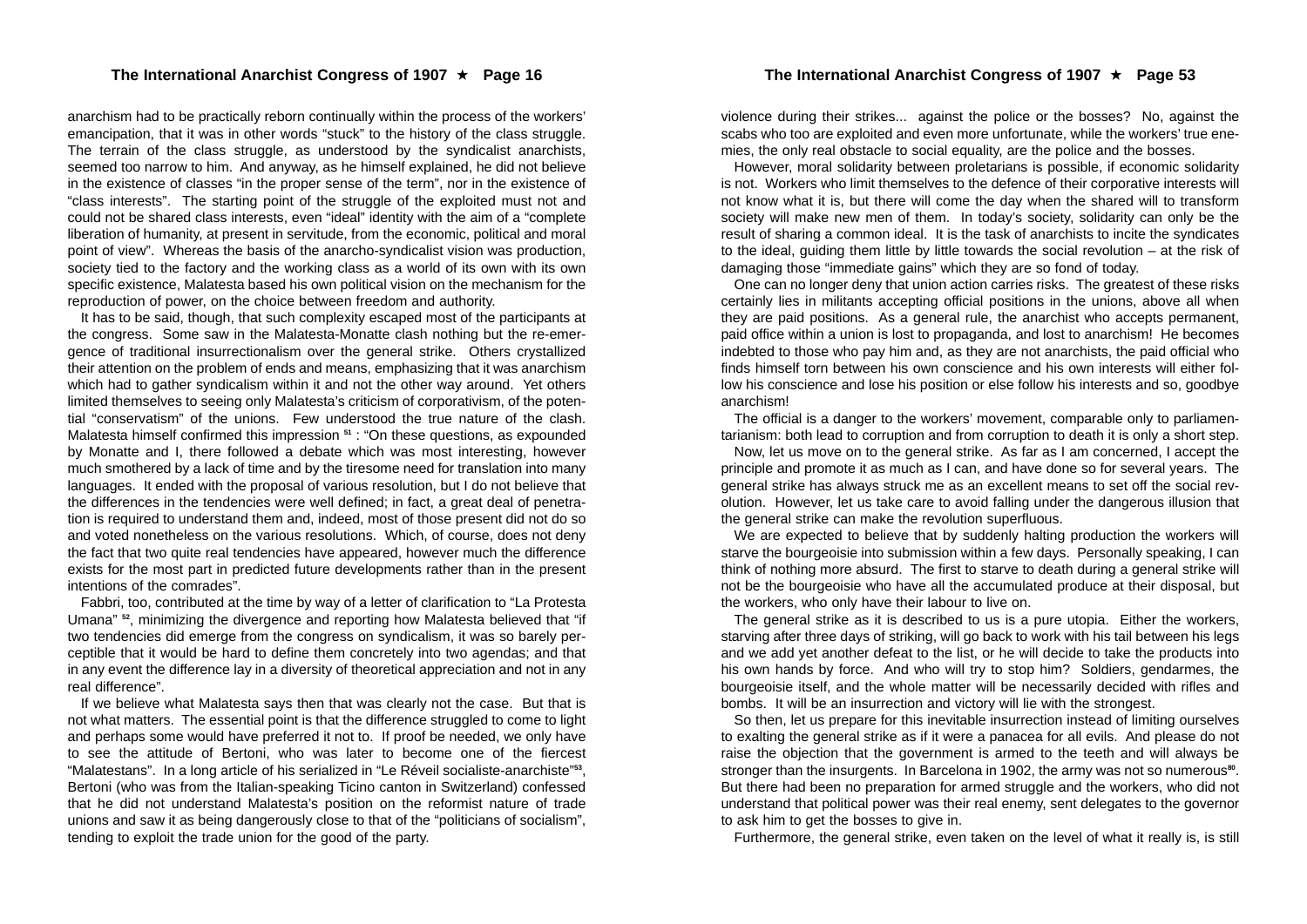anarchism had to be practically reborn continually within the process of the workers' emancipation, that it was in other words "stuck" to the history of the class struggle. The terrain of the class struggle, as understood by the syndicalist anarchists, seemed too narrow to him. And anyway, as he himself explained, he did not believe in the existence of classes "in the proper sense of the term", nor in the existence of "class interests". The starting point of the struggle of the exploited must not and could not be shared class interests, even "ideal" identity with the aim of a "complete liberation of humanity, at present in servitude, from the economic, political and moral point of view". Whereas the basis of the anarcho-syndicalist vision was production, society tied to the factory and the working class as a world of its own with its own specific existence, Malatesta based his own political vision on the mechanism for the reproduction of power, on the choice between freedom and authority.

It has to be said, though, that such complexity escaped most of the participants at the congress. Some saw in the Malatesta-Monatte clash nothing but the re-emergence of traditional insurrectionalism over the general strike. Others crystallized their attention on the problem of ends and means, emphasizing that it was anarchism which had to gather syndicalism within it and not the other way around. Yet others limited themselves to seeing only Malatesta's criticism of corporativism, of the potential "conservatism" of the unions. Few understood the true nature of the clash. Malatesta himself confirmed this impression [51] : "On these questions, as expounded by Monatte and I, there followed a debate which was most interesting, however much smothered by a lack of time and by the tiresome need for translation into many languages. It ended with the proposal of various resolution, but I do not believe that the differences in the tendencies were well defined; in fact, a great deal of penetration is required to understand them and, indeed, most of those present did not do so and voted nonetheless on the various resolutions. Which, of course, does not deny the fact that two quite real tendencies have appeared, however much the difference exists for the most part in predicted future developments rather than in the present intentions of the comrades".

Fabbri, too, contributed at the time by way of a letter of clarification to "La Protesta Umana" [52], minimizing the divergence and reporting how Malatesta believed that "if two tendencies did emerge from the congress on syndicalism, it was so barely perceptible that it would be hard to define them concretely into two agendas; and that in any event the difference lay in a diversity of theoretical appreciation and not in any real difference".

If we believe what Malatesta says then that was clearly not the case. But that is not what matters. The essential point is that the difference struggled to come to light and perhaps some would have preferred it not to. If proof be needed, we only have to see the attitude of Bertoni, who was later to become one of the fiercest "Malatestans". In a long article of his serialized in "Le Réveil socialiste-anarchiste"[53], Bertoni (who was from the Italian-speaking Ticino canton in Switzerland) confessed that he did not understand Malatesta's position on the reformist nature of trade unions and saw it as being dangerously close to that of the "politicians of socialism", tending to exploit the trade union for the good of the party.

violence during their strikes... against the police or the bosses? No, against the scabs who too are exploited and even more unfortunate, while the workers' true enemies, the only real obstacle to social equality, are the police and the bosses.

However, moral solidarity between proletarians is possible, if economic solidarity is not. Workers who limit themselves to the defence of their corporative interests will not know what it is, but there will come the day when the shared will to transform society will make new men of them. In today's society, solidarity can only be the result of sharing a common ideal. It is the task of anarchists to incite the syndicates to the ideal, guiding them little by little towards the social revolution – at the risk of damaging those "immediate gains" which they are so fond of today.

One can no longer deny that union action carries risks. The greatest of these risks certainly lies in militants accepting official positions in the unions, above all when they are paid positions. As a general rule, the anarchist who accepts permanent, paid office within a union is lost to propaganda, and lost to anarchism! He becomes indebted to those who pay him and, as they are not anarchists, the paid official who finds himself torn between his own conscience and his own interests will either follow his conscience and lose his position or else follow his interests and so, goodbye anarchism!

The official is a danger to the workers' movement, comparable only to parliamentarianism: both lead to corruption and from corruption to death it is only a short step.

Now, let us move on to the general strike. As far as I am concerned, I accept the principle and promote it as much as I can, and have done so for several years. The general strike has always struck me as an excellent means to set off the social revolution. However, let us take care to avoid falling under the dangerous illusion that the general strike can make the revolution superfluous.

We are expected to believe that by suddenly halting production the workers will starve the bourgeoisie into submission within a few days. Personally speaking, I can think of nothing more absurd. The first to starve to death during a general strike will not be the bourgeoisie who have all the accumulated produce at their disposal, but the workers, who only have their labour to live on.

The general strike as it is described to us is a pure utopia. Either the workers, starving after three days of striking, will go back to work with his tail between his legs and we add yet another defeat to the list, or he will decide to take the products into his own hands by force. And who will try to stop him? Soldiers, gendarmes, the bourgeoisie itself, and the whole matter will be necessarily decided with rifles and bombs. It will be an insurrection and victory will lie with the strongest.

So then, let us prepare for this inevitable insurrection instead of limiting ourselves to exalting the general strike as if it were a panacea for all evils. And please do not raise the objection that the government is armed to the teeth and will always be stronger than the insurgents. In Barcelona in 1902, the army was not so numerous[80]. But there had been no preparation for armed struggle and the workers, who did not understand that political power was their real enemy, sent delegates to the governor to ask him to get the bosses to give in.

Furthermore, the general strike, even taken on the level of what it really is, is still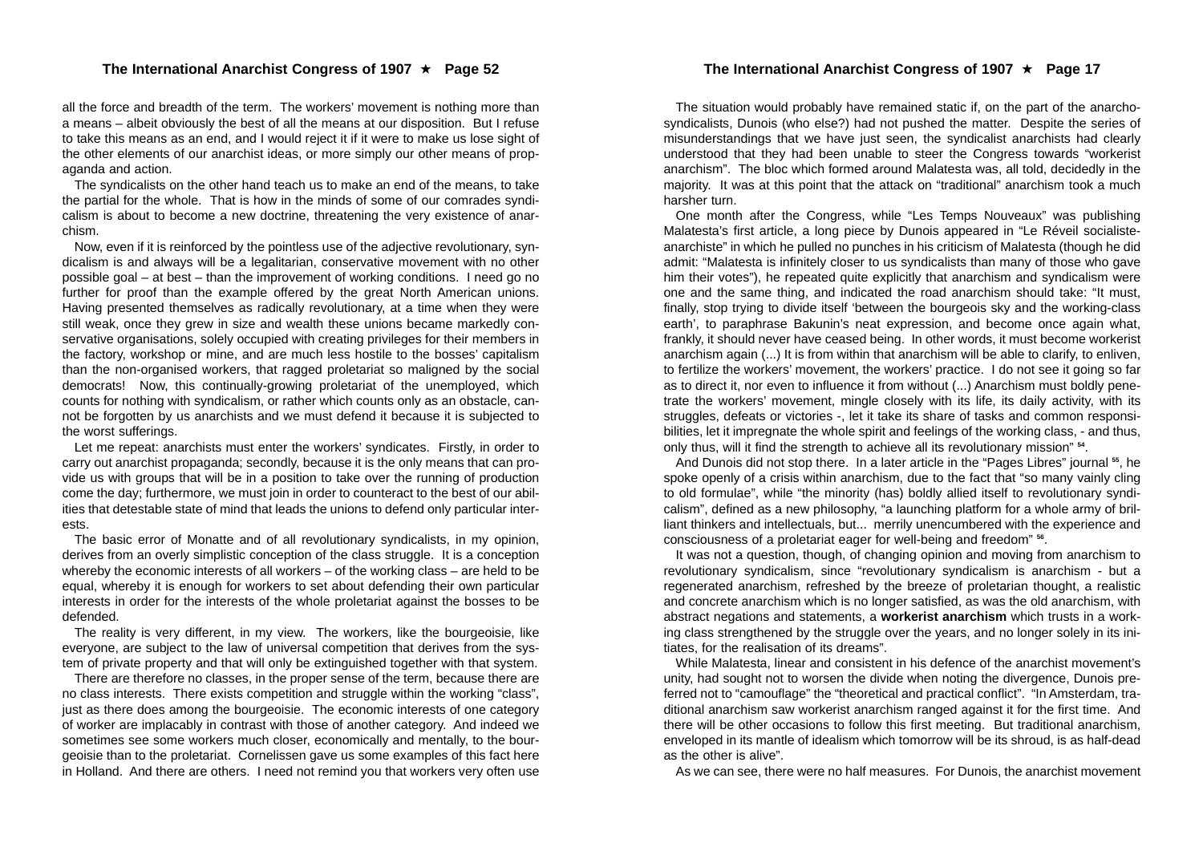all the force and breadth of the term. The workers' movement is nothing more than a means – albeit obviously the best of all the means at our disposition. But I refuse to take this means as an end, and I would reject it if it were to make us lose sight of the other elements of our anarchist ideas, or more simply our other means of propaganda and action.

The syndicalists on the other hand teach us to make an end of the means, to take the partial for the whole. That is how in the minds of some of our comrades syndicalism is about to become a new doctrine, threatening the very existence of anarchism.

Now, even if it is reinforced by the pointless use of the adjective revolutionary, syndicalism is and always will be a legalitarian, conservative movement with no other possible goal – at best – than the improvement of working conditions. I need go no further for proof than the example offered by the great North American unions. Having presented themselves as radically revolutionary, at a time when they were still weak, once they grew in size and wealth these unions became markedly conservative organisations, solely occupied with creating privileges for their members in the factory, workshop or mine, and are much less hostile to the bosses' capitalism than the non-organised workers, that ragged proletariat so maligned by the social democrats! Now, this continually-growing proletariat of the unemployed, which counts for nothing with syndicalism, or rather which counts only as an obstacle, cannot be forgotten by us anarchists and we must defend it because it is subjected to the worst sufferings.

Let me repeat: anarchists must enter the workers' syndicates. Firstly, in order to carry out anarchist propaganda; secondly, because it is the only means that can provide us with groups that will be in a position to take over the running of production come the day; furthermore, we must join in order to counteract to the best of our abilities that detestable state of mind that leads the unions to defend only particular interests.

The basic error of Monatte and of all revolutionary syndicalists, in my opinion, derives from an overly simplistic conception of the class struggle. It is a conception whereby the economic interests of all workers – of the working class – are held to be equal, whereby it is enough for workers to set about defending their own particular interests in order for the interests of the whole proletariat against the bosses to be defended.

The reality is very different, in my view. The workers, like the bourgeoisie, like everyone, are subject to the law of universal competition that derives from the system of private property and that will only be extinguished together with that system.

There are therefore no classes, in the proper sense of the term, because there are no class interests. There exists competition and struggle within the working "class", just as there does among the bourgeoisie. The economic interests of one category of worker are implacably in contrast with those of another category. And indeed we sometimes see some workers much closer, economically and mentally, to the bourgeoisie than to the proletariat. Cornelissen gave us some examples of this fact here in Holland. And there are others. I need not remind you that workers very often use

The situation would probably have remained static if, on the part of the anarcho-syndicalists, Dunois (who else?) had not pushed the matter. Despite the series of misunderstandings that we have just seen, the syndicalist anarchists had clearly understood that they had been unable to steer the Congress towards "workerist anarchism". The bloc which formed around Malatesta was, all told, decidedly in the majority. It was at this point that the attack on "traditional" anarchism took a much harsher turn.

One month after the Congress, while "Les Temps Nouveaux" was publishing Malatesta's first article, a long piece by Dunois appeared in "Le Réveil socialiste-anarchiste" in which he pulled no punches in his criticism of Malatesta (though he did admit: "Malatesta is infinitely closer to us syndicalists than many of those who gave him their votes"), he repeated quite explicitly that anarchism and syndicalism were one and the same thing, and indicated the road anarchism should take: "It must, finally, stop trying to divide itself 'between the bourgeois sky and the working-class earth', to paraphrase Bakunin's neat expression, and become once again what, frankly, it should never have ceased being. In other words, it must become workerist anarchism again (...) It is from within that anarchism will be able to clarify, to enliven, to fertilize the workers' movement, the workers' practice. I do not see it going so far as to direct it, nor even to influence it from without (...) Anarchism must boldly penetrate the workers' movement, mingle closely with its life, its daily activity, with its struggles, defeats or victories -, let it take its share of tasks and common responsibilities, let it impregnate the whole spirit and feelings of the working class, - and thus, only thus, will it find the strength to achieve all its revolutionary mission" [54].

And Dunois did not stop there. In a later article in the "Pages Libres" journal [55], he spoke openly of a crisis within anarchism, due to the fact that "so many vainly cling to old formulae", while "the minority (has) boldly allied itself to revolutionary syndicalism", defined as a new philosophy, "a launching platform for a whole army of brilliant thinkers and intellectuals, but... merrily unencumbered with the experience and consciousness of a proletariat eager for well-being and freedom" [56].

It was not a question, though, of changing opinion and moving from anarchism to revolutionary syndicalism, since "revolutionary syndicalism is anarchism - but a regenerated anarchism, refreshed by the breeze of proletarian thought, a realistic and concrete anarchism which is no longer satisfied, as was the old anarchism, with abstract negations and statements, a **workerist anarchism** which trusts in a working class strengthened by the struggle over the years, and no longer solely in its initiates, for the realisation of its dreams".

While Malatesta, linear and consistent in his defence of the anarchist movement's unity, had sought not to worsen the divide when noting the divergence, Dunois preferred not to "camouflage" the "theoretical and practical conflict". "In Amsterdam, traditional anarchism saw workerist anarchism ranged against it for the first time. And there will be other occasions to follow this first meeting. But traditional anarchism, enveloped in its mantle of idealism which tomorrow will be its shroud, is as half-dead as the other is alive".

As we can see, there were no half measures. For Dunois, the anarchist movement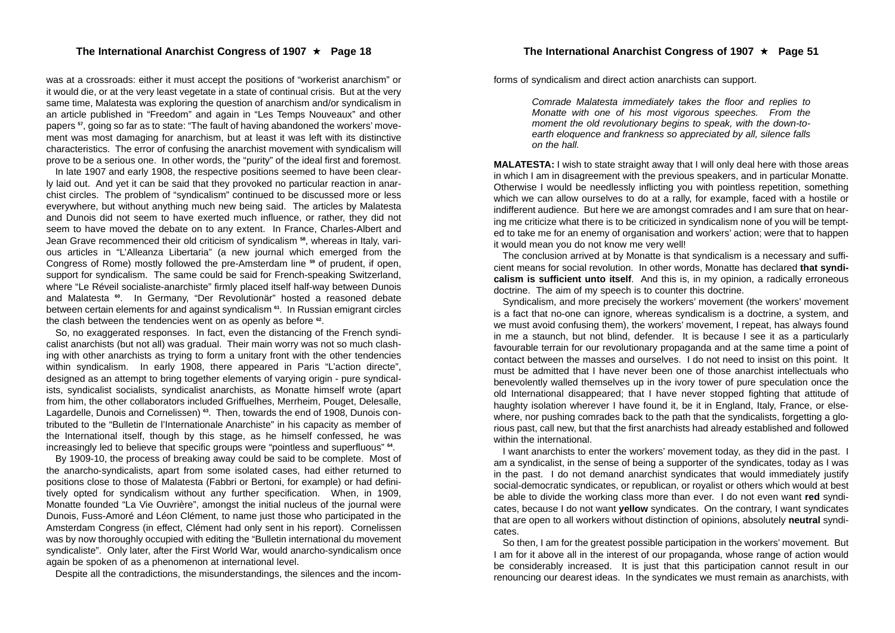was at a crossroads: either it must accept the positions of "workerist anarchism" or it would die, or at the very least vegetate in a state of continual crisis. But at the very same time, Malatesta was exploring the question of anarchism and/or syndicalism in an article published in "Freedom" and again in "Les Temps Nouveaux" and other papers [57], going so far as to state: "The fault of having abandoned the workers' movement was most damaging for anarchism, but at least it was left with its distinctive characteristics. The error of confusing the anarchist movement with syndicalism will prove to be a serious one. In other words, the "purity" of the ideal first and foremost.

In late 1907 and early 1908, the respective positions seemed to have been clearly laid out. And yet it can be said that they provoked no particular reaction in anarchist circles. The problem of "syndicalism" continued to be discussed more or less everywhere, but without anything much new being said. The articles by Malatesta and Dunois did not seem to have exerted much influence, or rather, they did not seem to have moved the debate on to any extent. In France, Charles-Albert and Jean Grave recommenced their old criticism of syndicalism [58], whereas in Italy, various articles in "L'Alleanza Libertaria" (a new journal which emerged from the Congress of Rome) mostly followed the pre-Amsterdam line [59] of prudent, if open, support for syndicalism. The same could be said for French-speaking Switzerland, where "Le Réveil socialiste-anarchiste" firmly placed itself half-way between Dunois and Malatesta [60]. In Germany, "Der Revolutionär" hosted a reasoned debate between certain elements for and against syndicalism [61]. In Russian emigrant circles the clash between the tendencies went on as openly as before [62].

So, no exaggerated responses. In fact, even the distancing of the French syndicalist anarchists (but not all) was gradual. Their main worry was not so much clashing with other anarchists as trying to form a unitary front with the other tendencies within syndicalism. In early 1908, there appeared in Paris "L'action directe", designed as an attempt to bring together elements of varying origin - pure syndicalists, syndicalist socialists, syndicalist anarchists, as Monatte himself wrote (apart from him, the other collaborators included Griffuelhes, Merrheim, Pouget, Delesalle, Lagardelle, Dunois and Cornelissen) [63]. Then, towards the end of 1908, Dunois contributed to the "Bulletin de l'Internationale Anarchiste" in his capacity as member of the International itself, though by this stage, as he himself confessed, he was increasingly led to believe that specific groups were "pointless and superfluous" [64].

By 1909-10, the process of breaking away could be said to be complete. Most of the anarcho-syndicalists, apart from some isolated cases, had either returned to positions close to those of Malatesta (Fabbri or Bertoni, for example) or had definitively opted for syndicalism without any further specification. When, in 1909, Monatte founded "La Vie Ouvrière", amongst the initial nucleus of the journal were Dunois, Fuss-Amoré and Léon Clément, to name just those who participated in the Amsterdam Congress (in effect, Clément had only sent in his report). Cornelissen was by now thoroughly occupied with editing the "Bulletin international du movement syndicaliste". Only later, after the First World War, would anarcho-syndicalism once again be spoken of as a phenomenon at international level.

Despite all the contradictions, the misunderstandings, the silences and the incom-

forms of syndicalism and direct action anarchists can support.

*Comrade Malatesta immediately takes the floor and replies to Monatte with one of his most vigorous speeches. From the moment the old revolutionary begins to speak, with the down-to-earth eloquence and frankness so appreciated by all, silence falls on the hall.*

**MALATESTA:** I wish to state straight away that I will only deal here with those areas in which I am in disagreement with the previous speakers, and in particular Monatte. Otherwise I would be needlessly inflicting you with pointless repetition, something which we can allow ourselves to do at a rally, for example, faced with a hostile or indifferent audience. But here we are amongst comrades and I am sure that on hearing me criticize what there is to be criticized in syndicalism none of you will be tempted to take me for an enemy of organisation and workers' action; were that to happen it would mean you do not know me very well!

The conclusion arrived at by Monatte is that syndicalism is a necessary and sufficient means for social revolution. In other words, Monatte has declared **that syndicalism is sufficient unto itself**. And this is, in my opinion, a radically erroneous doctrine. The aim of my speech is to counter this doctrine.

Syndicalism, and more precisely the workers' movement (the workers' movement is a fact that no-one can ignore, whereas syndicalism is a doctrine, a system, and we must avoid confusing them), the workers' movement, I repeat, has always found in me a staunch, but not blind, defender. It is because I see it as a particularly favourable terrain for our revolutionary propaganda and at the same time a point of contact between the masses and ourselves. I do not need to insist on this point. It must be admitted that I have never been one of those anarchist intellectuals who benevolently walled themselves up in the ivory tower of pure speculation once the old International disappeared; that I have never stopped fighting that attitude of haughty isolation wherever I have found it, be it in England, Italy, France, or elsewhere, nor pushing comrades back to the path that the syndicalists, forgetting a glorious past, call new, but that the first anarchists had already established and followed within the international.

I want anarchists to enter the workers' movement today, as they did in the past. I am a syndicalist, in the sense of being a supporter of the syndicates, today as I was in the past. I do not demand anarchist syndicates that would immediately justify social-democratic syndicates, or republican, or royalist or others which would at best be able to divide the working class more than ever. I do not even want **red** syndicates, because I do not want **yellow** syndicates. On the contrary, I want syndicates that are open to all workers without distinction of opinions, absolutely **neutral** syndicates.

So then, I am for the greatest possible participation in the workers' movement. But I am for it above all in the interest of our propaganda, whose range of action would be considerably increased. It is just that this participation cannot result in our renouncing our dearest ideas. In the syndicates we must remain as anarchists, with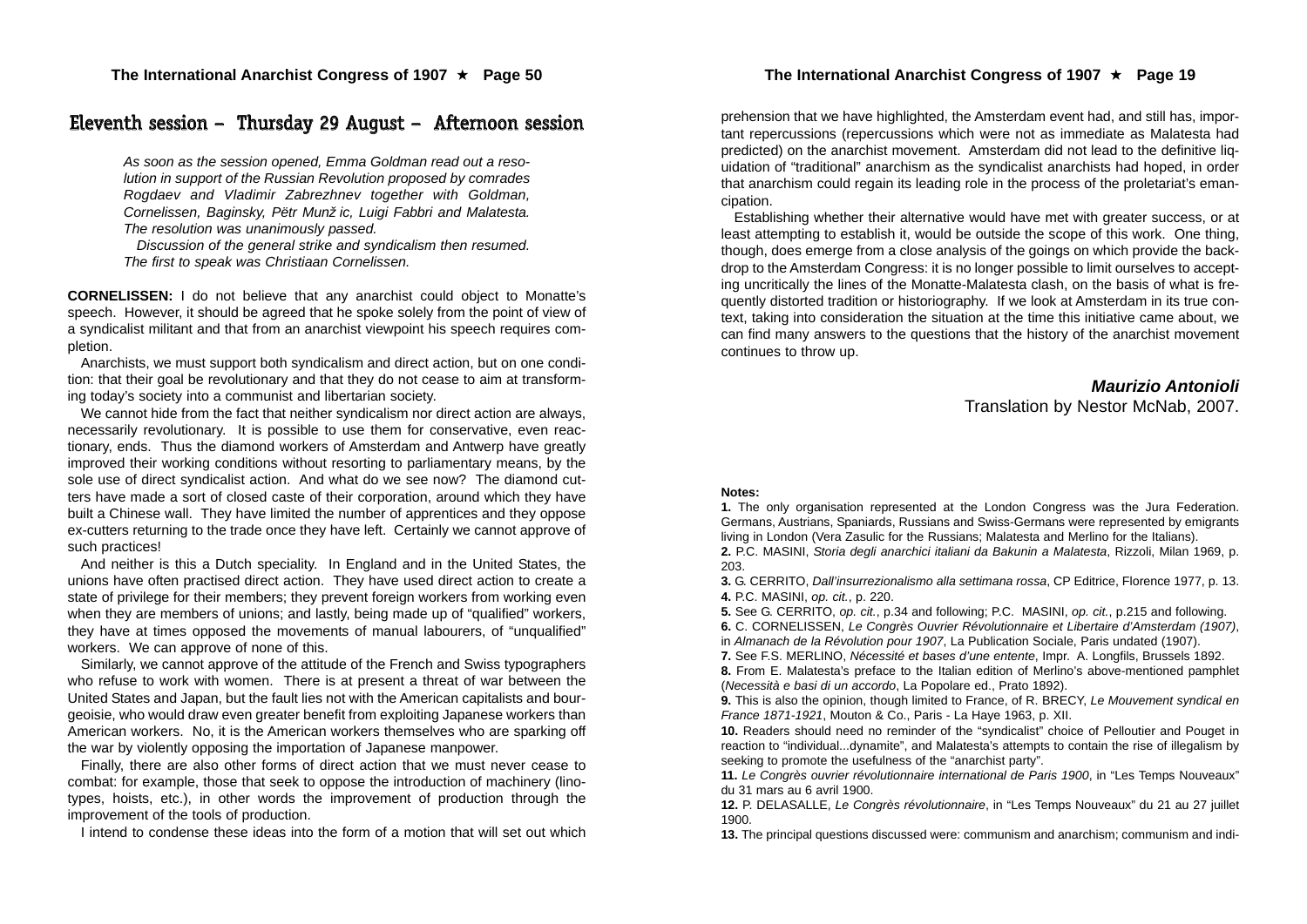## Eleventh session – Thursday 29 August – Afternoon session

*As soon as the session opened, Emma Goldman read out a resolution in support of the Russian Revolution proposed by comrades Rogdaev and Vladimir Zabrezhnev together with Goldman, Cornelissen, Baginsky, Pëtr Munž ic, Luigi Fabbri and Malatesta. The resolution was unanimously passed.*

*Discussion of the general strike and syndicalism then resumed. The first to speak was Christiaan Cornelissen.*

**CORNELISSEN:** I do not believe that any anarchist could object to Monatte's speech. However, it should be agreed that he spoke solely from the point of view of a syndicalist militant and that from an anarchist viewpoint his speech requires completion.

Anarchists, we must support both syndicalism and direct action, but on one condition: that their goal be revolutionary and that they do not cease to aim at transforming today's society into a communist and libertarian society.

We cannot hide from the fact that neither syndicalism nor direct action are always, necessarily revolutionary. It is possible to use them for conservative, even reactionary, ends. Thus the diamond workers of Amsterdam and Antwerp have greatly improved their working conditions without resorting to parliamentary means, by the sole use of direct syndicalist action. And what do we see now? The diamond cutters have made a sort of closed caste of their corporation, around which they have built a Chinese wall. They have limited the number of apprentices and they oppose ex-cutters returning to the trade once they have left. Certainly we cannot approve of such practices!

And neither is this a Dutch speciality. In England and in the United States, the unions have often practised direct action. They have used direct action to create a state of privilege for their members; they prevent foreign workers from working even when they are members of unions; and lastly, being made up of "qualified" workers, they have at times opposed the movements of manual labourers, or of "unqualified" workers. We can approve of none of this.

Similarly, we cannot approve of the attitude of the French and Swiss typographers who refuse to work with women. There is at present a threat of war between the United States and Japan, but the fault lies not with the American capitalists and bourgeoisie, who would draw even greater benefit from exploiting Japanese workers than American workers. No, it is the American workers themselves who are sparking off the war by violently opposing the importation of Japanese manpower.

Finally, there are also other forms of direct action that we must never cease to combat: for example, those that seek to oppose the introduction of machinery (linotypes, hoists, etc.), in other words the improvement of production through the improvement of the tools of production.

I intend to condense these ideas into the form of a motion that will set out which

prehension that we have highlighted, the Amsterdam event had, and still has, important repercussions (repercussions which were not as immediate as Malatesta had predicted) on the anarchist movement. Amsterdam did not lead to the definitive liquidation of "traditional" anarchism as the syndicalist anarchists had hoped, in order that anarchism could regain its leading role in the process of the proletariat's emancipation.

Establishing whether their alternative would have met with greater success, or at least attempting to establish it, would be outside the scope of this work. One thing, though, does emerge from a close analysis of the goings on which provide the backdrop to the Amsterdam Congress: it is no longer possible to limit ourselves to accepting uncritically the lines of the Monatte-Malatesta clash, on the basis of what is frequently distorted tradition or historiography. If we look at Amsterdam in its true context, taking into consideration the situation at the time this initiative came about, we can find many answers to the questions that the history of the anarchist movement continues to throw up.

***Maurizio Antonioli***
Translation by Nestor McNab, 2007.

**Notes:**

**1.** The only organisation represented at the London Congress was the Jura Federation. Germans, Austrians, Spaniards, Russians and Swiss-Germans were represented by emigrants living in London (Vera Zasulic for the Russians; Malatesta and Merlino for the Italians).

**2.** P.C. MASINI, *Storia degli anarchici italiani da Bakunin a Malatesta*, Rizzoli, Milan 1969, p. 203.

**3.** G. CERRITO, *Dall'insurrezionalismo alla settimana rossa*, CP Editrice, Florence 1977, p. 13.

**4.** P.C. MASINI, *op. cit.*, p. 220.

**5.** See G. CERRITO, *op. cit.*, p.34 and following; P.C. MASINI, *op. cit.*, p.215 and following.

**6.** C. CORNELISSEN, *Le Congrès Ouvrier Révolutionnaire et Libertaire d'Amsterdam (1907)*, in *Almanach de la Révolution pour 1907*, La Publication Sociale, Paris undated (1907).

**7.** See F.S. MERLINO, *Nécessité et bases d'une entente*, Impr. A. Longfils, Brussels 1892.

**8.** From E. Malatesta's preface to the Italian edition of Merlino's above-mentioned pamphlet (*Necessità e basi di un accordo*, La Popolare ed., Prato 1892).

**9.** This is also the opinion, though limited to France, of R. BRECY, *Le Mouvement syndical en France 1871-1921*, Mouton & Co., Paris - La Haye 1963, p. XII.

**10.** Readers should need no reminder of the "syndicalist" choice of Pelloutier and Pouget in reaction to "individual...dynamite", and Malatesta's attempts to contain the rise of illegalism by seeking to promote the usefulness of the "anarchist party".

**11.** *Le Congrès ouvrier révolutionnaire international de Paris 1900*, in "Les Temps Nouveaux" du 31 mars au 6 avril 1900.

**12.** P. DELASALLE, *Le Congrès révolutionnaire*, in "Les Temps Nouveaux" du 21 au 27 juillet 1900.

**13.** The principal questions discussed were: communism and anarchism; communism and indi-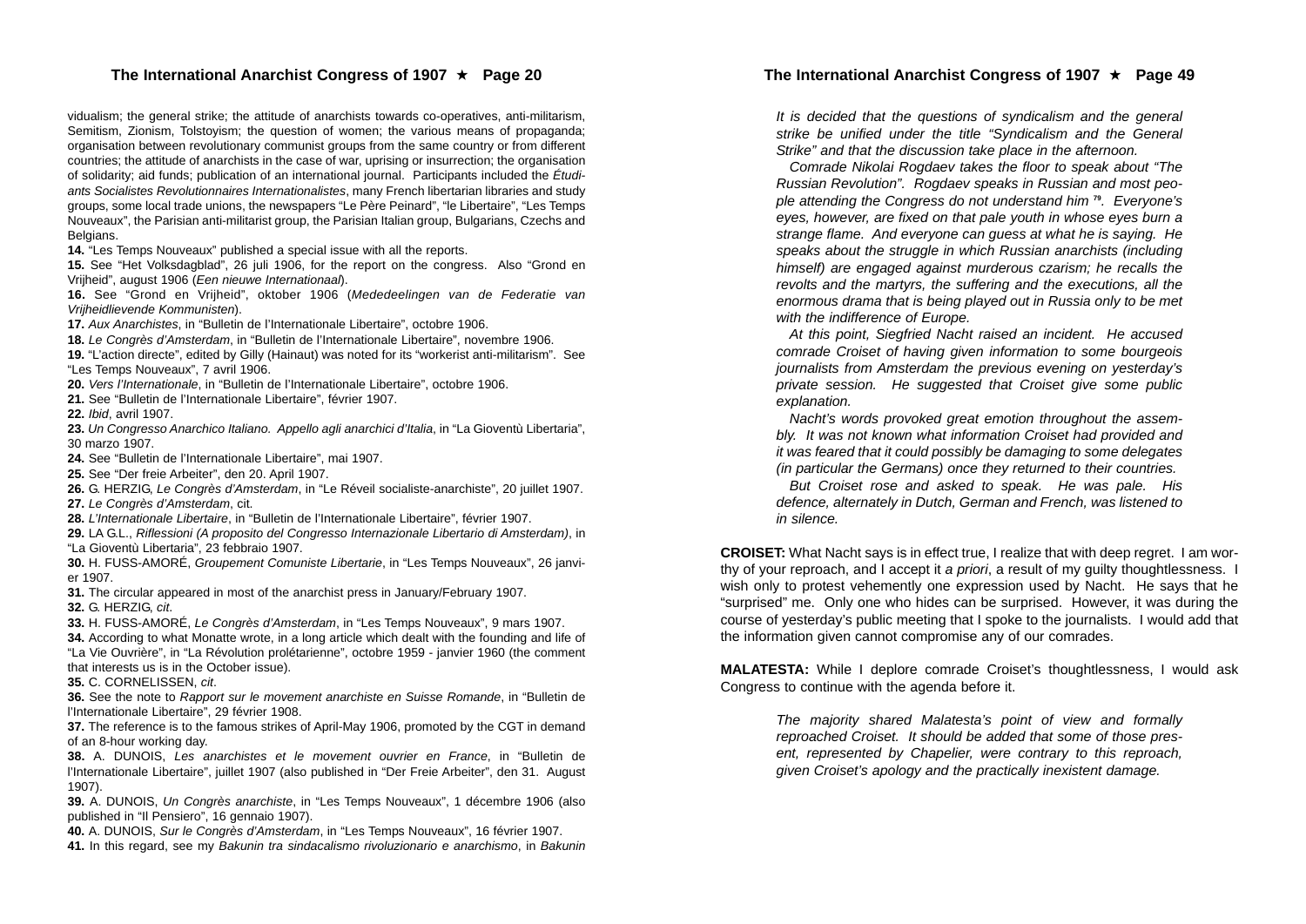vidualism; the general strike; the attitude of anarchists towards co-operatives, anti-militarism, Semitism, Zionism, Tolstoyism; the question of women; the various means of propaganda; organisation between revolutionary communist groups from the same country or from different countries; the attitude of anarchists in the case of war, uprising or insurrection; the organisation of solidarity; aid funds; publication of an international journal. Participants included the *Étudiants Socialistes Revolutionnaires Internationalistes*, many French libertarian libraries and study groups, some local trade unions, the newspapers "Le Père Peinard", "le Libertaire", "Les Temps Nouveaux", the Parisian anti-militarist group, the Parisian Italian group, Bulgarians, Czechs and Belgians.

**14.** "Les Temps Nouveaux" published a special issue with all the reports.

**15.** See "Het Volksdagblad", 26 juli 1906, for the report on the congress. Also "Grond en Vrijheid", august 1906 (*Een nieuwe Internationaal*).

**16.** See "Grond en Vrijheid", oktober 1906 (*Mededeelingen van de Federatie van Vrijheidlievende Kommunisten*).

**17.** *Aux Anarchistes*, in "Bulletin de l'Internationale Libertaire", octobre 1906.

**18.** *Le Congrès d'Amsterdam*, in "Bulletin de l'Internationale Libertaire", novembre 1906.

**19.** "L'action directe", edited by Gilly (Hainaut) was noted for its "workerist anti-militarism". See "Les Temps Nouveaux", 7 avril 1906.

**20.** *Vers l'Internationale*, in "Bulletin de l'Internationale Libertaire", octobre 1906.

**21.** See "Bulletin de l'Internationale Libertaire", février 1907.

**22.** *Ibid*, avril 1907.

**23.** *Un Congresso Anarchico Italiano. Appello agli anarchici d'Italia*, in "La Gioventù Libertaria", 30 marzo 1907.

**24.** See "Bulletin de l'Internationale Libertaire", mai 1907.

**25.** See "Der freie Arbeiter", den 20. April 1907.

**26.** G. HERZIG, *Le Congrès d'Amsterdam*, in "Le Réveil socialiste-anarchiste", 20 juillet 1907.

**27.** *Le Congrès d'Amsterdam*, cit.

**28.** *L'Internationale Libertaire*, in "Bulletin de l'Internationale Libertaire", février 1907.

**29.** LA G.L., *Riflessioni (A proposito del Congresso Internazionale Libertario di Amsterdam)*, in "La Gioventù Libertaria", 23 febbraio 1907.

**30.** H. FUSS-AMORÉ, *Groupement Comuniste Libertarie*, in "Les Temps Nouveaux", 26 janvier 1907.

**31.** The circular appeared in most of the anarchist press in January/February 1907.

**32.** G. HERZIG, *cit.*

**33.** H. FUSS-AMORÉ, *Le Congrès d'Amsterdam*, in "Les Temps Nouveaux", 9 mars 1907.

**34.** According to what Monatte wrote, in a long article which dealt with the founding and life of "La Vie Ouvrière", in "La Révolution prolétarienne", octobre 1959 - janvier 1960 (the comment that interests us is in the October issue).

**35.** C. CORNELISSEN, *cit*.

**36.** See the note to *Rapport sur le movement anarchiste en Suisse Romande*, in "Bulletin de l'Internationale Libertaire", 29 février 1908.

**37.** The reference is to the famous strikes of April-May 1906, promoted by the CGT in demand of an 8-hour working day.

**38.** A. DUNOIS, *Les anarchistes et le movement ouvrier en France*, in "Bulletin de l'Internationale Libertaire", juillet 1907 (also published in "Der Freie Arbeiter", den 31. August 1907).

**39.** A. DUNOIS, *Un Congrès anarchiste*, in "Les Temps Nouveaux", 1 décembre 1906 (also published in "Il Pensiero", 16 gennaio 1907).

**40.** A. DUNOIS, *Sur le Congrès d'Amsterdam*, in "Les Temps Nouveaux", 16 février 1907.

**41.** In this regard, see my *Bakunin tra sindacalismo rivoluzionario e anarchismo*, in *Bakunin*

*It is decided that the questions of syndicalism and the general strike be unified under the title "Syndicalism and the General Strike" and that the discussion take place in the afternoon.*

*Comrade Nikolai Rogdaev takes the floor to speak about "The Russian Revolution". Rogdaev speaks in Russian and most people attending the Congress do not understand him* [79]*. Everyone's eyes, however, are fixed on that pale youth in whose eyes burn a strange flame. And everyone can guess at what he is saying. He speaks about the struggle in which Russian anarchists (including himself) are engaged against murderous czarism; he recalls the revolts and the martyrs, the suffering and the executions, all the enormous drama that is being played out in Russia only to be met with the indifference of Europe.*

*At this point, Siegfried Nacht raised an incident. He accused comrade Croiset of having given information to some bourgeois journalists from Amsterdam the previous evening on yesterday's private session. He suggested that Croiset give some public explanation.*

*Nacht's words provoked great emotion throughout the assembly. It was not known what information Croiset had provided and it was feared that it could possibly be damaging to some delegates (in particular the Germans) once they returned to their countries.*

*But Croiset rose and asked to speak. He was pale. His defence, alternately in Dutch, German and French, was listened to in silence.*

**CROISET:** What Nacht says is in effect true, I realize that with deep regret. I am worthy of your reproach, and I accept it *a priori*, a result of my guilty thoughtlessness. I wish only to protest vehemently one expression used by Nacht. He says that he "surprised" me. Only one who hides can be surprised. However, it was during the course of yesterday's public meeting that I spoke to the journalists. I would add that the information given cannot compromise any of our comrades.

**MALATESTA:** While I deplore comrade Croiset's thoughtlessness, I would ask Congress to continue with the agenda before it.

*The majority shared Malatesta's point of view and formally reproached Croiset. It should be added that some of those present, represented by Chapelier, were contrary to this reproach, given Croiset's apology and the practically inexistent damage.*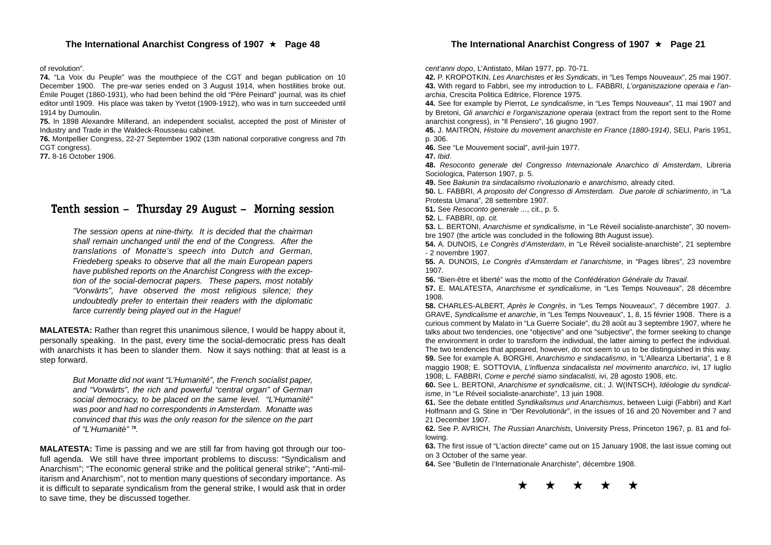of revolution".

**74.** "La Voix du Peuple" was the mouthpiece of the CGT and began publication on 10 December 1900. The pre-war series ended on 3 August 1914, when hostilities broke out. Émile Pouget (1860-1931), who had been behind the old "Père Peinard" journal, was its chief editor until 1909. His place was taken by Yvetot (1909-1912), who was in turn succeeded until 1914 by Dumoulin.

**75.** In 1898 Alexandre Millerand, an independent socialist, accepted the post of Minister of Industry and Trade in the Waldeck-Rousseau cabinet.

**76.** Montpellier Congress, 22-27 September 1902 (13th national corporative congress and 7th CGT congress).

**77.** 8-16 October 1906.

## Tenth session – Thursday 29 August – Morning session

*The session opens at nine-thirty. It is decided that the chairman shall remain unchanged until the end of the Congress. After the translations of Monatte's speech into Dutch and German, Friedeberg speaks to observe that all the main European papers have published reports on the Anarchist Congress with the exception of the social-democrat papers. These papers, most notably "Vorwärts", have observed the most religious silence; they undoubtedly prefer to entertain their readers with the diplomatic farce currently being played out in the Hague!*

**MALATESTA:** Rather than regret this unanimous silence, I would be happy about it, personally speaking. In the past, every time the social-democratic press has dealt with anarchists it has been to slander them. Now it says nothing: that at least is a step forward.

*But Monatte did not want "L'Humanité", the French socialist paper, and "Vorwärts", the rich and powerful "central organ" of German social democracy, to be placed on the same level. "L'Humanité" was poor and had no correspondents in Amsterdam. Monatte was convinced that this was the only reason for the silence on the part of "L'Humanitè"* [78]*.*

**MALATESTA:** Time is passing and we are still far from having got through our too-full agenda. We still have three important problems to discuss: "Syndicalism and Anarchism"; "The economic general strike and the political general strike"; "Anti-militarism and Anarchism", not to mention many questions of secondary importance. As it is difficult to separate syndicalism from the general strike, I would ask that in order to save time, they be discussed together.

*cent'anni dopo*, L'Antistato, Milan 1977, pp. 70-71.

**42.** P. KROPOTKIN, *Les Anarchistes et les Syndicats*, in "Les Temps Nouveaux", 25 mai 1907.

**43.** With regard to Fabbri, see my introduction to L. FABBRI, *L'organizzazione operaia e l'anarchia*, Crescita Politica Editrice, Florence 1975.

**44.** See for example by Pierrot, *Le syndicalisme*, in "Les Temps Nouveaux", 11 mai 1907 and by Bretoni, *Gli anarchici e l'organizzazione operaia* (extract from the report sent to the Rome anarchist congress), in "Il Pensiero", 16 giugno 1907.

**45.** J. MAITRON, *Histoire du movement anarchiste en France (1880-1914)*, SELI, Paris 1951, p. 306.

**46.** See "Le Mouvement social", avril-juin 1977.

**47.** *Ibid*.

**48.** *Resoconto generale del Congresso Internazionale Anarchico di Amsterdam*, Libreria Sociologica, Paterson 1907, p. 5.

**49.** See *Bakunin tra sindacalismo rivoluzionario e anarchismo*, already cited.

**50.** L. FABBRI, *A proposito del Congresso di Amsterdam. Due parole di schiarimento*, in "La Protesta Umana", 28 settembre 1907.

**51.** See *Resoconto generale ...*, cit., p. 5.

**52.** L. FABBRI, *op. cit.*

**53.** L. BERTONI, *Anarchisme et syndicalisme*, in "Le Réveil socialiste-anarchiste", 30 novembre 1907 (the article was concluded in the following 8th August issue).

**54.** A. DUNOIS, *Le Congrès d'Amsterdam*, in "Le Réveil socialiste-anarchiste", 21 septembre - 2 novembre 1907.

**55.** A. DUNOIS, *Le Congrès d'Amsterdam et l'anarchisme*, in "Pages libres", 23 novembre 1907.

**56.** "Bien-être et liberté" was the motto of the *Confédération Générale du Travail*.

**57.** E. MALATESTA, *Anarchisme et syndicalisme*, in "Les Temps Nouveaux", 28 décembre 1908.

**58.** CHARLES-ALBERT, *Après le Congrès*, in "Les Temps Nouveaux", 7 décembre 1907. J. GRAVE, *Syndicalisme et anarchie*, in "Les Temps Nouveaux", 1, 8, 15 février 1908. There is a curious comment by Malato in "La Guerre Sociale", du 28 août au 3 septembre 1907, where he talks about two tendencies, one "objective" and one "subjective", the former seeking to change the environment in order to transform the individual, the latter aiming to perfect the individual. The two tendencies that appeared, however, do not seem to us to be distinguished in this way.

**59.** See for example A. BORGHI, *Anarchismo e sindacalismo*, in "L'Alleanza Libertaria", 1 e 8 maggio 1908; E. SOTTOVIA, *L'influenza sindacalista nel movimento anarchico*, ivi, 17 luglio 1908; L. FABBRI, *Come e perché siamo sindacalisti*, ivi, 28 agosto 1908, etc.

**60.** See L. BERTONI, *Anarchisme et syndicalisme*, cit.; J. W(INTSCH), *Idéologie du syndicalisme*, in "Le Réveil socialiste-anarchiste", 13 juin 1908.

**61.** See the debate entitled *Syndikalismus und Anarchismus*, between Luigi (Fabbri) and Karl Holfmann and G. Stine in "Der Revolutionär", in the issues of 16 and 20 November and 7 and 21 December 1907.

**62.** See P. AVRICH, *The Russian Anarchists*, University Press, Princeton 1967, p. 81 and following.

**63.** The first issue of "L'action directe" came out on 15 January 1908, the last issue coming out on 3 October of the same year.

**64.** See "Bulletin de l'Internationale Anarchiste", décembre 1908.

★ ★ ★ ★ ★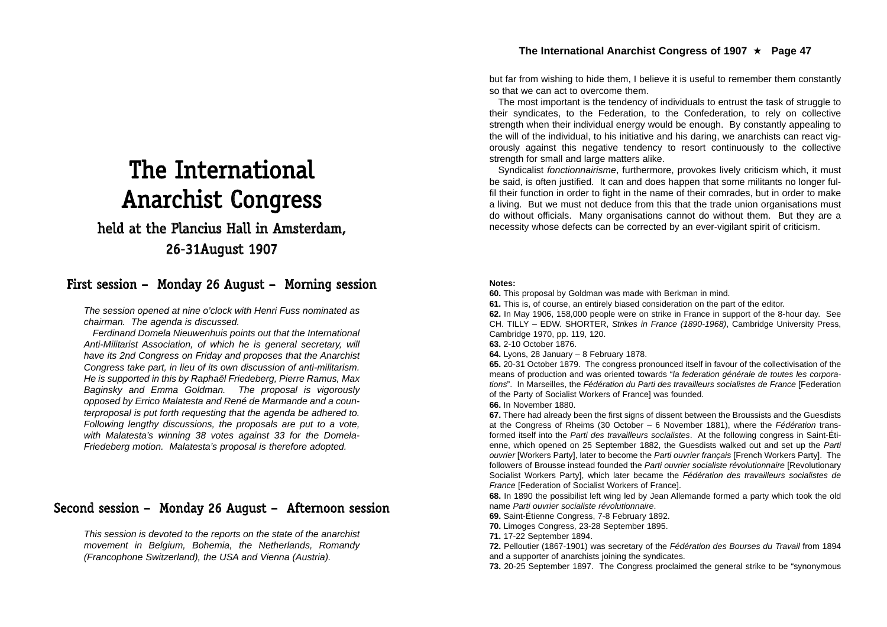# The International Anarchist Congress

## held at the Plancius Hall in Amsterdam, 26-31August 1907

## First session – Monday 26 August – Morning session

*The session opened at nine o'clock with Henri Fuss nominated as chairman. The agenda is discussed.*

*Ferdinand Domela Nieuwenhuis points out that the International Anti-Militarist Association, of which he is general secretary, will have its 2nd Congress on Friday and proposes that the Anarchist Congress take part, in lieu of its own discussion of anti-militarism. He is supported in this by Raphaël Friedeberg, Pierre Ramus, Max Baginsky and Emma Goldman. The proposal is vigorously opposed by Errico Malatesta and René de Marmande and a counterproposal is put forth requesting that the agenda be adhered to. Following lengthy discussions, the proposals are put to a vote, with Malatesta's winning 38 votes against 33 for the Domela-Friedeberg motion. Malatesta's proposal is therefore adopted.*

## Second session – Monday 26 August – Afternoon session

*This session is devoted to the reports on the state of the anarchist movement in Belgium, Bohemia, the Netherlands, Romandy (Francophone Switzerland), the USA and Vienna (Austria).*

but far from wishing to hide them, I believe it is useful to remember them constantly so that we can act to overcome them.

The most important is the tendency of individuals to entrust the task of struggle to their syndicates, to the Federation, to the Confederation, to rely on collective strength when their individual energy would be enough. By constantly appealing to the will of the individual, to his initiative and his daring, we anarchists can react vigorously against this negative tendency to resort continuously to the collective strength for small and large matters alike.

Syndicalist *fonctionnairisme*, furthermore, provokes lively criticism which, it must be said, is often justified. It can and does happen that some militants no longer fulfil their function in order to fight in the name of their comrades, but in order to make a living. But we must not deduce from this that the trade union organisations must do without officials. Many organisations cannot do without them. But they are a necessity whose defects can be corrected by an ever-vigilant spirit of criticism.

**Notes:**

**60.** This proposal by Goldman was made with Berkman in mind.

**61.** This is, of course, an entirely biased consideration on the part of the editor.

**62.** In May 1906, 158,000 people were on strike in France in support of the 8-hour day. See CH. TILLY – EDW. SHORTER, *Strikes in France (1890-1968)*, Cambridge University Press, Cambridge 1970, pp. 119, 120.

**63.** 2-10 October 1876.

**64.** Lyons, 28 January – 8 February 1878.

**65.** 20-31 October 1879. The congress pronounced itself in favour of the collectivisation of the means of production and was oriented towards "*la federation générale de toutes les corporations*". In Marseilles, the *Fédération du Parti des travailleurs socialistes de France* [Federation of the Party of Socialist Workers of France] was founded.

**66.** In November 1880.

**67.** There had already been the first signs of dissent between the Broussists and the Guesdists at the Congress of Rheims (30 October – 6 November 1881), where the *Fédération* transformed itself into the *Parti des travailleurs socialistes*. At the following congress in Saint-Étienne, which opened on 25 September 1882, the Guesdists walked out and set up the *Parti ouvrier* [Workers Party], later to become the *Parti ouvrier français* [French Workers Party]. The followers of Brousse instead founded the *Parti ouvrier socialiste révolutionnaire* [Revolutionary Socialist Workers Party], which later became the *Fédération des travailleurs socialistes de France* [Federation of Socialist Workers of France].

**68.** In 1890 the possibilist left wing led by Jean Allemande formed a party which took the old name *Parti ouvrier socialiste révolutionnaire*.

**69.** Saint-Étienne Congress, 7-8 February 1892.

**70.** Limoges Congress, 23-28 September 1895.

**71.** 17-22 September 1894.

**72.** Pelloutier (1867-1901) was secretary of the *Fédération des Bourses du Travail* from 1894 and a supporter of anarchists joining the syndicates.

**73.** 20-25 September 1897. The Congress proclaimed the general strike to be "synonymous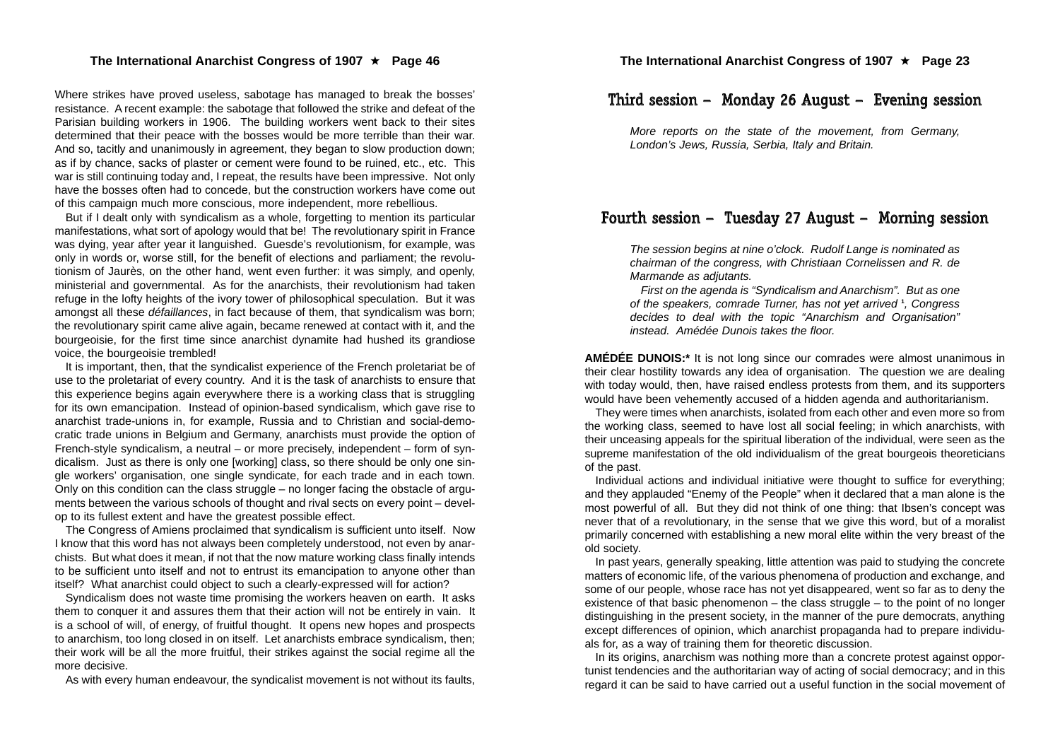Where strikes have proved useless, sabotage has managed to break the bosses' resistance. A recent example: the sabotage that followed the strike and defeat of the Parisian building workers in 1906. The building workers went back to their sites determined that their peace with the bosses would be more terrible than their war. And so, tacitly and unanimously in agreement, they began to slow production down; as if by chance, sacks of plaster or cement were found to be ruined, etc., etc. This war is still continuing today and, I repeat, the results have been impressive. Not only have the bosses often had to concede, but the construction workers have come out of this campaign much more conscious, more independent, more rebellious.

But if I dealt only with syndicalism as a whole, forgetting to mention its particular manifestations, what sort of apology would that be! The revolutionary spirit in France was dying, year after year it languished. Guesde's revolutionism, for example, was only in words or, worse still, for the benefit of elections and parliament; the revolutionism of Jaurès, on the other hand, went even further: it was simply, and openly, ministerial and governmental. As for the anarchists, their revolutionism had taken refuge in the lofty heights of the ivory tower of philosophical speculation. But it was amongst all these *défaillances*, in fact because of them, that syndicalism was born; the revolutionary spirit came alive again, became renewed at contact with it, and the bourgeoisie, for the first time since anarchist dynamite had hushed its grandiose voice, the bourgeoisie trembled!

It is important, then, that the syndicalist experience of the French proletariat be of use to the proletariat of every country. And it is the task of anarchists to ensure that this experience begins again everywhere there is a working class that is struggling for its own emancipation. Instead of opinion-based syndicalism, which gave rise to anarchist trade-unions in, for example, Russia and to Christian and social-democratic trade unions in Belgium and Germany, anarchists must provide the option of French-style syndicalism, a neutral – or more precisely, independent – form of syndicalism. Just as there is only one [working] class, so there should be only one single workers' organisation, one single syndicate, for each trade and in each town. Only on this condition can the class struggle – no longer facing the obstacle of arguments between the various schools of thought and rival sects on every point – develop to its fullest extent and have the greatest possible effect.

The Congress of Amiens proclaimed that syndicalism is sufficient unto itself. Now I know that this word has not always been completely understood, not even by anarchists. But what does it mean, if not that the now mature working class finally intends to be sufficient unto itself and not to entrust its emancipation to anyone other than itself? What anarchist could object to such a clearly-expressed will for action?

Syndicalism does not waste time promising the workers heaven on earth. It asks them to conquer it and assures them that their action will not be entirely in vain. It is a school of will, of energy, of fruitful thought. It opens new hopes and prospects to anarchism, too long closed in on itself. Let anarchists embrace syndicalism, then; their work will be all the more fruitful, their strikes against the social regime all the more decisive.

As with every human endeavour, the syndicalist movement is not without its faults,

## Third session – Monday 26 August – Evening session

*More reports on the state of the movement, from Germany, London's Jews, Russia, Serbia, Italy and Britain.*

## Fourth session – Tuesday 27 August – Morning session

*The session begins at nine o'clock. Rudolf Lange is nominated as chairman of the congress, with Christiaan Cornelissen and R. de Marmande as adjutants.*

*First on the agenda is "Syndicalism and Anarchism". But as one of the speakers, comrade Turner, has not yet arrived [1], Congress decides to deal with the topic "Anarchism and Organisation" instead. Amédée Dunois takes the floor.*

**AMÉDÉE DUNOIS:*** It is not long since our comrades were almost unanimous in their clear hostility towards any idea of organisation. The question we are dealing with today would, then, have raised endless protests from them, and its supporters would have been vehemently accused of a hidden agenda and authoritarianism.

They were times when anarchists, isolated from each other and even more so from the working class, seemed to have lost all social feeling; in which anarchists, with their unceasing appeals for the spiritual liberation of the individual, were seen as the supreme manifestation of the old individualism of the great bourgeois theoreticians of the past.

Individual actions and individual initiative were thought to suffice for everything; and they applauded "Enemy of the People" when it declared that a man alone is the most powerful of all. But they did not think of one thing: that Ibsen's concept was never that of a revolutionary, in the sense that we give this word, but of a moralist primarily concerned with establishing a new moral elite within the very breast of the old society.

In past years, generally speaking, little attention was paid to studying the concrete matters of economic life, of the various phenomena of production and exchange, and some of our people, whose race has not yet disappeared, went so far as to deny the existence of that basic phenomenon – the class struggle – to the point of no longer distinguishing in the present society, in the manner of the pure democrats, anything except differences of opinion, which anarchist propaganda had to prepare individuals for, as a way of training them for theoretic discussion.

In its origins, anarchism was nothing more than a concrete protest against opportunist tendencies and the authoritarian way of acting of social democracy; and in this regard it can be said to have carried out a useful function in the social movement of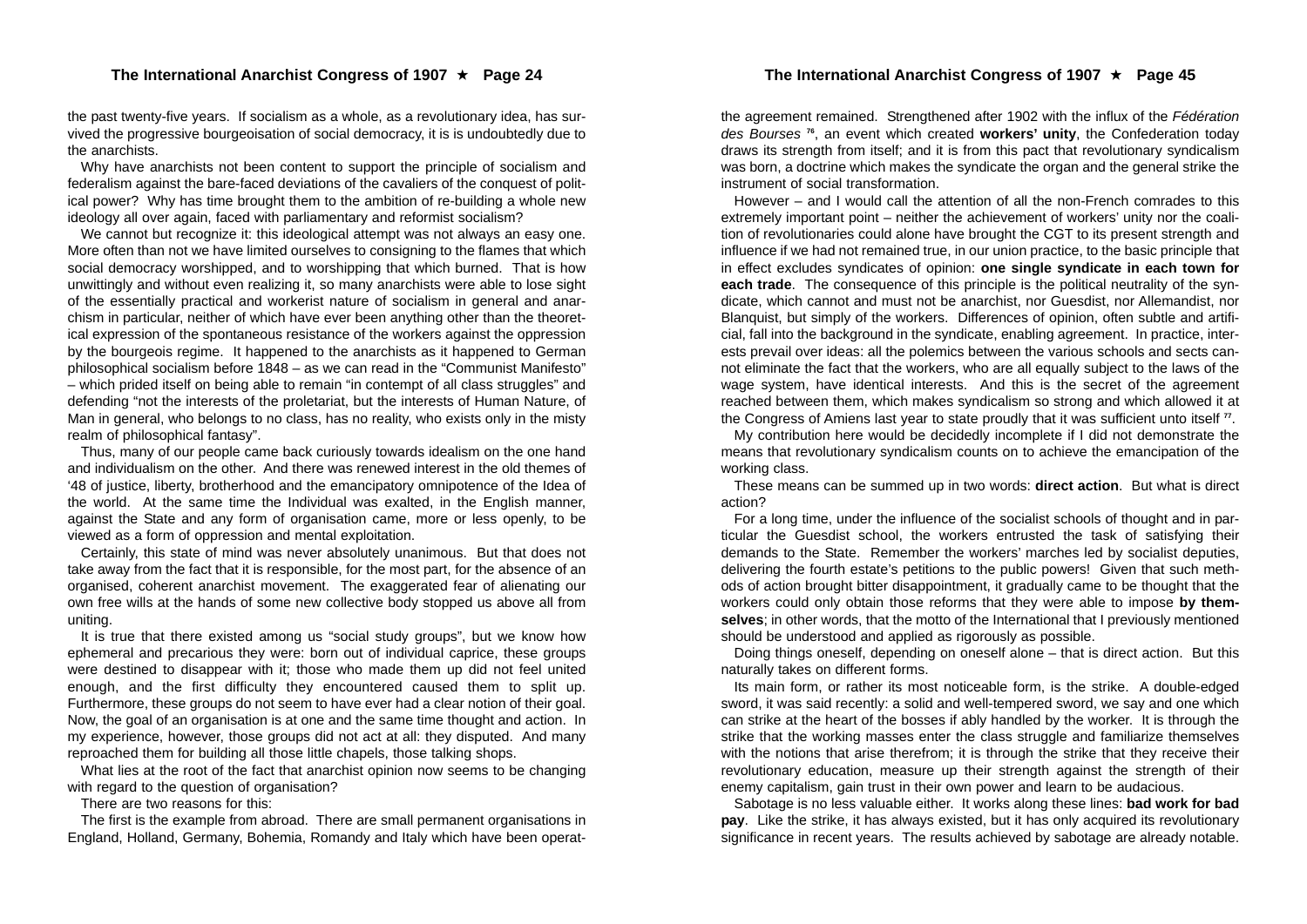the past twenty-five years. If socialism as a whole, as a revolutionary idea, has survived the progressive bourgeoisation of social democracy, it is undoubtedly due to the anarchists.

Why have anarchists not been content to support the principle of socialism and federalism against the bare-faced deviations of the cavaliers of the conquest of political power? Why has time brought them to the ambition of re-building a whole new ideology all over again, faced with parliamentary and reformist socialism?

We cannot but recognize it: this ideological attempt was not always an easy one. More often than not we have limited ourselves to consigning to the flames that which social democracy worshipped, and to worshipping that which burned. That is how unwittingly and without even realizing it, so many anarchists were able to lose sight of the essentially practical and workerist nature of socialism in general and anarchism in particular, neither of which have ever been anything other than the theoretical expression of the spontaneous resistance of the workers against the oppression by the bourgeois regime. It happened to the anarchists as it happened to German philosophical socialism before 1848 – as we can read in the "Communist Manifesto" – which prided itself on being able to remain "in contempt of all class struggles" and defending "not the interests of the proletariat, but the interests of Human Nature, of Man in general, who belongs to no class, has no reality, who exists only in the misty realm of philosophical fantasy".

Thus, many of our people came back curiously towards idealism on the one hand and individualism on the other. And there was renewed interest in the old themes of '48 of justice, liberty, brotherhood and the emancipatory omnipotence of the Idea of the world. At the same time the Individual was exalted, in the English manner, against the State and any form of organisation came, more or less openly, to be viewed as a form of oppression and mental exploitation.

Certainly, this state of mind was never absolutely unanimous. But that does not take away from the fact that it is responsible, for the most part, for the absence of an organised, coherent anarchist movement. The exaggerated fear of alienating our own free wills at the hands of some new collective body stopped us above all from uniting.

It is true that there existed among us "social study groups", but we know how ephemeral and precarious they were: born out of individual caprice, these groups were destined to disappear with it; those who made them up did not feel united enough, and the first difficulty they encountered caused them to split up. Furthermore, these groups do not seem to have ever had a clear notion of their goal. Now, the goal of an organisation is at one and the same time thought and action. In my experience, however, those groups did not act at all: they disputed. And many reproached them for building all those little chapels, those talking shops.

What lies at the root of the fact that anarchist opinion now seems to be changing with regard to the question of organisation?

There are two reasons for this:

The first is the example from abroad. There are small permanent organisations in England, Holland, Germany, Bohemia, Romandy and Italy which have been operat-

the agreement remained. Strengthened after 1902 with the influx of the *Fédération des Bourses* [76], an event which created **workers' unity**, the Confederation today draws its strength from itself; and it is from this pact that revolutionary syndicalism was born, a doctrine which makes the syndicate the organ and the general strike the instrument of social transformation.

However – and I would call the attention of all the non-French comrades to this extremely important point – neither the achievement of workers' unity nor the coalition of revolutionaries could alone have brought the CGT to its present strength and influence if we had not remained true, in our union practice, to the basic principle that in effect excludes syndicates of opinion: **one single syndicate in each town for each trade**. The consequence of this principle is the political neutrality of the syndicate, which cannot and must not be anarchist, nor Guesdist, nor Allemandist, nor Blanquist, but simply of the workers. Differences of opinion, often subtle and artificial, fall into the background in the syndicate, enabling agreement. In practice, interests prevail over ideas: all the polemics between the various schools and sects cannot eliminate the fact that the workers, who are all equally subject to the laws of the wage system, have identical interests. And this is the secret of the agreement reached between them, which makes syndicalism so strong and which allowed it at the Congress of Amiens last year to state proudly that it was sufficient unto itself [77].

My contribution here would be decidedly incomplete if I did not demonstrate the means that revolutionary syndicalism counts on to achieve the emancipation of the working class.

These means can be summed up in two words: **direct action**. But what is direct action?

For a long time, under the influence of the socialist schools of thought and in particular the Guesdist school, the workers entrusted the task of satisfying their demands to the State. Remember the workers' marches led by socialist deputies, delivering the fourth estate's petitions to the public powers! Given that such methods of action brought bitter disappointment, it gradually came to be thought that the workers could only obtain those reforms that they were able to impose **by themselves**; in other words, that the motto of the International that I previously mentioned should be understood and applied as rigorously as possible.

Doing things oneself, depending on oneself alone – that is direct action. But this naturally takes on different forms.

Its main form, or rather its most noticeable form, is the strike. A double-edged sword, it was said recently: a solid and well-tempered sword, we say and one which can strike at the heart of the bosses if ably handled by the worker. It is through the strike that the working masses enter the class struggle and familiarize themselves with the notions that arise therefrom; it is through the strike that they receive their revolutionary education, measure up their strength against the strength of their enemy capitalism, gain trust in their own power and learn to be audacious.

Sabotage is no less valuable either. It works along these lines: **bad work for bad pay**. Like the strike, it has always existed, but it has only acquired its revolutionary significance in recent years. The results achieved by sabotage are already notable.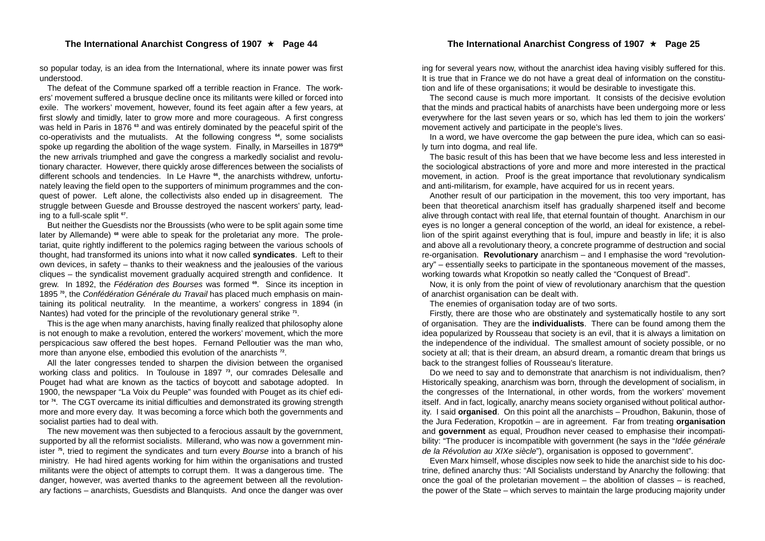so popular today, is an idea from the International, where its innate power was first understood.

The defeat of the Commune sparked off a terrible reaction in France. The workers' movement suffered a brusque decline once its militants were killed or forced into exile. The workers' movement, however, found its feet again after a few years, at first slowly and timidly, later to grow more and more courageous. A first congress was held in Paris in 1876 [63] and was entirely dominated by the peaceful spirit of the co-operativists and the mutualists. At the following congress [64], some socialists spoke up regarding the abolition of the wage system. Finally, in Marseilles in 1879[65] the new arrivals triumphed and gave the congress a markedly socialist and revolutionary character. However, there quickly arose differences between the socialists of different schools and tendencies. In Le Havre [66], the anarchists withdrew, unfortunately leaving the field open to the supporters of minimum programmes and the conquest of power. Left alone, the collectivists also ended up in disagreement. The struggle between Guesde and Brousse destroyed the nascent workers' party, leading to a full-scale split [67].

But neither the Guesdists nor the Broussists (who were to be split again some time later by Allemande) [68] were able to speak for the proletariat any more. The proletariat, quite rightly indifferent to the polemics raging between the various schools of thought, had transformed its unions into what it now called **syndicates**. Left to their own devices, in safety – thanks to their weakness and the jealousies of the various cliques – the syndicalist movement gradually acquired strength and confidence. It grew. In 1892, the *Fédération des Bourses* was formed [69]. Since its inception in 1895 [70], the *Confédération Générale du Travail* has placed much emphasis on maintaining its political neutrality. In the meantime, a workers' congress in 1894 (in Nantes) had voted for the principle of the revolutionary general strike [71].

This is the age when many anarchists, having finally realized that philosophy alone is not enough to make a revolution, entered the workers' movement, which the more perspicacious saw offered the best hopes. Fernand Pelloutier was the man who, more than anyone else, embodied this evolution of the anarchists [72].

All the later congresses tended to sharpen the division between the organised working class and politics. In Toulouse in 1897 [73], our comrades Delesalle and Pouget had what are known as the tactics of boycott and sabotage adopted. In 1900, the newspaper "La Voix du Peuple" was founded with Pouget as its chief editor [74]. The CGT overcame its initial difficulties and demonstrated its growing strength more and more every day. It was becoming a force which both the governments and socialist parties had to deal with.

The new movement was then subjected to a ferocious assault by the government, supported by all the reformist socialists. Millerand, who was now a government minister [75], tried to regiment the syndicates and turn every *Bourse* into a branch of his ministry. He had hired agents working for him within the organisations and trusted militants were the object of attempts to corrupt them. It was a dangerous time. The danger, however, was averted thanks to the agreement between all the revolutionary factions – anarchists, Guesdists and Blanquists. And once the danger was over

ing for several years now, without the anarchist idea having visibly suffered for this. It is true that in France we do not have a great deal of information on the constitution and life of these organisations; it would be desirable to investigate this.

The second cause is much more important. It consists of the decisive evolution that the minds and practical habits of anarchists have been undergoing more or less everywhere for the last seven years or so, which has led them to join the workers' movement actively and participate in the people's lives.

In a word, we have overcome the gap between the pure idea, which can so easily turn into dogma, and real life.

The basic result of this has been that we have become less and less interested in the sociological abstractions of yore and more and more interested in the practical movement, in action. Proof is the great importance that revolutionary syndicalism and anti-militarism, for example, have acquired for us in recent years.

Another result of our participation in the movement, this too very important, has been that theoretical anarchism itself has gradually sharpened itself and become alive through contact with real life, that eternal fountain of thought. Anarchism in our eyes is no longer a general conception of the world, an ideal for existence, a rebellion of the spirit against everything that is foul, impure and beastly in life; it is also and above all a revolutionary theory, a concrete programme of destruction and social re-organisation. **Revolutionary** anarchism – and I emphasise the word "revolutionary" – essentially seeks to participate in the spontaneous movement of the masses, working towards what Kropotkin so neatly called the "Conquest of Bread".

Now, it is only from the point of view of revolutionary anarchism that the question of anarchist organisation can be dealt with.

The enemies of organisation today are of two sorts.

Firstly, there are those who are obstinately and systematically hostile to any sort of organisation. They are the **individualists**. There can be found among them the idea popularized by Rousseau that society is an evil, that it is always a limitation on the independence of the individual. The smallest amount of society possible, or no society at all; that is their dream, an absurd dream, a romantic dream that brings us back to the strangest follies of Rousseau's literature.

Do we need to say and to demonstrate that anarchism is not individualism, then? Historically speaking, anarchism was born, through the development of socialism, in the congresses of the International, in other words, from the workers' movement itself. And in fact, logically, anarchy means society organised without political authority. I said **organised**. On this point all the anarchists – Proudhon, Bakunin, those of the Jura Federation, Kropotkin – are in agreement. Far from treating **organisation** and **government** as equal, Proudhon never ceased to emphasise their incompatibility: "The producer is incompatible with government (he says in the "*Idée générale de la Révolution au XIXe siècle*"), organisation is opposed to government".

Even Marx himself, whose disciples now seek to hide the anarchist side to his doctrine, defined anarchy thus: "All Socialists understand by Anarchy the following: that once the goal of the proletarian movement – the abolition of classes – is reached, the power of the State – which serves to maintain the large producing majority under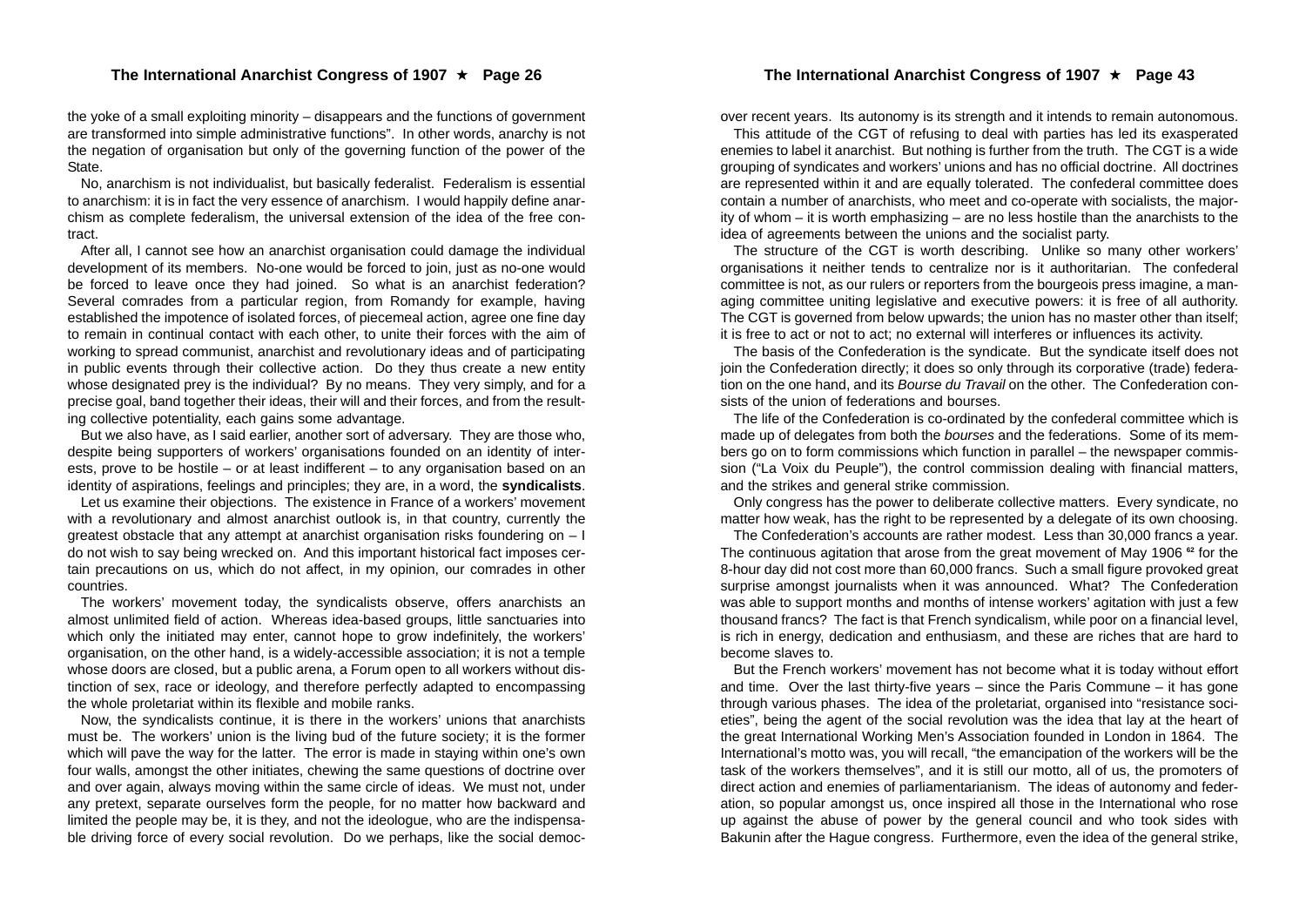the yoke of a small exploiting minority – disappears and the functions of government are transformed into simple administrative functions". In other words, anarchy is not the negation of organisation but only of the governing function of the power of the State.

No, anarchism is not individualist, but basically federalist. Federalism is essential to anarchism: it is in fact the very essence of anarchism. I would happily define anarchism as complete federalism, the universal extension of the idea of the free contract.

After all, I cannot see how an anarchist organisation could damage the individual development of its members. No-one would be forced to join, just as no-one would be forced to leave once they had joined. So what is an anarchist federation? Several comrades from a particular region, from Romandy for example, having established the impotence of isolated forces, of piecemeal action, agree one fine day to remain in continual contact with each other, to unite their forces with the aim of working to spread communist, anarchist and revolutionary ideas and of participating in public events through their collective action. Do they thus create a new entity whose designated prey is the individual? By no means. They very simply, and for a precise goal, band together their ideas, their will and their forces, and from the resulting collective potentiality, each gains some advantage.

But we also have, as I said earlier, another sort of adversary. They are those who, despite being supporters of workers' organisations founded on an identity of interests, prove to be hostile – or at least indifferent – to any organisation based on an identity of aspirations, feelings and principles; they are, in a word, the **syndicalists**.

Let us examine their objections. The existence in France of a workers' movement with a revolutionary and almost anarchist outlook is, in that country, currently the greatest obstacle that any attempt at anarchist organisation risks foundering on – I do not wish to say being wrecked on. And this important historical fact imposes certain precautions on us, which do not affect, in my opinion, our comrades in other countries.

The workers' movement today, the syndicalists observe, offers anarchists an almost unlimited field of action. Whereas idea-based groups, little sanctuaries into which only the initiated may enter, cannot hope to grow indefinitely, the workers' organisation, on the other hand, is a widely-accessible association; it is not a temple whose doors are closed, but a public arena, a Forum open to all workers without distinction of sex, race or ideology, and therefore perfectly adapted to encompassing the whole proletariat within its flexible and mobile ranks.

Now, the syndicalists continue, it is there in the workers' unions that anarchists must be. The workers' union is the living bud of the future society; it is the former which will pave the way for the latter. The error is made in staying within one's own four walls, amongst the other initiates, chewing the same questions of doctrine over and over again, always moving within the same circle of ideas. We must not, under any pretext, separate ourselves form the people, for no matter how backward and limited the people may be, it is they, and not the ideologue, who are the indispensable driving force of every social revolution. Do we perhaps, like the social democ-

over recent years. Its autonomy is its strength and it intends to remain autonomous.

This attitude of the CGT of refusing to deal with parties has led its exasperated enemies to label it anarchist. But nothing is further from the truth. The CGT is a wide grouping of syndicates and workers' unions and has no official doctrine. All doctrines are represented within it and are equally tolerated. The confederal committee does contain a number of anarchists, who meet and co-operate with socialists, the majority of whom – it is worth emphasizing – are no less hostile than the anarchists to the idea of agreements between the unions and the socialist party.

The structure of the CGT is worth describing. Unlike so many other workers' organisations it neither tends to centralize nor is it authoritarian. The confederal committee is not, as our rulers or reporters from the bourgeois press imagine, a managing committee uniting legislative and executive powers: it is free of all authority. The CGT is governed from below upwards; the union has no master other than itself; it is free to act or not to act; no external will interferes or influences its activity.

The basis of the Confederation is the syndicate. But the syndicate itself does not join the Confederation directly; it does so only through its corporative (trade) federation on the one hand, and its *Bourse du Travail* on the other. The Confederation consists of the union of federations and bourses.

The life of the Confederation is co-ordinated by the confederal committee which is made up of delegates from both the *bourses* and the federations. Some of its members go on to form commissions which function in parallel – the newspaper commission ("La Voix du Peuple"), the control commission dealing with financial matters, and the strikes and general strike commission.

Only congress has the power to deliberate collective matters. Every syndicate, no matter how weak, has the right to be represented by a delegate of its own choosing.

The Confederation's accounts are rather modest. Less than 30,000 francs a year. The continuous agitation that arose from the great movement of May 1906 [62] for the 8-hour day did not cost more than 60,000 francs. Such a small figure provoked great surprise amongst journalists when it was announced. What? The Confederation was able to support months and months of intense workers' agitation with just a few thousand francs? The fact is that French syndicalism, while poor on a financial level, is rich in energy, dedication and enthusiasm, and these are riches that are hard to become slaves to.

But the French workers' movement has not become what it is today without effort and time. Over the last thirty-five years – since the Paris Commune – it has gone through various phases. The idea of the proletariat, organised into "resistance societies", being the agent of the social revolution was the idea that lay at the heart of the great International Working Men's Association founded in London in 1864. The International's motto was, you will recall, "the emancipation of the workers will be the task of the workers themselves", and it is still our motto, all of us, the promoters of direct action and enemies of parliamentarianism. The ideas of autonomy and federation, so popular amongst us, once inspired all those in the International who rose up against the abuse of power by the general council and who took sides with Bakunin after the Hague congress. Furthermore, even the idea of the general strike,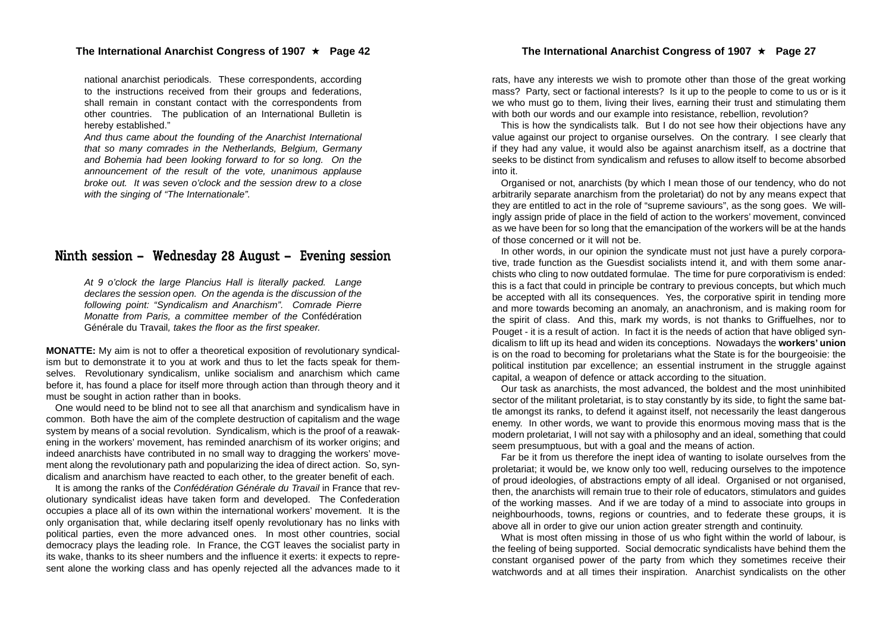national anarchist periodicals. These correspondents, according to the instructions received from their groups and federations, shall remain in constant contact with the correspondents from other countries. The publication of an International Bulletin is hereby established."

*And thus came about the founding of the Anarchist International that so many comrades in the Netherlands, Belgium, Germany and Bohemia had been looking forward to for so long. On the announcement of the result of the vote, unanimous applause broke out. It was seven o'clock and the session drew to a close with the singing of "The Internationale".*

## Ninth session – Wednesday 28 August – Evening session

*At 9 o'clock the large Plancius Hall is literally packed. Lange declares the session open. On the agenda is the discussion of the following point: "Syndicalism and Anarchism". Comrade Pierre Monatte from Paris, a committee member of the* Confédération Générale du Travail*, takes the floor as the first speaker.*

**MONATTE:** My aim is not to offer a theoretical exposition of revolutionary syndicalism but to demonstrate it to you at work and thus to let the facts speak for themselves. Revolutionary syndicalism, unlike socialism and anarchism which came before it, has found a place for itself more through action than through theory and it must be sought in action rather than in books.

One would need to be blind not to see all that anarchism and syndicalism have in common. Both have the aim of the complete destruction of capitalism and the wage system by means of a social revolution. Syndicalism, which is the proof of a reawakening in the workers' movement, has reminded anarchism of its worker origins; and indeed anarchists have contributed in no small way to dragging the workers' movement along the revolutionary path and popularizing the idea of direct action. So, syndicalism and anarchism have reacted to each other, to the greater benefit of each.

It is among the ranks of the *Confédération Générale du Travail* in France that revolutionary syndicalist ideas have taken form and developed. The Confederation occupies a place all of its own within the international workers' movement. It is the only organisation that, while declaring itself openly revolutionary has no links with political parties, even the more advanced ones. In most other countries, social democracy plays the leading role. In France, the CGT leaves the socialist party in its wake, thanks to its sheer numbers and the influence it exerts: it expects to represent alone the working class and has openly rejected all the advances made to it

rats, have any interests we wish to promote other than those of the great working mass? Party, sect or factional interests? Is it up to the people to come to us or is it we who must go to them, living their lives, earning their trust and stimulating them with both our words and our example into resistance, rebellion, revolution?

This is how the syndicalists talk. But I do not see how their objections have any value against our project to organise ourselves. On the contrary. I see clearly that if they had any value, it would also be against anarchism itself, as a doctrine that seeks to be distinct from syndicalism and refuses to allow itself to become absorbed into it.

Organised or not, anarchists (by which I mean those of our tendency, who do not arbitrarily separate anarchism from the proletariat) do not by any means expect that they are entitled to act in the role of "supreme saviours", as the song goes. We willingly assign pride of place in the field of action to the workers' movement, convinced as we have been for so long that the emancipation of the workers will be at the hands of those concerned or it will not be.

In other words, in our opinion the syndicate must not just have a purely corporative, trade function as the Guesdist socialists intend it, and with them some anarchists who cling to now outdated formulae. The time for pure corporativism is ended: this is a fact that could in principle be contrary to previous concepts, but which much be accepted with all its consequences. Yes, the corporative spirit in tending more and more towards becoming an anomaly, an anachronism, and is making room for the spirit of class. And this, mark my words, is not thanks to Griffuelhes, nor to Pouget - it is a result of action. In fact it is the needs of action that have obliged syndicalism to lift up its head and widen its conceptions. Nowadays the **workers' union** is on the road to becoming for proletarians what the State is for the bourgeoisie: the political institution par excellence; an essential instrument in the struggle against capital, a weapon of defence or attack according to the situation.

Our task as anarchists, the most advanced, the boldest and the most uninhibited sector of the militant proletariat, is to stay constantly by its side, to fight the same battle amongst its ranks, to defend it against itself, not necessarily the least dangerous enemy. In other words, we want to provide this enormous moving mass that is the modern proletariat, I will not say with a philosophy and an ideal, something that could seem presumptuous, but with a goal and the means of action.

Far be it from us therefore the inept idea of wanting to isolate ourselves from the proletariat; it would be, we know only too well, reducing ourselves to the impotence of proud ideologies, of abstractions empty of all ideal. Organised or not organised, then, the anarchists will remain true to their role of educators, stimulators and guides of the working masses. And if we are today of a mind to associate into groups in neighbourhoods, towns, regions or countries, and to federate these groups, it is above all in order to give our union action greater strength and continuity.

What is most often missing in those of us who fight within the world of labour, is the feeling of being supported. Social democratic syndicalists have behind them the constant organised power of the party from which they sometimes receive their watchwords and at all times their inspiration. Anarchist syndicalists on the other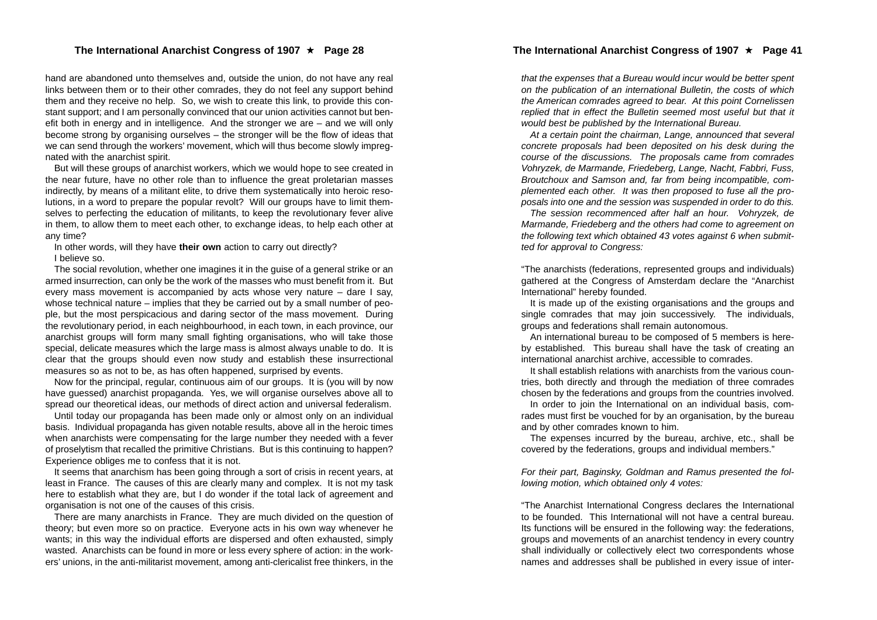hand are abandoned unto themselves and, outside the union, do not have any real links between them or to their other comrades, they do not feel any support behind them and they receive no help. So, we wish to create this link, to provide this constant support; and I am personally convinced that our union activities cannot but benefit both in energy and in intelligence. And the stronger we are – and we will only become strong by organising ourselves – the stronger will be the flow of ideas that we can send through the workers' movement, which will thus become slowly impregnated with the anarchist spirit.

But will these groups of anarchist workers, which we would hope to see created in the near future, have no other role than to influence the great proletarian masses indirectly, by means of a militant elite, to drive them systematically into heroic resolutions, in a word to prepare the popular revolt? Will our groups have to limit themselves to perfecting the education of militants, to keep the revolutionary fever alive in them, to allow them to meet each other, to exchange ideas, to help each other at any time?

In other words, will they have **their own** action to carry out directly?

I believe so.

The social revolution, whether one imagines it in the guise of a general strike or an armed insurrection, can only be the work of the masses who must benefit from it. But every mass movement is accompanied by acts whose very nature – dare I say, whose technical nature – implies that they be carried out by a small number of people, but the most perspicacious and daring sector of the mass movement. During the revolutionary period, in each neighbourhood, in each town, in each province, our anarchist groups will form many small fighting organisations, who will take those special, delicate measures which the large mass is almost always unable to do. It is clear that the groups should even now study and establish these insurrectional measures so as not to be, as has often happened, surprised by events.

Now for the principal, regular, continuous aim of our groups. It is (you will by now have guessed) anarchist propaganda. Yes, we will organise ourselves above all to spread our theoretical ideas, our methods of direct action and universal federalism.

Until today our propaganda has been made only or almost only on an individual basis. Individual propaganda has given notable results, above all in the heroic times when anarchists were compensating for the large number they needed with a fever of proselytism that recalled the primitive Christians. But is this continuing to happen? Experience obliges me to confess that it is not.

It seems that anarchism has been going through a sort of crisis in recent years, at least in France. The causes of this are clearly many and complex. It is not my task here to establish what they are, but I do wonder if the total lack of agreement and organisation is not one of the causes of this crisis.

There are many anarchists in France. They are much divided on the question of theory; but even more so on practice. Everyone acts in his own way whenever he wants; in this way the individual efforts are dispersed and often exhausted, simply wasted. Anarchists can be found in more or less every sphere of action: in the workers' unions, in the anti-militarist movement, among anti-clericalist free thinkers, in the

*that the expenses that a Bureau would incur would be better spent on the publication of an international Bulletin, the costs of which the American comrades agreed to bear. At this point Cornelissen replied that in effect the Bulletin seemed most useful but that it would best be published by the International Bureau.*

*At a certain point the chairman, Lange, announced that several concrete proposals had been deposited on his desk during the course of the discussions. The proposals came from comrades Vohryzek, de Marmande, Friedeberg, Lange, Nacht, Fabbri, Fuss, Broutchoux and Samson and, far from being incompatible, complemented each other. It was then proposed to fuse all the proposals into one and the session was suspended in order to do this.*

*The session recommenced after half an hour. Vohryzek, de Marmande, Friedeberg and the others had come to agreement on the following text which obtained 43 votes against 6 when submitted for approval to Congress:*

"The anarchists (federations, represented groups and individuals) gathered at the Congress of Amsterdam declare the "Anarchist International" hereby founded.

It is made up of the existing organisations and the groups and single comrades that may join successively. The individuals, groups and federations shall remain autonomous.

An international bureau to be composed of 5 members is hereby established. This bureau shall have the task of creating an international anarchist archive, accessible to comrades.

It shall establish relations with anarchists from the various countries, both directly and through the mediation of three comrades chosen by the federations and groups from the countries involved.

In order to join the International on an individual basis, comrades must first be vouched for by an organisation, by the bureau and by other comrades known to him.

The expenses incurred by the bureau, archive, etc., shall be covered by the federations, groups and individual members."

*For their part, Baginsky, Goldman and Ramus presented the following motion, which obtained only 4 votes:*

"The Anarchist International Congress declares the International to be founded. This International will not have a central bureau. Its functions will be ensured in the following way: the federations, groups and movements of an anarchist tendency in every country shall individually or collectively elect two correspondents whose names and addresses shall be published in every issue of inter-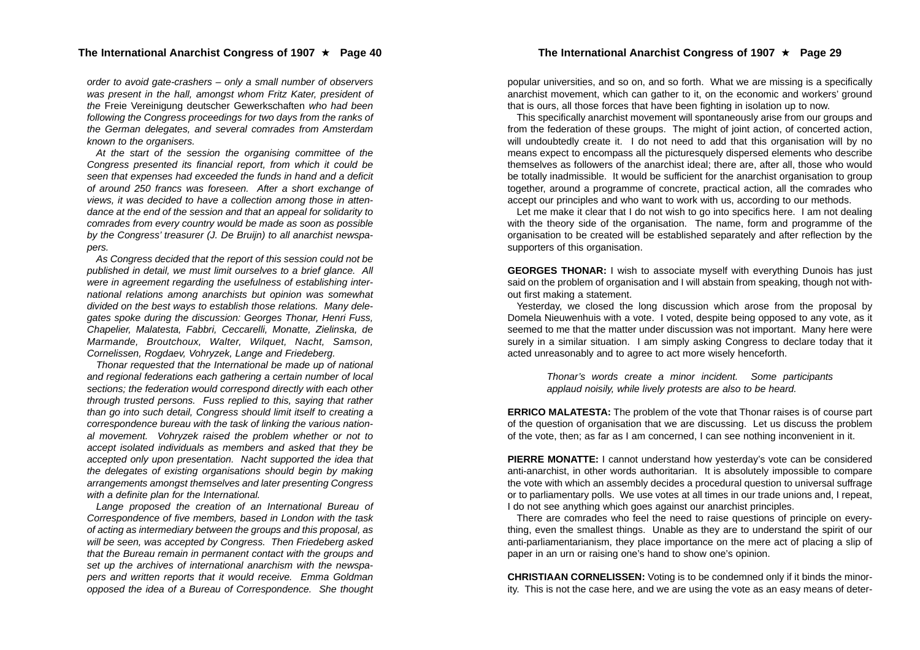*order to avoid gate-crashers – only a small number of observers was present in the hall, amongst whom Fritz Kater, president of the* Freie Vereinigung deutscher Gewerkschaften *who had been following the Congress proceedings for two days from the ranks of the German delegates, and several comrades from Amsterdam known to the organisers.*

*At the start of the session the organising committee of the Congress presented its financial report, from which it could be seen that expenses had exceeded the funds in hand and a deficit of around 250 francs was foreseen. After a short exchange of views, it was decided to have a collection among those in attendance at the end of the session and that an appeal for solidarity to comrades from every country would be made as soon as possible by the Congress' treasurer (J. De Bruijn) to all anarchist newspapers.*

*As Congress decided that the report of this session could not be published in detail, we must limit ourselves to a brief glance. All were in agreement regarding the usefulness of establishing international relations among anarchists but opinion was somewhat divided on the best ways to establish those relations. Many delegates spoke during the discussion: Georges Thonar, Henri Fuss, Chapelier, Malatesta, Fabbri, Ceccarelli, Monatte, Zielinska, de Marmande, Broutchoux, Walter, Wilquet, Nacht, Samson, Cornelissen, Rogdaev, Vohryzek, Lange and Friedeberg.*

*Thonar requested that the International be made up of national and regional federations each gathering a certain number of local sections; the federation would correspond directly with each other through trusted persons. Fuss replied to this, saying that rather than go into such detail, Congress should limit itself to creating a correspondence bureau with the task of linking the various national movement. Vohryzek raised the problem whether or not to accept isolated individuals as members and asked that they be accepted only upon presentation. Nacht supported the idea that the delegates of existing organisations should begin by making arrangements amongst themselves and later presenting Congress with a definite plan for the International.*

*Lange proposed the creation of an International Bureau of Correspondence of five members, based in London with the task of acting as intermediary between the groups and this proposal, as will be seen, was accepted by Congress. Then Friedeberg asked that the Bureau remain in permanent contact with the groups and set up the archives of international anarchism with the newspapers and written reports that it would receive. Emma Goldman opposed the idea of a Bureau of Correspondence. She thought*

popular universities, and so on, and so forth. What we are missing is a specifically anarchist movement, which can gather to it, on the economic and workers' ground that is ours, all those forces that have been fighting in isolation up to now.

This specifically anarchist movement will spontaneously arise from our groups and from the federation of these groups. The might of joint action, of concerted action, will undoubtedly create it. I do not need to add that this organisation will by no means expect to encompass all the picturesquely dispersed elements who describe themselves as followers of the anarchist ideal; there are, after all, those who would be totally inadmissible. It would be sufficient for the anarchist organisation to group together, around a programme of concrete, practical action, all the comrades who accept our principles and who want to work with us, according to our methods.

Let me make it clear that I do not wish to go into specifics here. I am not dealing with the theory side of the organisation. The name, form and programme of the organisation to be created will be established separately and after reflection by the supporters of this organisation.

**GEORGES THONAR:** I wish to associate myself with everything Dunois has just said on the problem of organisation and I will abstain from speaking, though not without first making a statement.

Yesterday, we closed the long discussion which arose from the proposal by Domela Nieuwenhuis with a vote. I voted, despite being opposed to any vote, as it seemed to me that the matter under discussion was not important. Many here were surely in a similar situation. I am simply asking Congress to declare today that it acted unreasonably and to agree to act more wisely henceforth.

> *Thonar's words create a minor incident. Some participants applaud noisily, while lively protests are also to be heard.*

**ERRICO MALATESTA:** The problem of the vote that Thonar raises is of course part of the question of organisation that we are discussing. Let us discuss the problem of the vote, then; as far as I am concerned, I can see nothing inconvenient in it.

**PIERRE MONATTE:** I cannot understand how yesterday's vote can be considered anti-anarchist, in other words authoritarian. It is absolutely impossible to compare the vote with which an assembly decides a procedural question to universal suffrage or to parliamentary polls. We use votes at all times in our trade unions and, I repeat, I do not see anything which goes against our anarchist principles.

There are comrades who feel the need to raise questions of principle on everything, even the smallest things. Unable as they are to understand the spirit of our anti-parliamentarianism, they place importance on the mere act of placing a slip of paper in an urn or raising one's hand to show one's opinion.

**CHRISTIAAN CORNELISSEN:** Voting is to be condemned only if it binds the minority. This is not the case here, and we are using the vote as an easy means of deter-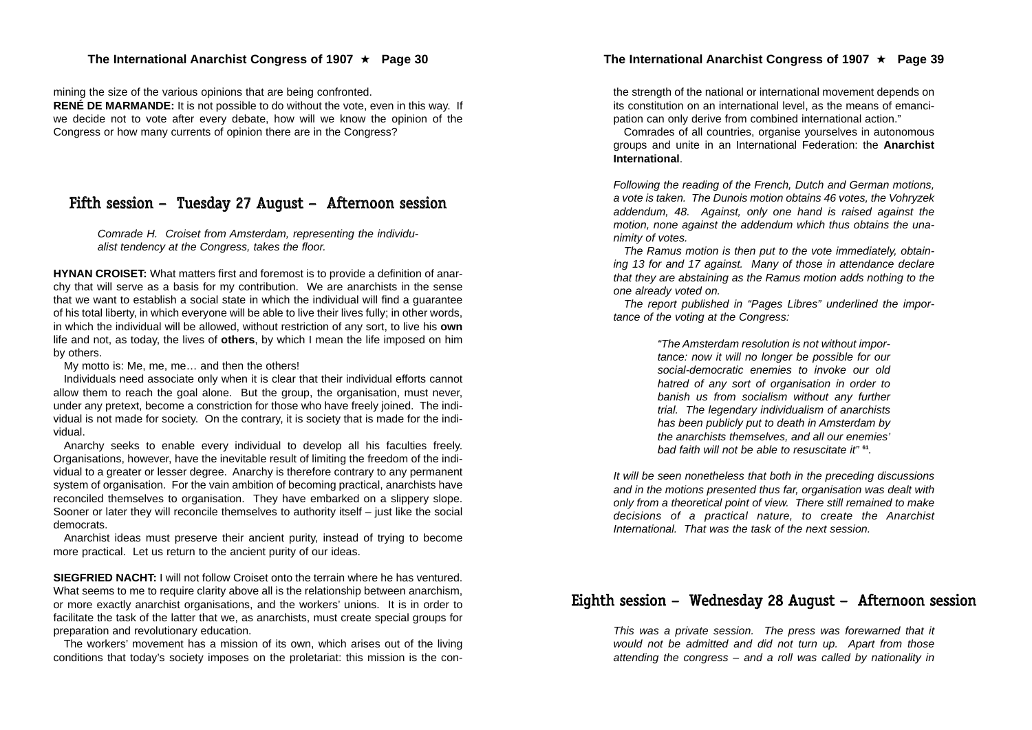mining the size of the various opinions that are being confronted.

**RENÉ DE MARMANDE:** It is not possible to do without the vote, even in this way. If we decide not to vote after every debate, how will we know the opinion of the Congress or how many currents of opinion there are in the Congress?

## Fifth session – Tuesday 27 August – Afternoon session

*Comrade H. Croiset from Amsterdam, representing the individualist tendency at the Congress, takes the floor.*

**HYNAN CROISET:** What matters first and foremost is to provide a definition of anarchy that will serve as a basis for my contribution. We are anarchists in the sense that we want to establish a social state in which the individual will find a guarantee of his total liberty, in which everyone will be able to live their lives fully; in other words, in which the individual will be allowed, without restriction of any sort, to live his **own** life and not, as today, the lives of **others**, by which I mean the life imposed on him by others.

My motto is: Me, me, me… and then the others!

Individuals need associate only when it is clear that their individual efforts cannot allow them to reach the goal alone. But the group, the organisation, must never, under any pretext, become a constriction for those who have freely joined. The individual is not made for society. On the contrary, it is society that is made for the individual.

Anarchy seeks to enable every individual to develop all his faculties freely. Organisations, however, have the inevitable result of limiting the freedom of the individual to a greater or lesser degree. Anarchy is therefore contrary to any permanent system of organisation. For the vain ambition of becoming practical, anarchists have reconciled themselves to organisation. They have embarked on a slippery slope. Sooner or later they will reconcile themselves to authority itself – just like the social democrats.

Anarchist ideas must preserve their ancient purity, instead of trying to become more practical. Let us return to the ancient purity of our ideas.

**SIEGFRIED NACHT:** I will not follow Croiset onto the terrain where he has ventured. What seems to me to require clarity above all is the relationship between anarchism, or more exactly anarchist organisations, and the workers' unions. It is in order to facilitate the task of the latter that we, as anarchists, must create special groups for preparation and revolutionary education.

The workers' movement has a mission of its own, which arises out of the living conditions that today's society imposes on the proletariat: this mission is the con-

the strength of the national or international movement depends on its constitution on an international level, as the means of emancipation can only derive from combined international action."

Comrades of all countries, organise yourselves in autonomous groups and unite in an International Federation: the **Anarchist International**.

*Following the reading of the French, Dutch and German motions, a vote is taken. The Dunois motion obtains 46 votes, the Vohryzek addendum, 48. Against, only one hand is raised against the motion, none against the addendum which thus obtains the unanimity of votes.*

*The Ramus motion is then put to the vote immediately, obtaining 13 for and 17 against. Many of those in attendance declare that they are abstaining as the Ramus motion adds nothing to the one already voted on.*

*The report published in "Pages Libres" underlined the importance of the voting at the Congress:*

> *"The Amsterdam resolution is not without importance: now it will no longer be possible for our social-democratic enemies to invoke our old hatred of any sort of organisation in order to banish us from socialism without any further trial. The legendary individualism of anarchists has been publicly put to death in Amsterdam by the anarchists themselves, and all our enemies' bad faith will not be able to resuscitate it"* [61]*.*

*It will be seen nonetheless that both in the preceding discussions and in the motions presented thus far, organisation was dealt with only from a theoretical point of view. There still remained to make decisions of a practical nature, to create the Anarchist International. That was the task of the next session.*

## Eighth session – Wednesday 28 August – Afternoon session

*This was a private session. The press was forewarned that it would not be admitted and did not turn up. Apart from those attending the congress – and a roll was called by nationality in*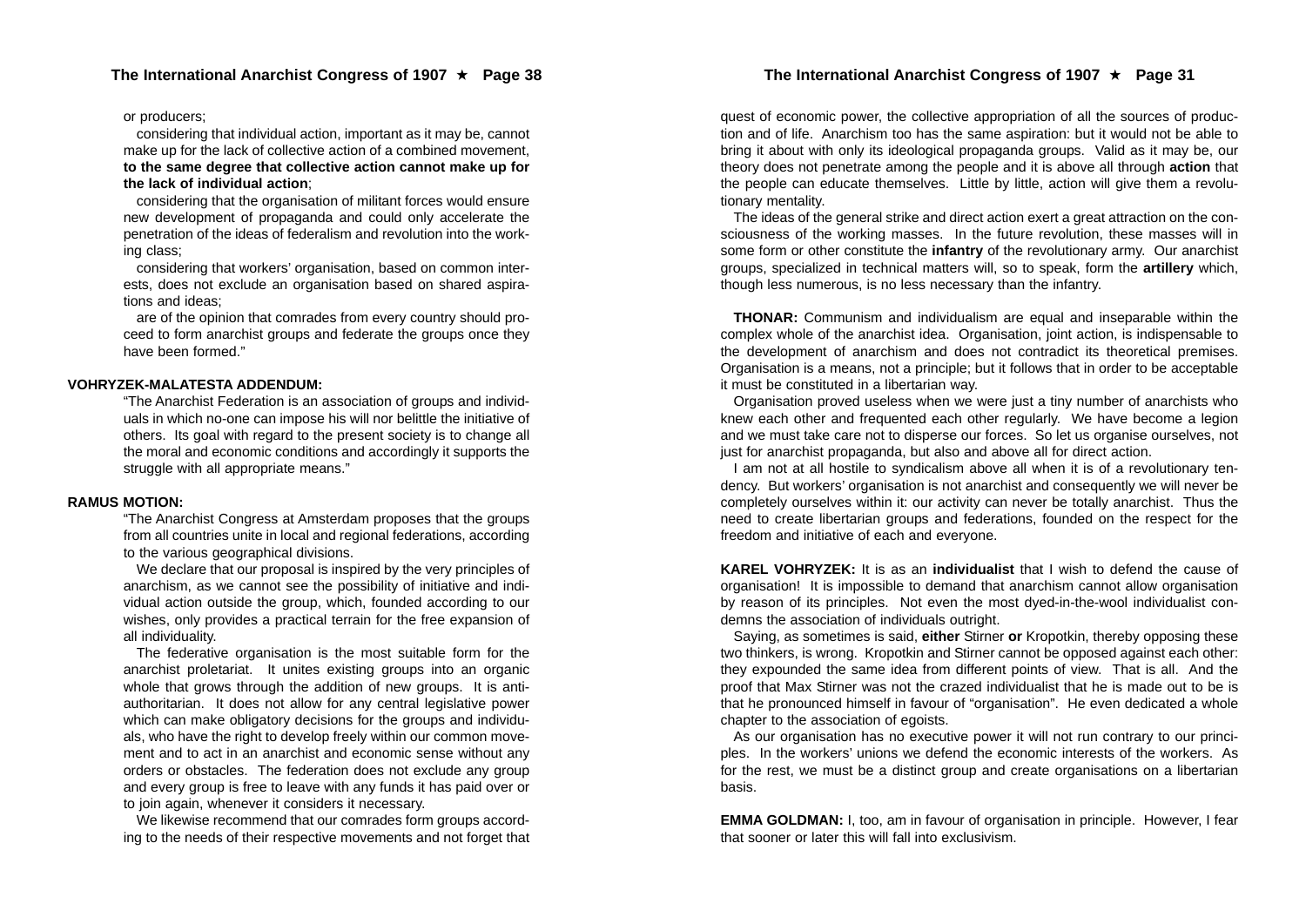or producers;

considering that individual action, important as it may be, cannot make up for the lack of collective action of a combined movement, **to the same degree that collective action cannot make up for the lack of individual action**;

considering that the organisation of militant forces would ensure new development of propaganda and could only accelerate the penetration of the ideas of federalism and revolution into the working class;

considering that workers' organisation, based on common interests, does not exclude an organisation based on shared aspirations and ideas;

are of the opinion that comrades from every country should proceed to form anarchist groups and federate the groups once they have been formed."

**VOHRYZEK-MALATESTA ADDENDUM:**

"The Anarchist Federation is an association of groups and individuals in which no-one can impose his will nor belittle the initiative of others. Its goal with regard to the present society is to change all the moral and economic conditions and accordingly it supports the struggle with all appropriate means."

**RAMUS MOTION:**

"The Anarchist Congress at Amsterdam proposes that the groups from all countries unite in local and regional federations, according to the various geographical divisions.

We declare that our proposal is inspired by the very principles of anarchism, as we cannot see the possibility of initiative and individual action outside the group, which, founded according to our wishes, only provides a practical terrain for the free expansion of all individuality.

The federative organisation is the most suitable form for the anarchist proletariat. It unites existing groups into an organic whole that grows through the addition of new groups. It is anti-authoritarian. It does not allow for any central legislative power which can make obligatory decisions for the groups and individuals, who have the right to develop freely within our common movement and to act in an anarchist and economic sense without any orders or obstacles. The federation does not exclude any group and every group is free to leave with any funds it has paid over or to join again, whenever it considers it necessary.

We likewise recommend that our comrades form groups according to the needs of their respective movements and not forget that

quest of economic power, the collective appropriation of all the sources of production and of life. Anarchism too has the same aspiration: but it would not be able to bring it about with only its ideological propaganda groups. Valid as it may be, our theory does not penetrate among the people and it is above all through **action** that the people can educate themselves. Little by little, action will give them a revolutionary mentality.

The ideas of the general strike and direct action exert a great attraction on the consciousness of the working masses. In the future revolution, these masses will in some form or other constitute the **infantry** of the revolutionary army. Our anarchist groups, specialized in technical matters will, so to speak, form the **artillery** which, though less numerous, is no less necessary than the infantry.

**THONAR:** Communism and individualism are equal and inseparable within the complex whole of the anarchist idea. Organisation, joint action, is indispensable to the development of anarchism and does not contradict its theoretical premises. Organisation is a means, not a principle; but it follows that in order to be acceptable it must be constituted in a libertarian way.

Organisation proved useless when we were just a tiny number of anarchists who knew each other and frequented each other regularly. We have become a legion and we must take care not to disperse our forces. So let us organise ourselves, not just for anarchist propaganda, but also and above all for direct action.

I am not at all hostile to syndicalism above all when it is of a revolutionary tendency. But workers' organisation is not anarchist and consequently we will never be completely ourselves within it: our activity can never be totally anarchist. Thus the need to create libertarian groups and federations, founded on the respect for the freedom and initiative of each and everyone.

**KAREL VOHRYZEK:** It is as an **individualist** that I wish to defend the cause of organisation! It is impossible to demand that anarchism cannot allow organisation by reason of its principles. Not even the most dyed-in-the-wool individualist condemns the association of individuals outright.

Saying, as sometimes is said, **either** Stirner **or** Kropotkin, thereby opposing these two thinkers, is wrong. Kropotkin and Stirner cannot be opposed against each other: they expounded the same idea from different points of view. That is all. And the proof that Max Stirner was not the crazed individualist that he is made out to be is that he pronounced himself in favour of "organisation". He even dedicated a whole chapter to the association of egoists.

As our organisation has no executive power it will not run contrary to our principles. In the workers' unions we defend the economic interests of the workers. As for the rest, we must be a distinct group and create organisations on a libertarian basis.

**EMMA GOLDMAN:** I, too, am in favour of organisation in principle. However, I fear that sooner or later this will fall into exclusivism.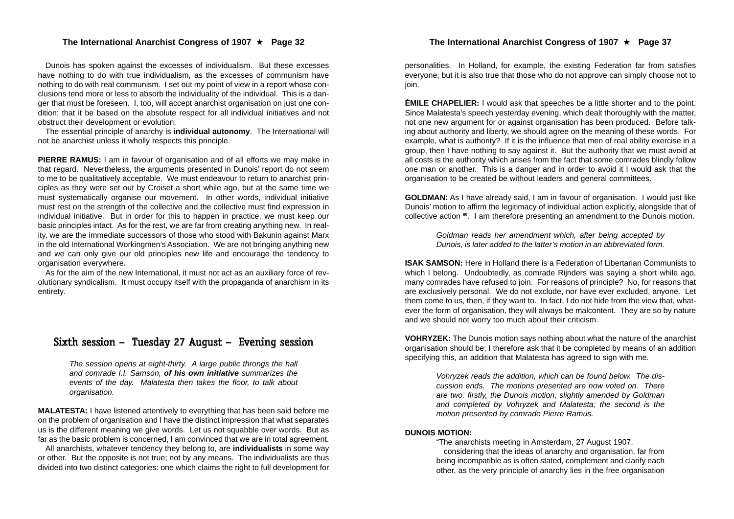Dunois has spoken against the excesses of individualism. But these excesses have nothing to do with true individualism, as the excesses of communism have nothing to do with real communism. I set out my point of view in a report whose conclusions tend more or less to absorb the individuality of the individual. This is a danger that must be foreseen. I, too, will accept anarchist organisation on just one condition: that it be based on the absolute respect for all individual initiatives and not obstruct their development or evolution.

The essential principle of anarchy is **individual autonomy**. The International will not be anarchist unless it wholly respects this principle.

**PIERRE RAMUS:** I am in favour of organisation and of all efforts we may make in that regard. Nevertheless, the arguments presented in Dunois' report do not seem to me to be qualitatively acceptable. We must endeavour to return to anarchist principles as they were set out by Croiset a short while ago, but at the same time we must systematically organise our movement. In other words, individual initiative must rest on the strength of the collective and the collective must find expression in individual initiative. But in order for this to happen in practice, we must keep our basic principles intact. As for the rest, we are far from creating anything new. In reality, we are the immediate successors of those who stood with Bakunin against Marx in the old International Workingmen's Association. We are not bringing anything new and we can only give our old principles new life and encourage the tendency to organisation everywhere.

As for the aim of the new International, it must not act as an auxiliary force of revolutionary syndicalism. It must occupy itself with the propaganda of anarchism in its entirety.

## Sixth session – Tuesday 27 August – Evening session

*The session opens at eight-thirty. A large public throngs the hall and comrade I.I. Samson,* ***of his own initiative*** *summarizes the events of the day. Malatesta then takes the floor, to talk about organisation.*

**MALATESTA:** I have listened attentively to everything that has been said before me on the problem of organisation and I have the distinct impression that what separates us is the different meaning we give words. Let us not squabble over words. But as far as the basic problem is concerned, I am convinced that we are in total agreement.

All anarchists, whatever tendency they belong to, are **individualists** in some way or other. But the opposite is not true; not by any means. The individualists are thus divided into two distinct categories: one which claims the right to full development for

personalities. In Holland, for example, the existing Federation far from satisfies everyone; but it is also true that those who do not approve can simply choose not to join.

**ÉMILE CHAPELIER:** I would ask that speeches be a little shorter and to the point. Since Malatesta's speech yesterday evening, which dealt thoroughly with the matter, not one new argument for or against organisation has been produced. Before talking about authority and liberty, we should agree on the meaning of these words. For example, what is authority? If it is the influence that men of real ability exercise in a group, then I have nothing to say against it. But the authority that we must avoid at all costs is the authority which arises from the fact that some comrades blindly follow one man or another. This is a danger and in order to avoid it I would ask that the organisation to be created be without leaders and general committees.

**GOLDMAN:** As I have already said, I am in favour of organisation. I would just like Dunois' motion to affirm the legitimacy of individual action explicitly, alongside that of collective action [60]. I am therefore presenting an amendment to the Dunois motion.

*Goldman reads her amendment which, after being accepted by Dunois, is later added to the latter's motion in an abbreviated form.*

**ISAK SAMSON:** Here in Holland there is a Federation of Libertarian Communists to which I belong. Undoubtedly, as comrade Rijnders was saying a short while ago, many comrades have refused to join. For reasons of principle? No, for reasons that are exclusively personal. We do not exclude, nor have ever excluded, anyone. Let them come to us, then, if they want to. In fact, I do not hide from the view that, whatever the form of organisation, they will always be malcontent. They are so by nature and we should not worry too much about their criticism.

**VOHRYZEK:** The Dunois motion says nothing about what the nature of the anarchist organisation should be; I therefore ask that it be completed by means of an addition specifying this, an addition that Malatesta has agreed to sign with me.

*Vohryzek reads the addition, which can be found below. The discussion ends. The motions presented are now voted on. There are two: firstly, the Dunois motion, slightly amended by Goldman and completed by Vohryzek and Malatesta; the second is the motion presented by comrade Pierre Ramus.*

**DUNOIS MOTION:**

"The anarchists meeting in Amsterdam, 27 August 1907,

considering that the ideas of anarchy and organisation, far from being incompatible as is often stated, complement and clarify each other, as the very principle of anarchy lies in the free organisation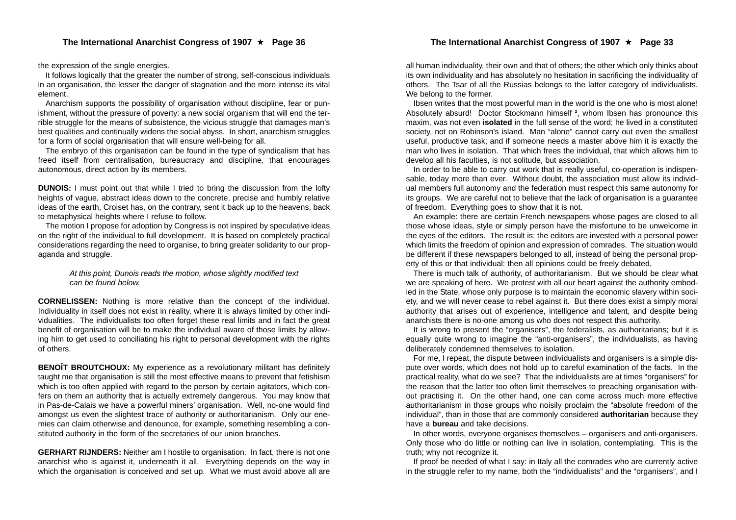the expression of the single energies.

It follows logically that the greater the number of strong, self-conscious individuals in an organisation, the lesser the danger of stagnation and the more intense its vital element.

Anarchism supports the possibility of organisation without discipline, fear or punishment, without the pressure of poverty: a new social organism that will end the terrible struggle for the means of subsistence, the vicious struggle that damages man's best qualities and continually widens the social abyss. In short, anarchism struggles for a form of social organisation that will ensure well-being for all.

The embryo of this organisation can be found in the type of syndicalism that has freed itself from centralisation, bureaucracy and discipline, that encourages autonomous, direct action by its members.

**DUNOIS:** I must point out that while I tried to bring the discussion from the lofty heights of vague, abstract ideas down to the concrete, precise and humbly relative ideas of the earth, Croiset has, on the contrary, sent it back up to the heavens, back to metaphysical heights where I refuse to follow.

The motion I propose for adoption by Congress is not inspired by speculative ideas on the right of the individual to full development. It is based on completely practical considerations regarding the need to organise, to bring greater solidarity to our propaganda and struggle.

*At this point, Dunois reads the motion, whose slightly modified text can be found below.*

**CORNELISSEN:** Nothing is more relative than the concept of the individual. Individuality in itself does not exist in reality, where it is always limited by other individualities. The individualists too often forget these real limits and in fact the great benefit of organisation will be to make the individual aware of those limits by allowing him to get used to conciliating his right to personal development with the rights of others.

**BENOÎT BROUTCHOUX:** My experience as a revolutionary militant has definitely taught me that organisation is still the most effective means to prevent that fetishism which is too often applied with regard to the person by certain agitators, which confers on them an authority that is actually extremely dangerous. You may know that in Pas-de-Calais we have a powerful miners' organisation. Well, no-one would find amongst us even the slightest trace of authority or authoritarianism. Only our enemies can claim otherwise and denounce, for example, something resembling a constituted authority in the form of the secretaries of our union branches.

**GERHART RIJNDERS:** Neither am I hostile to organisation. In fact, there is not one anarchist who is against it, underneath it all. Everything depends on the way in which the organisation is conceived and set up. What we must avoid above all are

all human individuality, their own and that of others; the other which only thinks about its own individuality and has absolutely no hesitation in sacrificing the individuality of others. The Tsar of all the Russias belongs to the latter category of individualists. We belong to the former.

Ibsen writes that the most powerful man in the world is the one who is most alone! Absolutely absurd! Doctor Stockmann himself [2], whom Ibsen has pronounce this maxim, was not even **isolated** in the full sense of the word; he lived in a constituted society, not on Robinson's island. Man "alone" cannot carry out even the smallest useful, productive task; and if someone needs a master above him it is exactly the man who lives in isolation. That which frees the individual, that which allows him to develop all his faculties, is not solitude, but association.

In order to be able to carry out work that is really useful, co-operation is indispensable, today more than ever. Without doubt, the association must allow its individual members full autonomy and the federation must respect this same autonomy for its groups. We are careful not to believe that the lack of organisation is a guarantee of freedom. Everything goes to show that it is not.

An example: there are certain French newspapers whose pages are closed to all those whose ideas, style or simply person have the misfortune to be unwelcome in the eyes of the editors. The result is: the editors are invested with a personal power which limits the freedom of opinion and expression of comrades. The situation would be different if these newspapers belonged to all, instead of being the personal property of this or that individual: then all opinions could be freely debated,

There is much talk of authority, of authoritarianism. But we should be clear what we are speaking of here. We protest with all our heart against the authority embodied in the State, whose only purpose is to maintain the economic slavery within society, and we will never cease to rebel against it. But there does exist a simply moral authority that arises out of experience, intelligence and talent, and despite being anarchists there is no-one among us who does not respect this authority.

It is wrong to present the "organisers", the federalists, as authoritarians; but it is equally quite wrong to imagine the "anti-organisers", the individualists, as having deliberately condemned themselves to isolation.

For me, I repeat, the dispute between individualists and organisers is a simple dispute over words, which does not hold up to careful examination of the facts. In the practical reality, what do we see? That the individualists are at times "organisers" for the reason that the latter too often limit themselves to preaching organisation without practising it. On the other hand, one can come across much more effective authoritarianism in those groups who noisily proclaim the "absolute freedom of the individual", than in those that are commonly considered **authoritarian** because they have a **bureau** and take decisions.

In other words, everyone organises themselves – organisers and anti-organisers. Only those who do little or nothing can live in isolation, contemplating. This is the truth; why not recognize it.

If proof be needed of what I say: in Italy all the comrades who are currently active in the struggle refer to my name, both the "individualists" and the "organisers", and I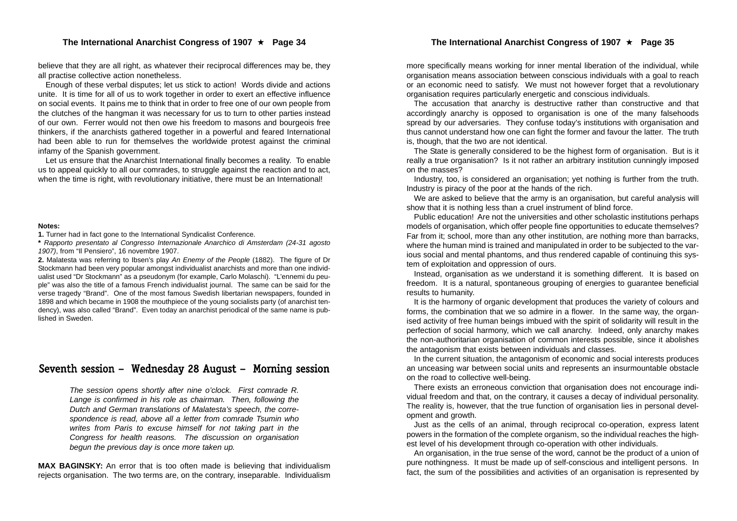believe that they are all right, as whatever their reciprocal differences may be, they all practise collective action nonetheless.

Enough of these verbal disputes; let us stick to action! Words divide and actions unite. It is time for all of us to work together in order to exert an effective influence on social events. It pains me to think that in order to free one of our own people from the clutches of the hangman it was necessary for us to turn to other parties instead of our own. Ferrer would not then owe his freedom to masons and bourgeois free thinkers, if the anarchists gathered together in a powerful and feared International had been able to run for themselves the worldwide protest against the criminal infamy of the Spanish government.

Let us ensure that the Anarchist International finally becomes a reality. To enable us to appeal quickly to all our comrades, to struggle against the reaction and to act, when the time is right, with revolutionary initiative, there must be an International!

**Notes:**

**1.** Turner had in fact gone to the International Syndicalist Conference.

**\*** *Rapporto presentato al Congresso Internazionale Anarchico di Amsterdam (24-31 agosto 1907)*, from "Il Pensiero", 16 novembre 1907.

**2.** Malatesta was referring to Ibsen's play *An Enemy of the People* (1882). The figure of Dr Stockmann had been very popular amongst individualist anarchists and more than one individualist used "Dr Stockmann" as a pseudonym (for example, Carlo Molaschi). "L'ennemi du peuple" was also the title of a famous French individualist journal. The same can be said for the verse tragedy "Brand". One of the most famous Swedish libertarian newspapers, founded in 1898 and which became in 1908 the mouthpiece of the young socialists party (of anarchist tendency), was also called "Brand". Even today an anarchist periodical of the same name is published in Sweden.

## Seventh session – Wednesday 28 August – Morning session

*The session opens shortly after nine o'clock. First comrade R. Lange is confirmed in his role as chairman. Then, following the Dutch and German translations of Malatesta's speech, the correspondence is read, above all a letter from comrade Tsumin who writes from Paris to excuse himself for not taking part in the Congress for health reasons. The discussion on organisation begun the previous day is once more taken up.*

**MAX BAGINSKY:** An error that is too often made is believing that individualism rejects organisation. The two terms are, on the contrary, inseparable. Individualism more specifically means working for inner mental liberation of the individual, while organisation means association between conscious individuals with a goal to reach or an economic need to satisfy. We must not however forget that a revolutionary organisation requires particularly energetic and conscious individuals.

The accusation that anarchy is destructive rather than constructive and that accordingly anarchy is opposed to organisation is one of the many falsehoods spread by our adversaries. They confuse today's institutions with organisation and thus cannot understand how one can fight the former and favour the latter. The truth is, though, that the two are not identical.

The State is generally considered to be the highest form of organisation. But is it really a true organisation? Is it not rather an arbitrary institution cunningly imposed on the masses?

Industry, too, is considered an organisation; yet nothing is further from the truth. Industry is piracy of the poor at the hands of the rich.

We are asked to believe that the army is an organisation, but careful analysis will show that it is nothing less than a cruel instrument of blind force.

Public education! Are not the universities and other scholastic institutions perhaps models of organisation, which offer people fine opportunities to educate themselves? Far from it; school, more than any other institution, are nothing more than barracks, where the human mind is trained and manipulated in order to be subjected to the various social and mental phantoms, and thus rendered capable of continuing this system of exploitation and oppression of ours.

Instead, organisation as we understand it is something different. It is based on freedom. It is a natural, spontaneous grouping of energies to guarantee beneficial results to humanity.

It is the harmony of organic development that produces the variety of colours and forms, the combination that we so admire in a flower. In the same way, the organised activity of free human beings imbued with the spirit of solidarity will result in the perfection of social harmony, which we call anarchy. Indeed, only anarchy makes the non-authoritarian organisation of common interests possible, since it abolishes the antagonism that exists between individuals and classes.

In the current situation, the antagonism of economic and social interests produces an unceasing war between social units and represents an insurmountable obstacle on the road to collective well-being.

There exists an erroneous conviction that organisation does not encourage individual freedom and that, on the contrary, it causes a decay of individual personality. The reality is, however, that the true function of organisation lies in personal development and growth.

Just as the cells of an animal, through reciprocal co-operation, express latent powers in the formation of the complete organism, so the individual reaches the highest level of his development through co-operation with other individuals.

An organisation, in the true sense of the word, cannot be the product of a union of pure nothingness. It must be made up of self-conscious and intelligent persons. In fact, the sum of the possibilities and activities of an organisation is represented by